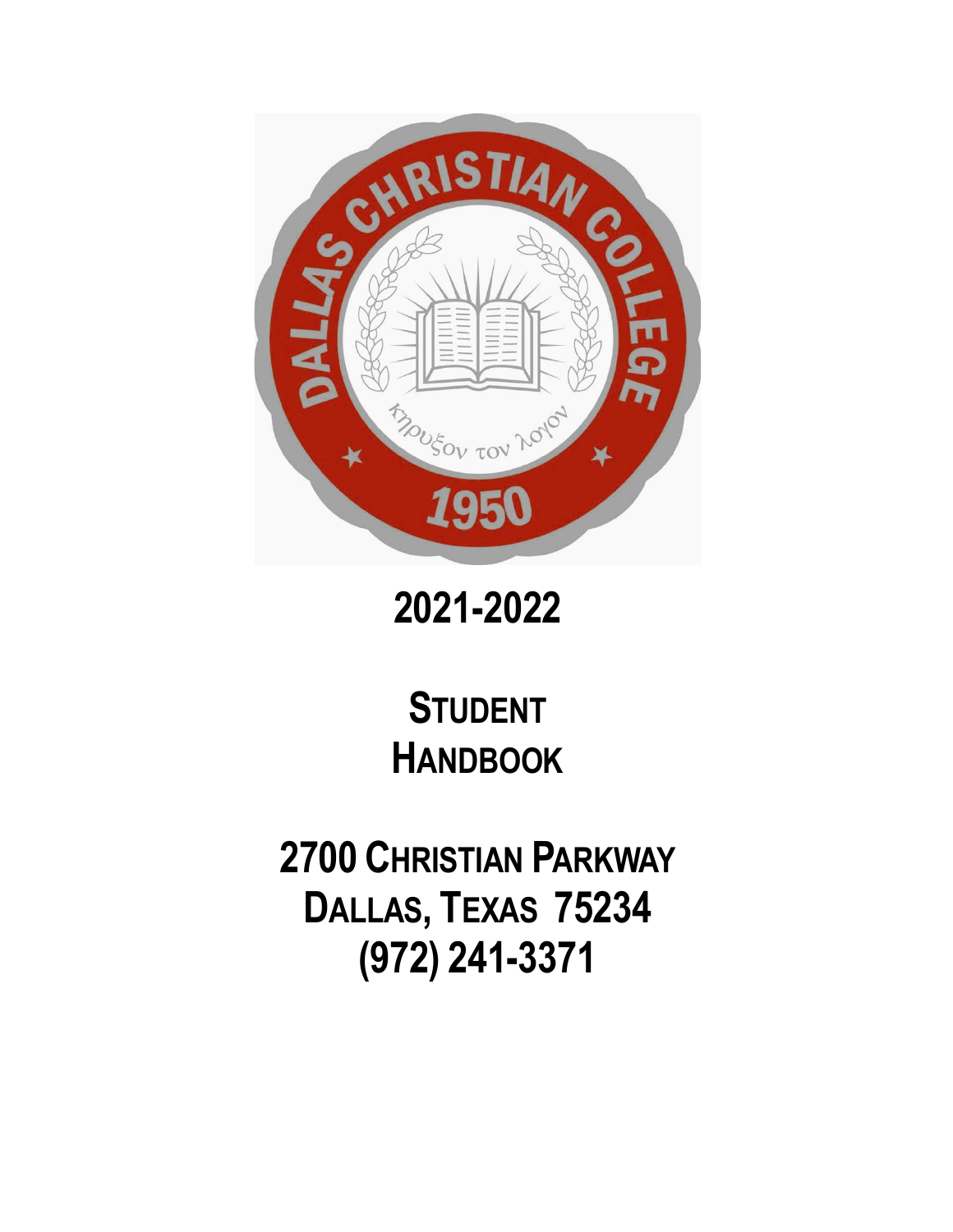# 2021-2022

# STUDENT HANDBOOK

## 2700 CHRISTIAN PARKWAY
## DALLAS, TEXAS 75234
## (972) 241-3371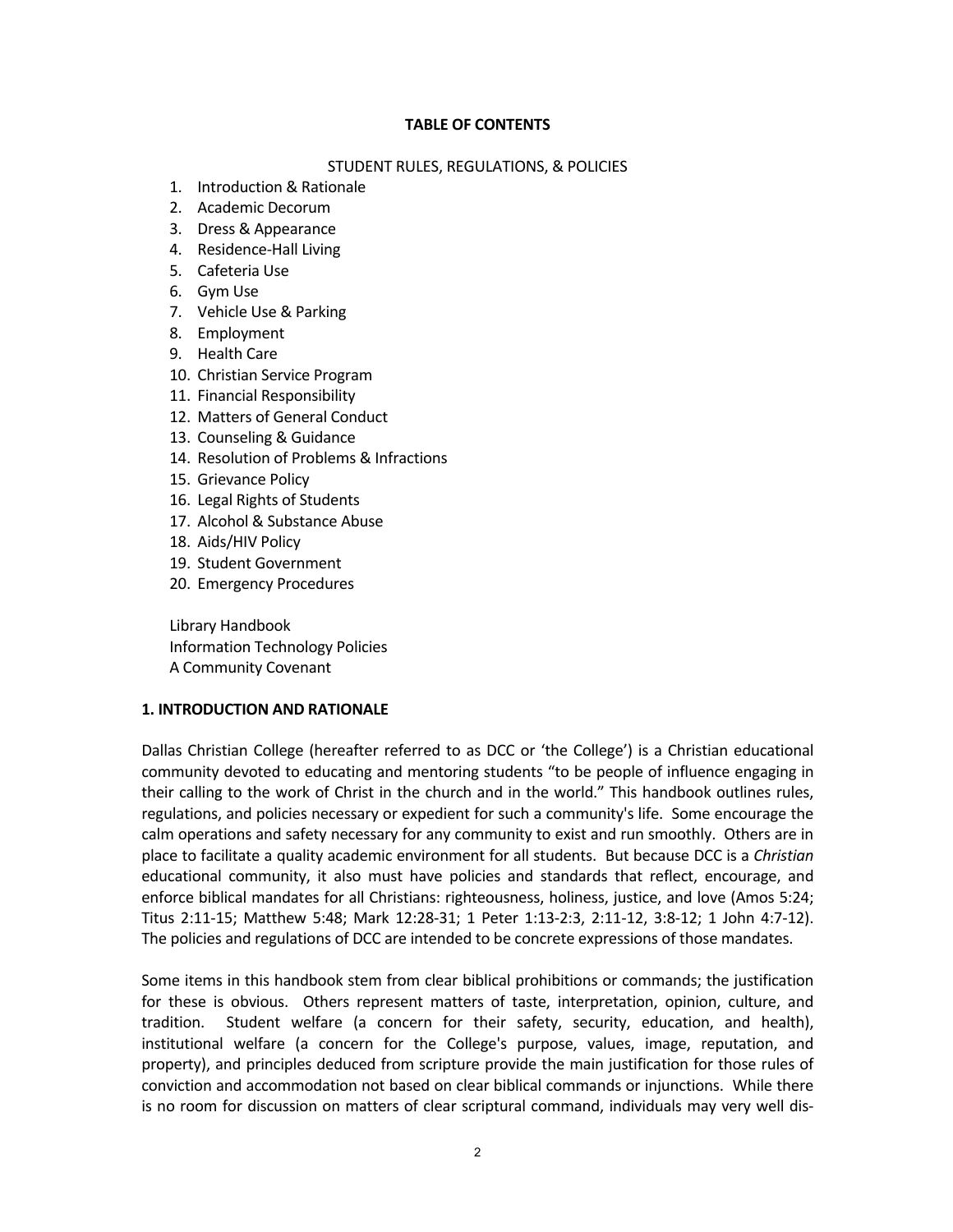**TABLE OF CONTENTS**

STUDENT RULES, REGULATIONS, & POLICIES

1. Introduction & Rationale
2. Academic Decorum
3. Dress & Appearance
4. Residence-Hall Living
5. Cafeteria Use
6. Gym Use
7. Vehicle Use & Parking
8. Employment
9. Health Care
10. Christian Service Program
11. Financial Responsibility
12. Matters of General Conduct
13. Counseling & Guidance
14. Resolution of Problems & Infractions
15. Grievance Policy
16. Legal Rights of Students
17. Alcohol & Substance Abuse
18. Aids/HIV Policy
19. Student Government
20. Emergency Procedures

Library Handbook
Information Technology Policies
A Community Covenant

## 1. INTRODUCTION AND RATIONALE

Dallas Christian College (hereafter referred to as DCC or 'the College') is a Christian educational community devoted to educating and mentoring students "to be people of influence engaging in their calling to the work of Christ in the church and in the world." This handbook outlines rules, regulations, and policies necessary or expedient for such a community's life. Some encourage the calm operations and safety necessary for any community to exist and run smoothly. Others are in place to facilitate a quality academic environment for all students. But because DCC is a *Christian* educational community, it also must have policies and standards that reflect, encourage, and enforce biblical mandates for all Christians: righteousness, holiness, justice, and love (Amos 5:24; Titus 2:11-15; Matthew 5:48; Mark 12:28-31; 1 Peter 1:13-2:3, 2:11-12, 3:8-12; 1 John 4:7-12). The policies and regulations of DCC are intended to be concrete expressions of those mandates.

Some items in this handbook stem from clear biblical prohibitions or commands; the justification for these is obvious. Others represent matters of taste, interpretation, opinion, culture, and tradition. Student welfare (a concern for their safety, security, education, and health), institutional welfare (a concern for the College's purpose, values, image, reputation, and property), and principles deduced from scripture provide the main justification for those rules of conviction and accommodation not based on clear biblical commands or injunctions. While there is no room for discussion on matters of clear scriptural command, individuals may very well dis-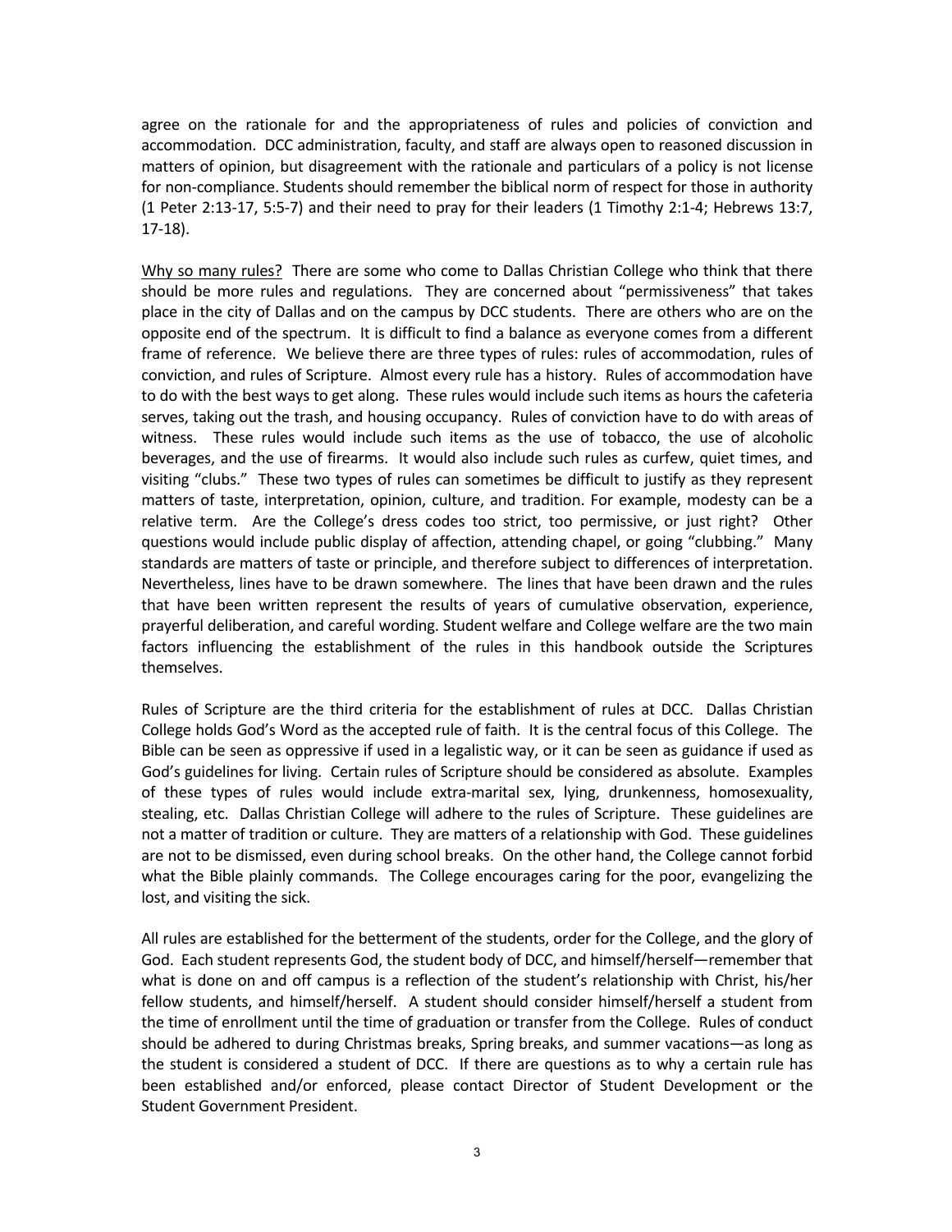agree on the rationale for and the appropriateness of rules and policies of conviction and accommodation. DCC administration, faculty, and staff are always open to reasoned discussion in matters of opinion, but disagreement with the rationale and particulars of a policy is not license for non-compliance. Students should remember the biblical norm of respect for those in authority (1 Peter 2:13-17, 5:5-7) and their need to pray for their leaders (1 Timothy 2:1-4; Hebrews 13:7, 17-18).

<u>Why so many rules?</u> There are some who come to Dallas Christian College who think that there should be more rules and regulations. They are concerned about "permissiveness" that takes place in the city of Dallas and on the campus by DCC students. There are others who are on the opposite end of the spectrum. It is difficult to find a balance as everyone comes from a different frame of reference. We believe there are three types of rules: rules of accommodation, rules of conviction, and rules of Scripture. Almost every rule has a history. Rules of accommodation have to do with the best ways to get along. These rules would include such items as hours the cafeteria serves, taking out the trash, and housing occupancy. Rules of conviction have to do with areas of witness. These rules would include such items as the use of tobacco, the use of alcoholic beverages, and the use of firearms. It would also include such rules as curfew, quiet times, and visiting "clubs." These two types of rules can sometimes be difficult to justify as they represent matters of taste, interpretation, opinion, culture, and tradition. For example, modesty can be a relative term. Are the College's dress codes too strict, too permissive, or just right? Other questions would include public display of affection, attending chapel, or going "clubbing." Many standards are matters of taste or principle, and therefore subject to differences of interpretation. Nevertheless, lines have to be drawn somewhere. The lines that have been drawn and the rules that have been written represent the results of years of cumulative observation, experience, prayerful deliberation, and careful wording. Student welfare and College welfare are the two main factors influencing the establishment of the rules in this handbook outside the Scriptures themselves.

Rules of Scripture are the third criteria for the establishment of rules at DCC. Dallas Christian College holds God's Word as the accepted rule of faith. It is the central focus of this College. The Bible can be seen as oppressive if used in a legalistic way, or it can be seen as guidance if used as God's guidelines for living. Certain rules of Scripture should be considered as absolute. Examples of these types of rules would include extra-marital sex, lying, drunkenness, homosexuality, stealing, etc. Dallas Christian College will adhere to the rules of Scripture. These guidelines are not a matter of tradition or culture. They are matters of a relationship with God. These guidelines are not to be dismissed, even during school breaks. On the other hand, the College cannot forbid what the Bible plainly commands. The College encourages caring for the poor, evangelizing the lost, and visiting the sick.

All rules are established for the betterment of the students, order for the College, and the glory of God. Each student represents God, the student body of DCC, and himself/herself—remember that what is done on and off campus is a reflection of the student's relationship with Christ, his/her fellow students, and himself/herself. A student should consider himself/herself a student from the time of enrollment until the time of graduation or transfer from the College. Rules of conduct should be adhered to during Christmas breaks, Spring breaks, and summer vacations—as long as the student is considered a student of DCC. If there are questions as to why a certain rule has been established and/or enforced, please contact Director of Student Development or the Student Government President.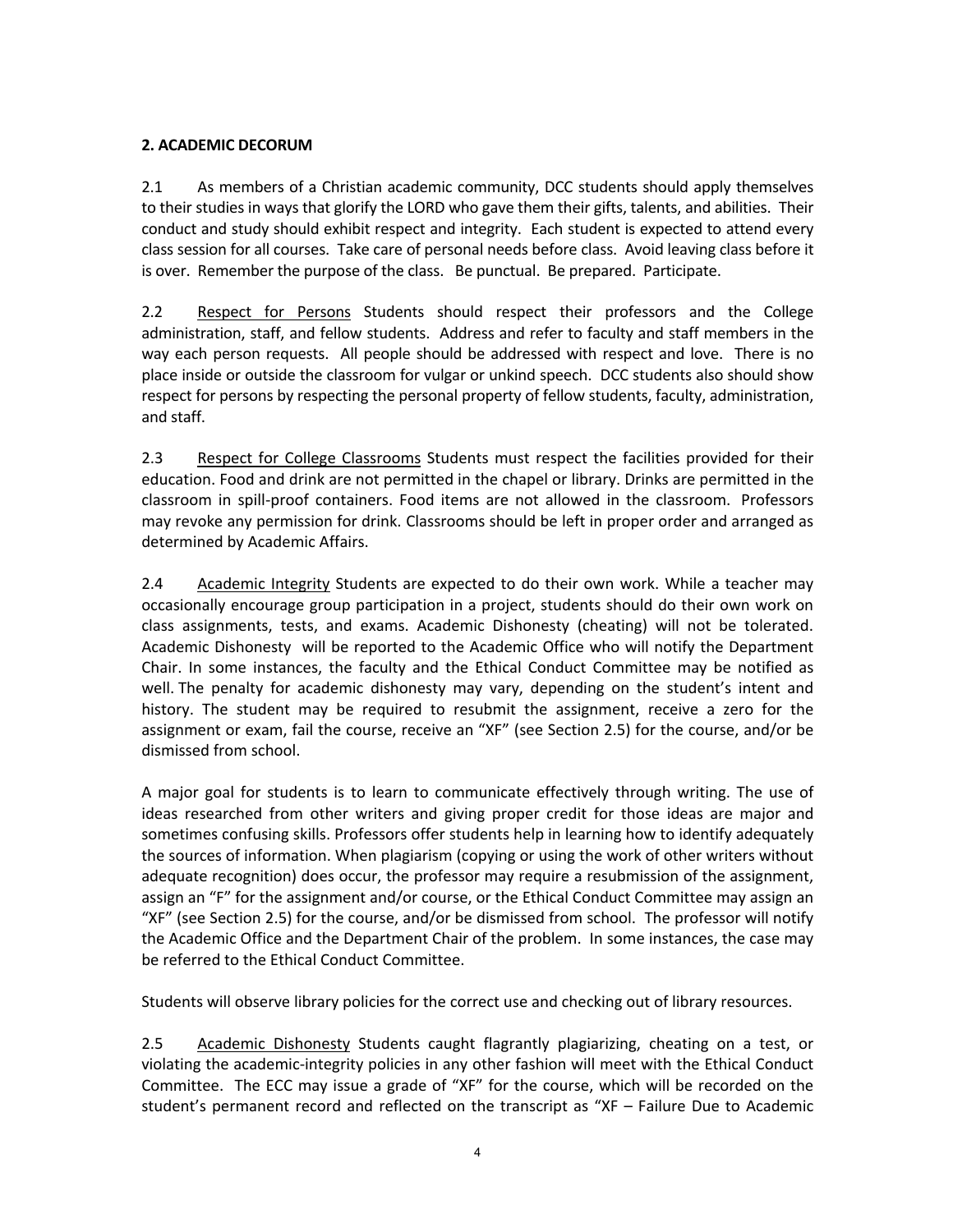**2. ACADEMIC DECORUM**

2.1 As members of a Christian academic community, DCC students should apply themselves to their studies in ways that glorify the LORD who gave them their gifts, talents, and abilities. Their conduct and study should exhibit respect and integrity. Each student is expected to attend every class session for all courses. Take care of personal needs before class. Avoid leaving class before it is over. Remember the purpose of the class. Be punctual. Be prepared. Participate.

2.2 <u>Respect for Persons</u> Students should respect their professors and the College administration, staff, and fellow students. Address and refer to faculty and staff members in the way each person requests. All people should be addressed with respect and love. There is no place inside or outside the classroom for vulgar or unkind speech. DCC students also should show respect for persons by respecting the personal property of fellow students, faculty, administration, and staff.

2.3 <u>Respect for College Classrooms</u> Students must respect the facilities provided for their education. Food and drink are not permitted in the chapel or library. Drinks are permitted in the classroom in spill-proof containers. Food items are not allowed in the classroom. Professors may revoke any permission for drink. Classrooms should be left in proper order and arranged as determined by Academic Affairs.

2.4 <u>Academic Integrity</u> Students are expected to do their own work. While a teacher may occasionally encourage group participation in a project, students should do their own work on class assignments, tests, and exams. Academic Dishonesty (cheating) will not be tolerated. Academic Dishonesty will be reported to the Academic Office who will notify the Department Chair. In some instances, the faculty and the Ethical Conduct Committee may be notified as well. The penalty for academic dishonesty may vary, depending on the student's intent and history. The student may be required to resubmit the assignment, receive a zero for the assignment or exam, fail the course, receive an "XF" (see Section 2.5) for the course, and/or be dismissed from school.

A major goal for students is to learn to communicate effectively through writing. The use of ideas researched from other writers and giving proper credit for those ideas are major and sometimes confusing skills. Professors offer students help in learning how to identify adequately the sources of information. When plagiarism (copying or using the work of other writers without adequate recognition) does occur, the professor may require a resubmission of the assignment, assign an "F" for the assignment and/or course, or the Ethical Conduct Committee may assign an "XF" (see Section 2.5) for the course, and/or be dismissed from school. The professor will notify the Academic Office and the Department Chair of the problem. In some instances, the case may be referred to the Ethical Conduct Committee.

Students will observe library policies for the correct use and checking out of library resources.

2.5 <u>Academic Dishonesty</u> Students caught flagrantly plagiarizing, cheating on a test, or violating the academic-integrity policies in any other fashion will meet with the Ethical Conduct Committee. The ECC may issue a grade of "XF" for the course, which will be recorded on the student's permanent record and reflected on the transcript as "XF – Failure Due to Academic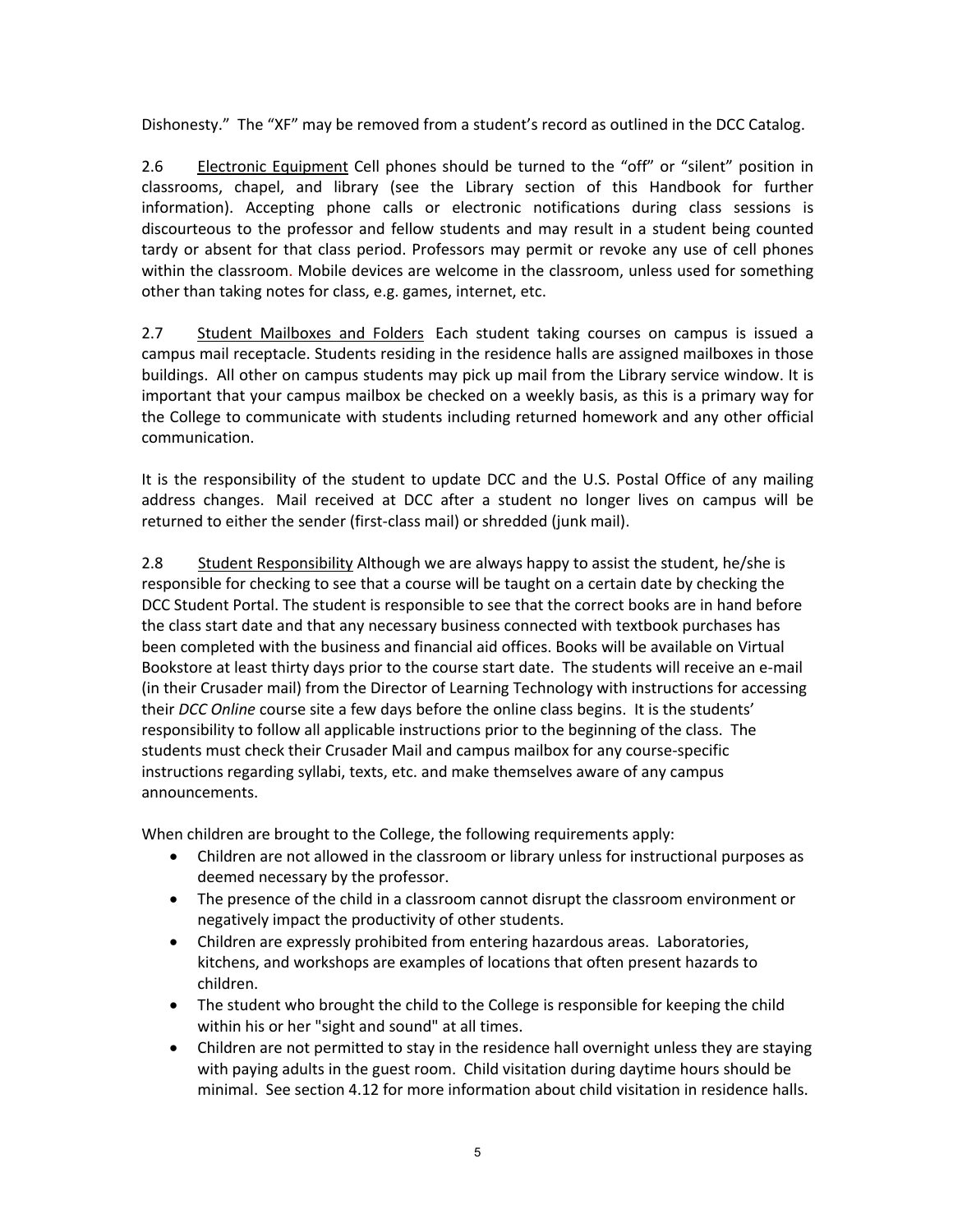Dishonesty." The "XF" may be removed from a student's record as outlined in the DCC Catalog.

2.6 Electronic Equipment Cell phones should be turned to the "off" or "silent" position in classrooms, chapel, and library (see the Library section of this Handbook for further information). Accepting phone calls or electronic notifications during class sessions is discourteous to the professor and fellow students and may result in a student being counted tardy or absent for that class period. Professors may permit or revoke any use of cell phones within the classroom. Mobile devices are welcome in the classroom, unless used for something other than taking notes for class, e.g. games, internet, etc.

2.7 Student Mailboxes and Folders Each student taking courses on campus is issued a campus mail receptacle. Students residing in the residence halls are assigned mailboxes in those buildings. All other on campus students may pick up mail from the Library service window. It is important that your campus mailbox be checked on a weekly basis, as this is a primary way for the College to communicate with students including returned homework and any other official communication.

It is the responsibility of the student to update DCC and the U.S. Postal Office of any mailing address changes. Mail received at DCC after a student no longer lives on campus will be returned to either the sender (first-class mail) or shredded (junk mail).

2.8 Student Responsibility Although we are always happy to assist the student, he/she is responsible for checking to see that a course will be taught on a certain date by checking the DCC Student Portal. The student is responsible to see that the correct books are in hand before the class start date and that any necessary business connected with textbook purchases has been completed with the business and financial aid offices. Books will be available on Virtual Bookstore at least thirty days prior to the course start date. The students will receive an e-mail (in their Crusader mail) from the Director of Learning Technology with instructions for accessing their *DCC Online* course site a few days before the online class begins. It is the students' responsibility to follow all applicable instructions prior to the beginning of the class. The students must check their Crusader Mail and campus mailbox for any course-specific instructions regarding syllabi, texts, etc. and make themselves aware of any campus announcements.

When children are brought to the College, the following requirements apply:

- Children are not allowed in the classroom or library unless for instructional purposes as deemed necessary by the professor.
- The presence of the child in a classroom cannot disrupt the classroom environment or negatively impact the productivity of other students.
- Children are expressly prohibited from entering hazardous areas. Laboratories, kitchens, and workshops are examples of locations that often present hazards to children.
- The student who brought the child to the College is responsible for keeping the child within his or her "sight and sound" at all times.
- Children are not permitted to stay in the residence hall overnight unless they are staying with paying adults in the guest room. Child visitation during daytime hours should be minimal. See section 4.12 for more information about child visitation in residence halls.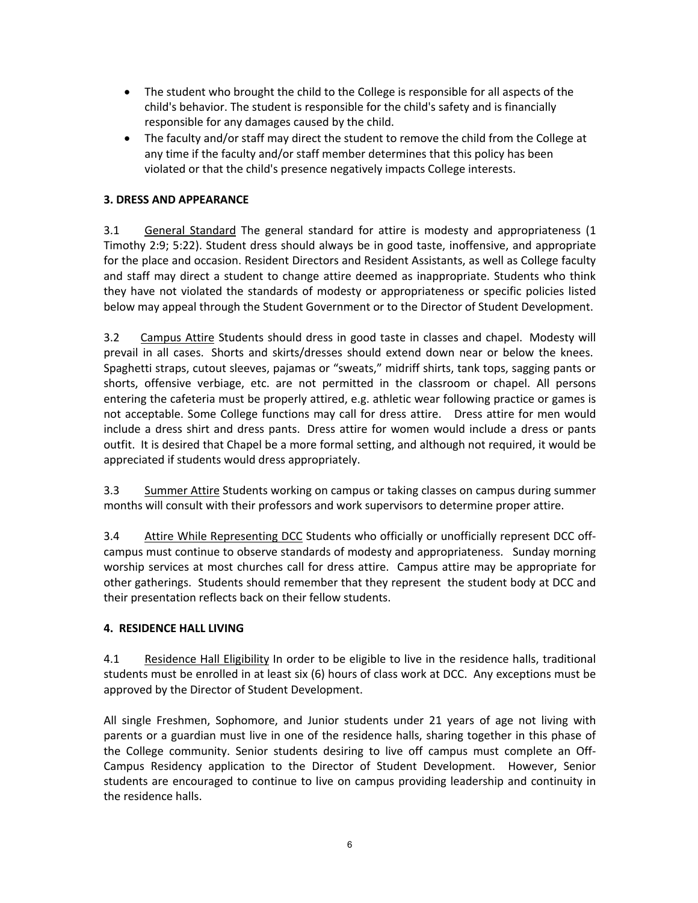- The student who brought the child to the College is responsible for all aspects of the child's behavior. The student is responsible for the child's safety and is financially responsible for any damages caused by the child.
- The faculty and/or staff may direct the student to remove the child from the College at any time if the faculty and/or staff member determines that this policy has been violated or that the child's presence negatively impacts College interests.

**3. DRESS AND APPEARANCE**

3.1 General Standard The general standard for attire is modesty and appropriateness (1 Timothy 2:9; 5:22). Student dress should always be in good taste, inoffensive, and appropriate for the place and occasion. Resident Directors and Resident Assistants, as well as College faculty and staff may direct a student to change attire deemed as inappropriate. Students who think they have not violated the standards of modesty or appropriateness or specific policies listed below may appeal through the Student Government or to the Director of Student Development.

3.2 Campus Attire Students should dress in good taste in classes and chapel. Modesty will prevail in all cases. Shorts and skirts/dresses should extend down near or below the knees. Spaghetti straps, cutout sleeves, pajamas or "sweats," midriff shirts, tank tops, sagging pants or shorts, offensive verbiage, etc. are not permitted in the classroom or chapel. All persons entering the cafeteria must be properly attired, e.g. athletic wear following practice or games is not acceptable. Some College functions may call for dress attire. Dress attire for men would include a dress shirt and dress pants. Dress attire for women would include a dress or pants outfit. It is desired that Chapel be a more formal setting, and although not required, it would be appreciated if students would dress appropriately.

3.3 Summer Attire Students working on campus or taking classes on campus during summer months will consult with their professors and work supervisors to determine proper attire.

3.4 Attire While Representing DCC Students who officially or unofficially represent DCC off-campus must continue to observe standards of modesty and appropriateness. Sunday morning worship services at most churches call for dress attire. Campus attire may be appropriate for other gatherings. Students should remember that they represent the student body at DCC and their presentation reflects back on their fellow students.

**4. RESIDENCE HALL LIVING**

4.1 Residence Hall Eligibility In order to be eligible to live in the residence halls, traditional students must be enrolled in at least six (6) hours of class work at DCC. Any exceptions must be approved by the Director of Student Development.

All single Freshmen, Sophomore, and Junior students under 21 years of age not living with parents or a guardian must live in one of the residence halls, sharing together in this phase of the College community. Senior students desiring to live off campus must complete an Off-Campus Residency application to the Director of Student Development. However, Senior students are encouraged to continue to live on campus providing leadership and continuity in the residence halls.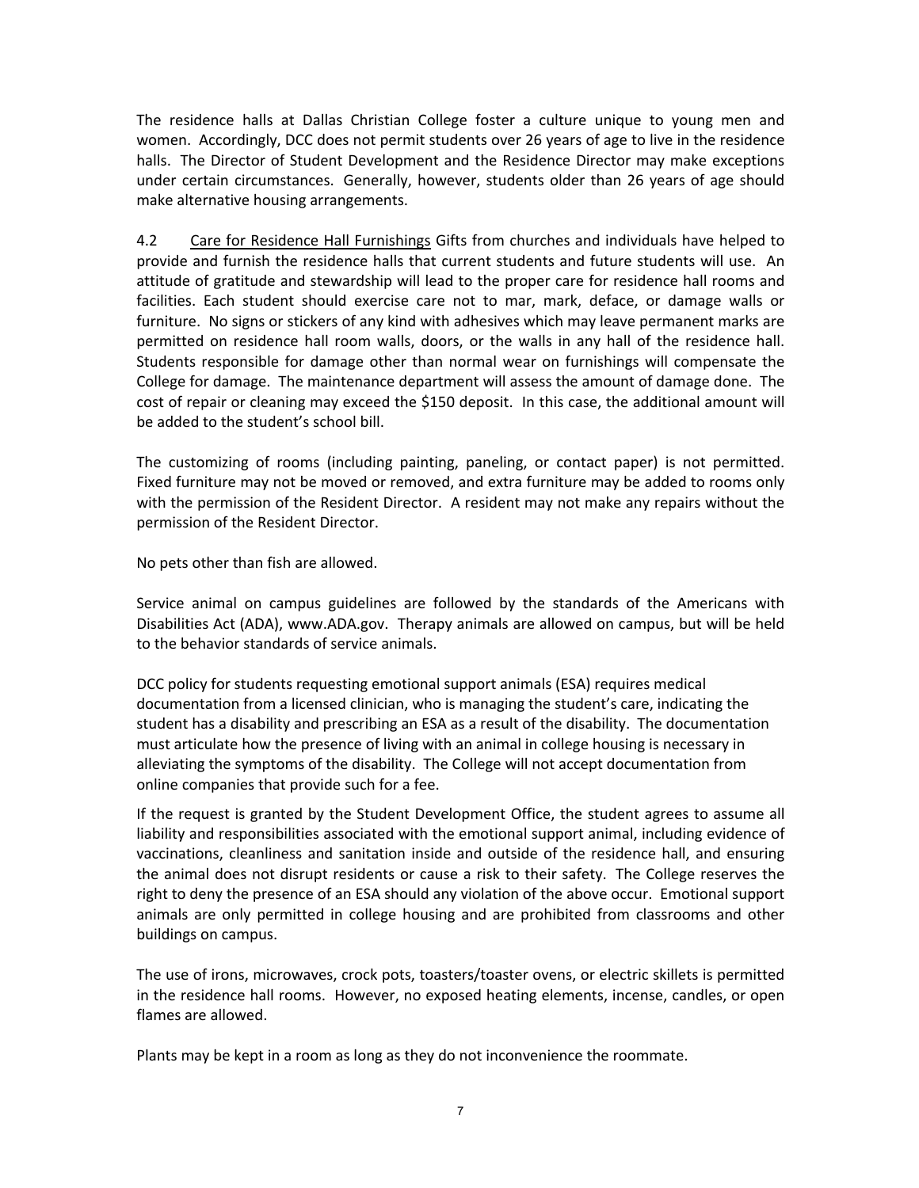The residence halls at Dallas Christian College foster a culture unique to young men and women. Accordingly, DCC does not permit students over 26 years of age to live in the residence halls. The Director of Student Development and the Residence Director may make exceptions under certain circumstances. Generally, however, students older than 26 years of age should make alternative housing arrangements.

4.2 <u>Care for Residence Hall Furnishings</u> Gifts from churches and individuals have helped to provide and furnish the residence halls that current students and future students will use. An attitude of gratitude and stewardship will lead to the proper care for residence hall rooms and facilities. Each student should exercise care not to mar, mark, deface, or damage walls or furniture. No signs or stickers of any kind with adhesives which may leave permanent marks are permitted on residence hall room walls, doors, or the walls in any hall of the residence hall. Students responsible for damage other than normal wear on furnishings will compensate the College for damage. The maintenance department will assess the amount of damage done. The cost of repair or cleaning may exceed the $150 deposit. In this case, the additional amount will be added to the student's school bill.

The customizing of rooms (including painting, paneling, or contact paper) is not permitted. Fixed furniture may not be moved or removed, and extra furniture may be added to rooms only with the permission of the Resident Director. A resident may not make any repairs without the permission of the Resident Director.

No pets other than fish are allowed.

Service animal on campus guidelines are followed by the standards of the Americans with Disabilities Act (ADA), www.ADA.gov. Therapy animals are allowed on campus, but will be held to the behavior standards of service animals.

DCC policy for students requesting emotional support animals (ESA) requires medical documentation from a licensed clinician, who is managing the student's care, indicating the student has a disability and prescribing an ESA as a result of the disability. The documentation must articulate how the presence of living with an animal in college housing is necessary in alleviating the symptoms of the disability. The College will not accept documentation from online companies that provide such for a fee.

If the request is granted by the Student Development Office, the student agrees to assume all liability and responsibilities associated with the emotional support animal, including evidence of vaccinations, cleanliness and sanitation inside and outside of the residence hall, and ensuring the animal does not disrupt residents or cause a risk to their safety. The College reserves the right to deny the presence of an ESA should any violation of the above occur. Emotional support animals are only permitted in college housing and are prohibited from classrooms and other buildings on campus.

The use of irons, microwaves, crock pots, toasters/toaster ovens, or electric skillets is permitted in the residence hall rooms. However, no exposed heating elements, incense, candles, or open flames are allowed.

Plants may be kept in a room as long as they do not inconvenience the roommate.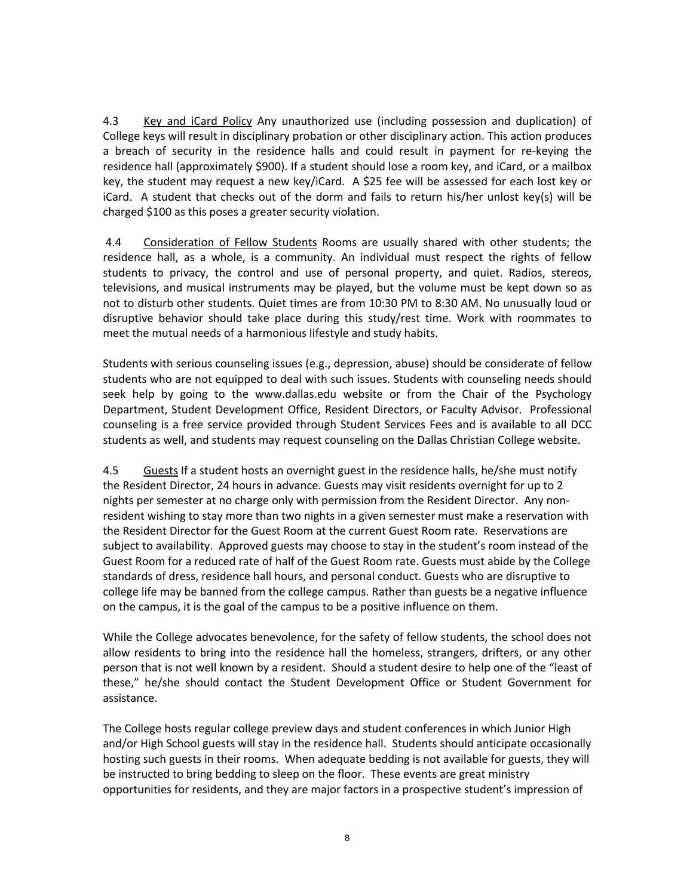4.3 Key and iCard Policy Any unauthorized use (including possession and duplication) of College keys will result in disciplinary probation or other disciplinary action. This action produces a breach of security in the residence halls and could result in payment for re-keying the residence hall (approximately $900). If a student should lose a room key, and iCard, or a mailbox key, the student may request a new key/iCard. A $25 fee will be assessed for each lost key or iCard. A student that checks out of the dorm and fails to return his/her unlost key(s) will be charged $100 as this poses a greater security violation.

4.4 Consideration of Fellow Students Rooms are usually shared with other students; the residence hall, as a whole, is a community. An individual must respect the rights of fellow students to privacy, the control and use of personal property, and quiet. Radios, stereos, televisions, and musical instruments may be played, but the volume must be kept down so as not to disturb other students. Quiet times are from 10:30 PM to 8:30 AM. No unusually loud or disruptive behavior should take place during this study/rest time. Work with roommates to meet the mutual needs of a harmonious lifestyle and study habits.

Students with serious counseling issues (e.g., depression, abuse) should be considerate of fellow students who are not equipped to deal with such issues. Students with counseling needs should seek help by going to the www.dallas.edu website or from the Chair of the Psychology Department, Student Development Office, Resident Directors, or Faculty Advisor. Professional counseling is a free service provided through Student Services Fees and is available to all DCC students as well, and students may request counseling on the Dallas Christian College website.

4.5 Guests If a student hosts an overnight guest in the residence halls, he/she must notify the Resident Director, 24 hours in advance. Guests may visit residents overnight for up to 2 nights per semester at no charge only with permission from the Resident Director. Any non-resident wishing to stay more than two nights in a given semester must make a reservation with the Resident Director for the Guest Room at the current Guest Room rate. Reservations are subject to availability. Approved guests may choose to stay in the student's room instead of the Guest Room for a reduced rate of half of the Guest Room rate. Guests must abide by the College standards of dress, residence hall hours, and personal conduct. Guests who are disruptive to college life may be banned from the college campus. Rather than guests be a negative influence on the campus, it is the goal of the campus to be a positive influence on them.

While the College advocates benevolence, for the safety of fellow students, the school does not allow residents to bring into the residence hall the homeless, strangers, drifters, or any other person that is not well known by a resident. Should a student desire to help one of the "least of these," he/she should contact the Student Development Office or Student Government for assistance.

The College hosts regular college preview days and student conferences in which Junior High and/or High School guests will stay in the residence hall. Students should anticipate occasionally hosting such guests in their rooms. When adequate bedding is not available for guests, they will be instructed to bring bedding to sleep on the floor. These events are great ministry opportunities for residents, and they are major factors in a prospective student's impression of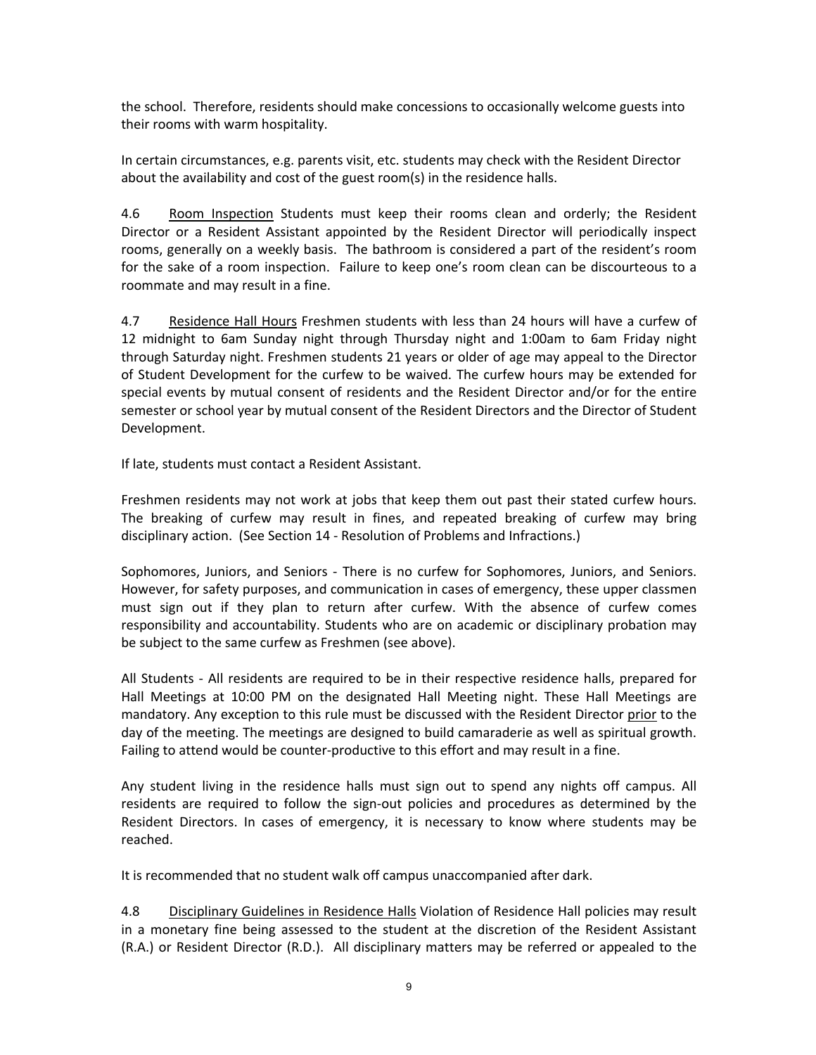the school. Therefore, residents should make concessions to occasionally welcome guests into their rooms with warm hospitality.

In certain circumstances, e.g. parents visit, etc. students may check with the Resident Director about the availability and cost of the guest room(s) in the residence halls.

4.6 Room Inspection Students must keep their rooms clean and orderly; the Resident Director or a Resident Assistant appointed by the Resident Director will periodically inspect rooms, generally on a weekly basis. The bathroom is considered a part of the resident's room for the sake of a room inspection. Failure to keep one's room clean can be discourteous to a roommate and may result in a fine.

4.7 Residence Hall Hours Freshmen students with less than 24 hours will have a curfew of 12 midnight to 6am Sunday night through Thursday night and 1:00am to 6am Friday night through Saturday night. Freshmen students 21 years or older of age may appeal to the Director of Student Development for the curfew to be waived. The curfew hours may be extended for special events by mutual consent of residents and the Resident Director and/or for the entire semester or school year by mutual consent of the Resident Directors and the Director of Student Development.

If late, students must contact a Resident Assistant.

Freshmen residents may not work at jobs that keep them out past their stated curfew hours. The breaking of curfew may result in fines, and repeated breaking of curfew may bring disciplinary action. (See Section 14 - Resolution of Problems and Infractions.)

Sophomores, Juniors, and Seniors - There is no curfew for Sophomores, Juniors, and Seniors. However, for safety purposes, and communication in cases of emergency, these upper classmen must sign out if they plan to return after curfew. With the absence of curfew comes responsibility and accountability. Students who are on academic or disciplinary probation may be subject to the same curfew as Freshmen (see above).

All Students - All residents are required to be in their respective residence halls, prepared for Hall Meetings at 10:00 PM on the designated Hall Meeting night. These Hall Meetings are mandatory. Any exception to this rule must be discussed with the Resident Director prior to the day of the meeting. The meetings are designed to build camaraderie as well as spiritual growth. Failing to attend would be counter-productive to this effort and may result in a fine.

Any student living in the residence halls must sign out to spend any nights off campus. All residents are required to follow the sign-out policies and procedures as determined by the Resident Directors. In cases of emergency, it is necessary to know where students may be reached.

It is recommended that no student walk off campus unaccompanied after dark.

4.8 Disciplinary Guidelines in Residence Halls Violation of Residence Hall policies may result in a monetary fine being assessed to the student at the discretion of the Resident Assistant (R.A.) or Resident Director (R.D.). All disciplinary matters may be referred or appealed to the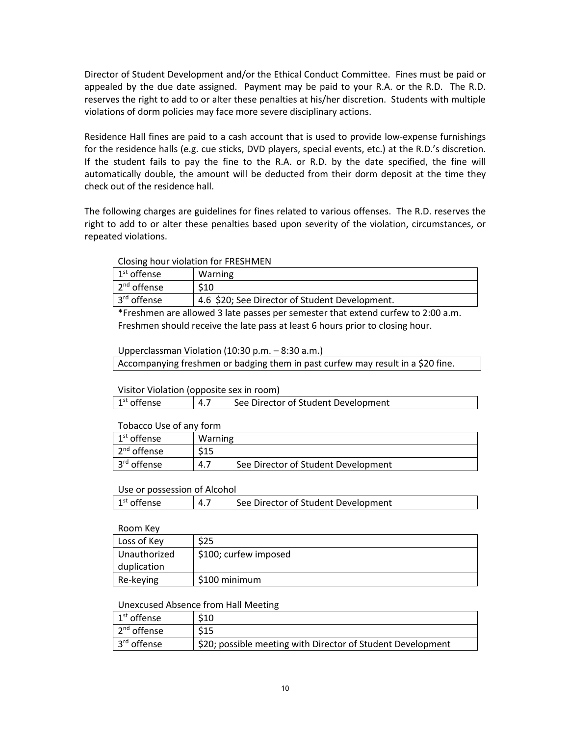Director of Student Development and/or the Ethical Conduct Committee. Fines must be paid or appealed by the due date assigned. Payment may be paid to your R.A. or the R.D. The R.D. reserves the right to add to or alter these penalties at his/her discretion. Students with multiple violations of dorm policies may face more severe disciplinary actions.

Residence Hall fines are paid to a cash account that is used to provide low-expense furnishings for the residence halls (e.g. cue sticks, DVD players, special events, etc.) at the R.D.'s discretion. If the student fails to pay the fine to the R.A. or R.D. by the date specified, the fine will automatically double, the amount will be deducted from their dorm deposit at the time they check out of the residence hall.

The following charges are guidelines for fines related to various offenses. The R.D. reserves the right to add to or alter these penalties based upon severity of the violation, circumstances, or repeated violations.

Closing hour violation for FRESHMEN

| | |
|---|---|
| 1st offense | Warning |
| 2nd offense | $10 |
| 3rd offense | 4.6 $20; See Director of Student Development. |

*Freshmen are allowed 3 late passes per semester that extend curfew to 2:00 a.m. Freshmen should receive the late pass at least 6 hours prior to closing hour.

Upperclassman Violation (10:30 p.m. – 8:30 a.m.)

| |
|---|
| Accompanying freshmen or badging them in past curfew may result in a $20 fine. |

Visitor Violation (opposite sex in room)

| | |
|---|---|
| 1st offense | 4.7 See Director of Student Development |

Tobacco Use of any form

| | |
|---|---|
| 1st offense | Warning |
| 2nd offense | $15 |
| 3rd offense | 4.7 See Director of Student Development |

Use or possession of Alcohol

| | |
|---|---|
| 1st offense | 4.7 See Director of Student Development |

Room Key

| | |
|---|---|
| Loss of Key | $25 |
| Unauthorized duplication | $100; curfew imposed |
| Re-keying | $100 minimum |

Unexcused Absence from Hall Meeting

| | |
|---|---|
| 1st offense | $10 |
| 2nd offense | $15 |
| 3rd offense | $20; possible meeting with Director of Student Development |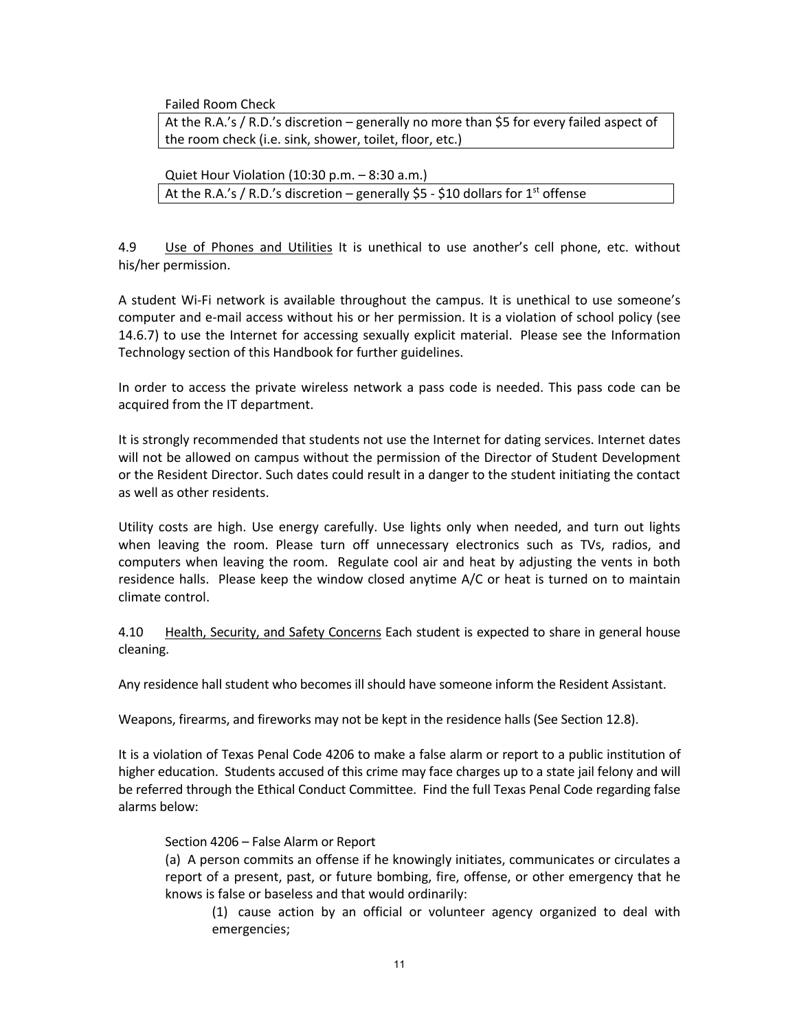Failed Room Check

| At the R.A.'s / R.D.'s discretion – generally no more than $5 for every failed aspect of the room check (i.e. sink, shower, toilet, floor, etc.) |
|---|

Quiet Hour Violation (10:30 p.m. – 8:30 a.m.)

| At the R.A.'s / R.D.'s discretion – generally $5 - $10 dollars for 1st offense |
|---|

4.9 Use of Phones and Utilities It is unethical to use another's cell phone, etc. without his/her permission.

A student Wi-Fi network is available throughout the campus. It is unethical to use someone's computer and e-mail access without his or her permission. It is a violation of school policy (see 14.6.7) to use the Internet for accessing sexually explicit material. Please see the Information Technology section of this Handbook for further guidelines.

In order to access the private wireless network a pass code is needed. This pass code can be acquired from the IT department.

It is strongly recommended that students not use the Internet for dating services. Internet dates will not be allowed on campus without the permission of the Director of Student Development or the Resident Director. Such dates could result in a danger to the student initiating the contact as well as other residents.

Utility costs are high. Use energy carefully. Use lights only when needed, and turn out lights when leaving the room. Please turn off unnecessary electronics such as TVs, radios, and computers when leaving the room. Regulate cool air and heat by adjusting the vents in both residence halls. Please keep the window closed anytime A/C or heat is turned on to maintain climate control.

4.10 Health, Security, and Safety Concerns Each student is expected to share in general house cleaning.

Any residence hall student who becomes ill should have someone inform the Resident Assistant.

Weapons, firearms, and fireworks may not be kept in the residence halls (See Section 12.8).

It is a violation of Texas Penal Code 4206 to make a false alarm or report to a public institution of higher education. Students accused of this crime may face charges up to a state jail felony and will be referred through the Ethical Conduct Committee. Find the full Texas Penal Code regarding false alarms below:

> Section 4206 – False Alarm or Report
>
> (a) A person commits an offense if he knowingly initiates, communicates or circulates a report of a present, past, or future bombing, fire, offense, or other emergency that he knows is false or baseless and that would ordinarily:
>
> > (1) cause action by an official or volunteer agency organized to deal with emergencies;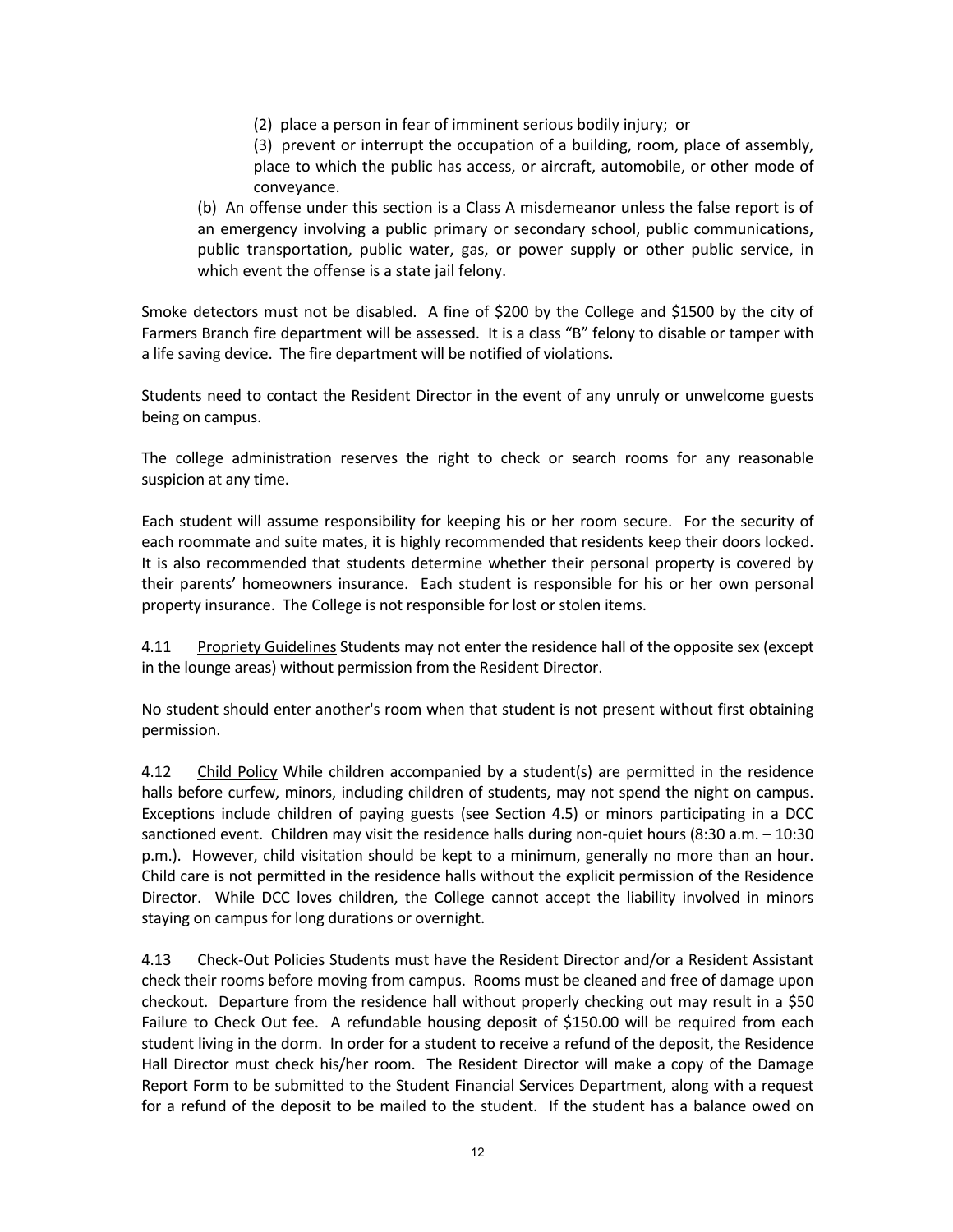(2) place a person in fear of imminent serious bodily injury; or

(3) prevent or interrupt the occupation of a building, room, place of assembly, place to which the public has access, or aircraft, automobile, or other mode of conveyance.

(b) An offense under this section is a Class A misdemeanor unless the false report is of an emergency involving a public primary or secondary school, public communications, public transportation, public water, gas, or power supply or other public service, in which event the offense is a state jail felony.

Smoke detectors must not be disabled. A fine of $200 by the College and $1500 by the city of Farmers Branch fire department will be assessed. It is a class "B" felony to disable or tamper with a life saving device. The fire department will be notified of violations.

Students need to contact the Resident Director in the event of any unruly or unwelcome guests being on campus.

The college administration reserves the right to check or search rooms for any reasonable suspicion at any time.

Each student will assume responsibility for keeping his or her room secure. For the security of each roommate and suite mates, it is highly recommended that residents keep their doors locked. It is also recommended that students determine whether their personal property is covered by their parents' homeowners insurance. Each student is responsible for his or her own personal property insurance. The College is not responsible for lost or stolen items.

4.11 Propriety Guidelines Students may not enter the residence hall of the opposite sex (except in the lounge areas) without permission from the Resident Director.

No student should enter another's room when that student is not present without first obtaining permission.

4.12 Child Policy While children accompanied by a student(s) are permitted in the residence halls before curfew, minors, including children of students, may not spend the night on campus. Exceptions include children of paying guests (see Section 4.5) or minors participating in a DCC sanctioned event. Children may visit the residence halls during non-quiet hours (8:30 a.m. – 10:30 p.m.). However, child visitation should be kept to a minimum, generally no more than an hour. Child care is not permitted in the residence halls without the explicit permission of the Residence Director. While DCC loves children, the College cannot accept the liability involved in minors staying on campus for long durations or overnight.

4.13 Check-Out Policies Students must have the Resident Director and/or a Resident Assistant check their rooms before moving from campus. Rooms must be cleaned and free of damage upon checkout. Departure from the residence hall without properly checking out may result in a $50 Failure to Check Out fee. A refundable housing deposit of $150.00 will be required from each student living in the dorm. In order for a student to receive a refund of the deposit, the Residence Hall Director must check his/her room. The Resident Director will make a copy of the Damage Report Form to be submitted to the Student Financial Services Department, along with a request for a refund of the deposit to be mailed to the student. If the student has a balance owed on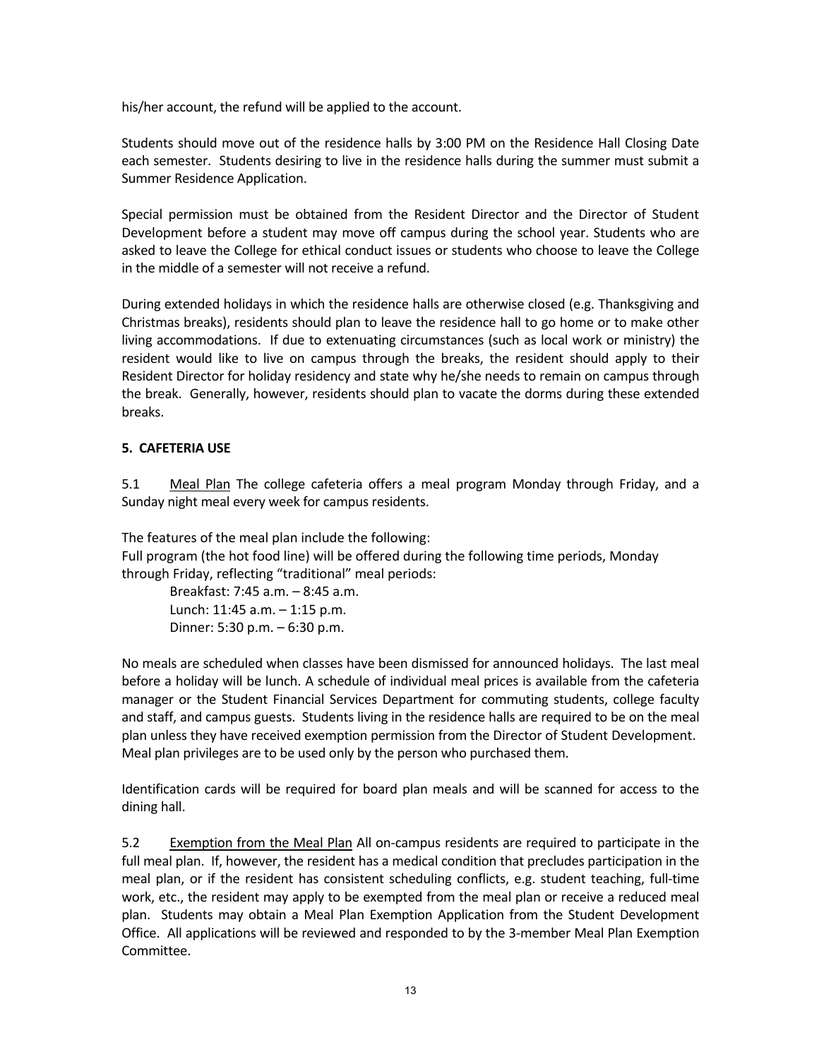his/her account, the refund will be applied to the account.

Students should move out of the residence halls by 3:00 PM on the Residence Hall Closing Date each semester. Students desiring to live in the residence halls during the summer must submit a Summer Residence Application.

Special permission must be obtained from the Resident Director and the Director of Student Development before a student may move off campus during the school year. Students who are asked to leave the College for ethical conduct issues or students who choose to leave the College in the middle of a semester will not receive a refund.

During extended holidays in which the residence halls are otherwise closed (e.g. Thanksgiving and Christmas breaks), residents should plan to leave the residence hall to go home or to make other living accommodations. If due to extenuating circumstances (such as local work or ministry) the resident would like to live on campus through the breaks, the resident should apply to their Resident Director for holiday residency and state why he/she needs to remain on campus through the break. Generally, however, residents should plan to vacate the dorms during these extended breaks.

## 5. CAFETERIA USE

5.1 Meal Plan The college cafeteria offers a meal program Monday through Friday, and a Sunday night meal every week for campus residents.

The features of the meal plan include the following:
Full program (the hot food line) will be offered during the following time periods, Monday through Friday, reflecting "traditional" meal periods:

Breakfast: 7:45 a.m. – 8:45 a.m.
Lunch: 11:45 a.m. – 1:15 p.m.
Dinner: 5:30 p.m. – 6:30 p.m.

No meals are scheduled when classes have been dismissed for announced holidays. The last meal before a holiday will be lunch. A schedule of individual meal prices is available from the cafeteria manager or the Student Financial Services Department for commuting students, college faculty and staff, and campus guests. Students living in the residence halls are required to be on the meal plan unless they have received exemption permission from the Director of Student Development. Meal plan privileges are to be used only by the person who purchased them.

Identification cards will be required for board plan meals and will be scanned for access to the dining hall.

5.2 Exemption from the Meal Plan All on-campus residents are required to participate in the full meal plan. If, however, the resident has a medical condition that precludes participation in the meal plan, or if the resident has consistent scheduling conflicts, e.g. student teaching, full-time work, etc., the resident may apply to be exempted from the meal plan or receive a reduced meal plan. Students may obtain a Meal Plan Exemption Application from the Student Development Office. All applications will be reviewed and responded to by the 3-member Meal Plan Exemption Committee.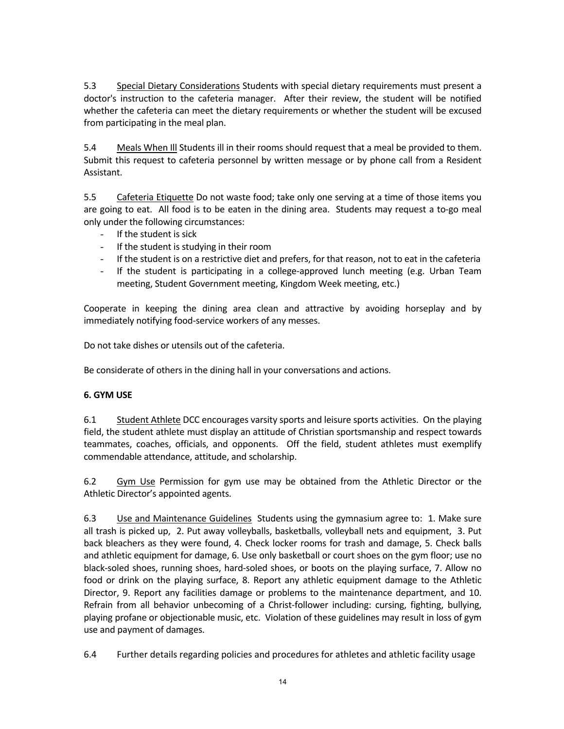5.3 Special Dietary Considerations Students with special dietary requirements must present a doctor's instruction to the cafeteria manager. After their review, the student will be notified whether the cafeteria can meet the dietary requirements or whether the student will be excused from participating in the meal plan.

5.4 Meals When Ill Students ill in their rooms should request that a meal be provided to them. Submit this request to cafeteria personnel by written message or by phone call from a Resident Assistant.

5.5 Cafeteria Etiquette Do not waste food; take only one serving at a time of those items you are going to eat. All food is to be eaten in the dining area. Students may request a to-go meal only under the following circumstances:

- If the student is sick
- If the student is studying in their room
- If the student is on a restrictive diet and prefers, for that reason, not to eat in the cafeteria
- If the student is participating in a college-approved lunch meeting (e.g. Urban Team meeting, Student Government meeting, Kingdom Week meeting, etc.)

Cooperate in keeping the dining area clean and attractive by avoiding horseplay and by immediately notifying food-service workers of any messes.

Do not take dishes or utensils out of the cafeteria.

Be considerate of others in the dining hall in your conversations and actions.

## 6. GYM USE

6.1 Student Athlete DCC encourages varsity sports and leisure sports activities. On the playing field, the student athlete must display an attitude of Christian sportsmanship and respect towards teammates, coaches, officials, and opponents. Off the field, student athletes must exemplify commendable attendance, attitude, and scholarship.

6.2 Gym Use Permission for gym use may be obtained from the Athletic Director or the Athletic Director's appointed agents.

6.3 Use and Maintenance Guidelines Students using the gymnasium agree to: 1. Make sure all trash is picked up, 2. Put away volleyballs, basketballs, volleyball nets and equipment, 3. Put back bleachers as they were found, 4. Check locker rooms for trash and damage, 5. Check balls and athletic equipment for damage, 6. Use only basketball or court shoes on the gym floor; use no black-soled shoes, running shoes, hard-soled shoes, or boots on the playing surface, 7. Allow no food or drink on the playing surface, 8. Report any athletic equipment damage to the Athletic Director, 9. Report any facilities damage or problems to the maintenance department, and 10. Refrain from all behavior unbecoming of a Christ-follower including: cursing, fighting, bullying, playing profane or objectionable music, etc. Violation of these guidelines may result in loss of gym use and payment of damages.

6.4 Further details regarding policies and procedures for athletes and athletic facility usage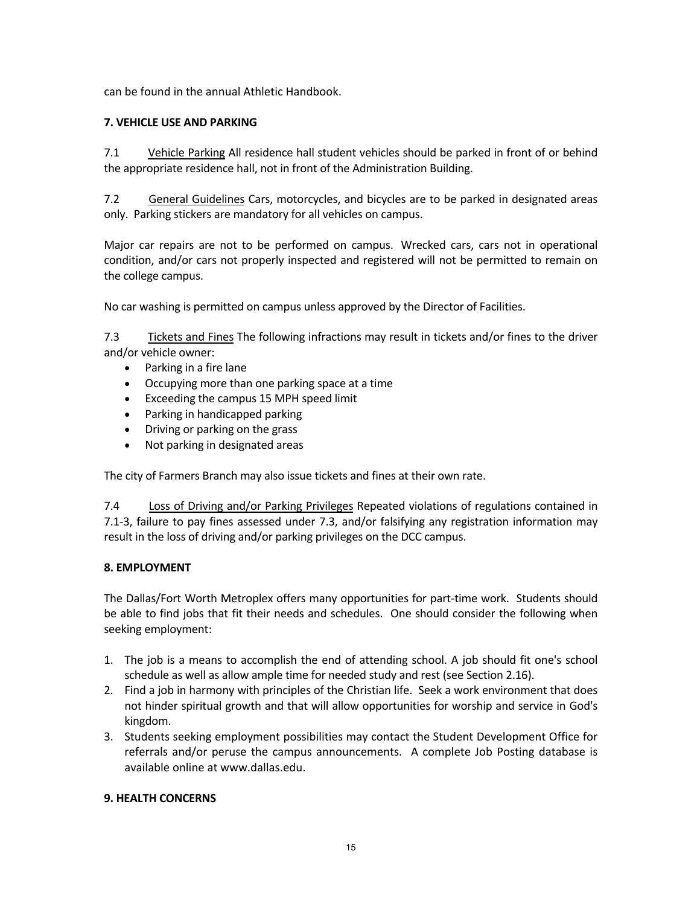can be found in the annual Athletic Handbook.

## 7. VEHICLE USE AND PARKING

7.1 Vehicle Parking All residence hall student vehicles should be parked in front of or behind the appropriate residence hall, not in front of the Administration Building.

7.2 General Guidelines Cars, motorcycles, and bicycles are to be parked in designated areas only. Parking stickers are mandatory for all vehicles on campus.

Major car repairs are not to be performed on campus. Wrecked cars, cars not in operational condition, and/or cars not properly inspected and registered will not be permitted to remain on the college campus.

No car washing is permitted on campus unless approved by the Director of Facilities.

7.3 Tickets and Fines The following infractions may result in tickets and/or fines to the driver and/or vehicle owner:

- Parking in a fire lane
- Occupying more than one parking space at a time
- Exceeding the campus 15 MPH speed limit
- Parking in handicapped parking
- Driving or parking on the grass
- Not parking in designated areas

The city of Farmers Branch may also issue tickets and fines at their own rate.

7.4 Loss of Driving and/or Parking Privileges Repeated violations of regulations contained in 7.1-3, failure to pay fines assessed under 7.3, and/or falsifying any registration information may result in the loss of driving and/or parking privileges on the DCC campus.

## 8. EMPLOYMENT

The Dallas/Fort Worth Metroplex offers many opportunities for part-time work. Students should be able to find jobs that fit their needs and schedules. One should consider the following when seeking employment:

1. The job is a means to accomplish the end of attending school. A job should fit one's school schedule as well as allow ample time for needed study and rest (see Section 2.16).
2. Find a job in harmony with principles of the Christian life. Seek a work environment that does not hinder spiritual growth and that will allow opportunities for worship and service in God's kingdom.
3. Students seeking employment possibilities may contact the Student Development Office for referrals and/or peruse the campus announcements. A complete Job Posting database is available online at www.dallas.edu.

## 9. HEALTH CONCERNS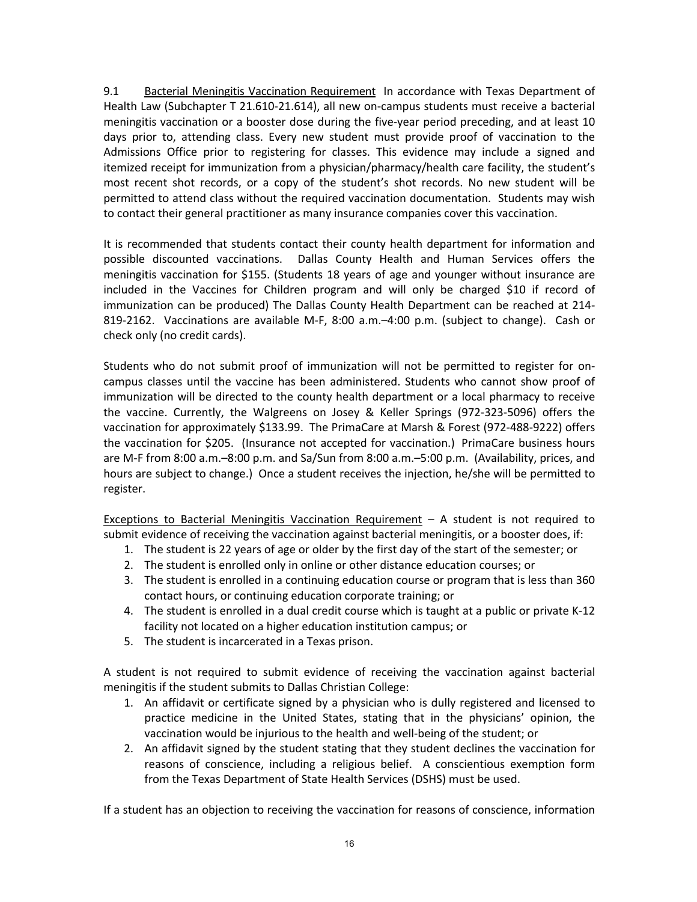9.1 Bacterial Meningitis Vaccination Requirement In accordance with Texas Department of Health Law (Subchapter T 21.610-21.614), all new on-campus students must receive a bacterial meningitis vaccination or a booster dose during the five-year period preceding, and at least 10 days prior to, attending class. Every new student must provide proof of vaccination to the Admissions Office prior to registering for classes. This evidence may include a signed and itemized receipt for immunization from a physician/pharmacy/health care facility, the student's most recent shot records, or a copy of the student's shot records. No new student will be permitted to attend class without the required vaccination documentation. Students may wish to contact their general practitioner as many insurance companies cover this vaccination.

It is recommended that students contact their county health department for information and possible discounted vaccinations. Dallas County Health and Human Services offers the meningitis vaccination for $155. (Students 18 years of age and younger without insurance are included in the Vaccines for Children program and will only be charged $10 if record of immunization can be produced) The Dallas County Health Department can be reached at 214-819-2162. Vaccinations are available M-F, 8:00 a.m.–4:00 p.m. (subject to change). Cash or check only (no credit cards).

Students who do not submit proof of immunization will not be permitted to register for on-campus classes until the vaccine has been administered. Students who cannot show proof of immunization will be directed to the county health department or a local pharmacy to receive the vaccine. Currently, the Walgreens on Josey & Keller Springs (972-323-5096) offers the vaccination for approximately $133.99. The PrimaCare at Marsh & Forest (972-488-9222) offers the vaccination for $205. (Insurance not accepted for vaccination.) PrimaCare business hours are M-F from 8:00 a.m.–8:00 p.m. and Sa/Sun from 8:00 a.m.–5:00 p.m. (Availability, prices, and hours are subject to change.) Once a student receives the injection, he/she will be permitted to register.

Exceptions to Bacterial Meningitis Vaccination Requirement – A student is not required to submit evidence of receiving the vaccination against bacterial meningitis, or a booster does, if:

1. The student is 22 years of age or older by the first day of the start of the semester; or
2. The student is enrolled only in online or other distance education courses; or
3. The student is enrolled in a continuing education course or program that is less than 360 contact hours, or continuing education corporate training; or
4. The student is enrolled in a dual credit course which is taught at a public or private K-12 facility not located on a higher education institution campus; or
5. The student is incarcerated in a Texas prison.

A student is not required to submit evidence of receiving the vaccination against bacterial meningitis if the student submits to Dallas Christian College:

1. An affidavit or certificate signed by a physician who is dully registered and licensed to practice medicine in the United States, stating that in the physicians' opinion, the vaccination would be injurious to the health and well-being of the student; or
2. An affidavit signed by the student stating that they student declines the vaccination for reasons of conscience, including a religious belief. A conscientious exemption form from the Texas Department of State Health Services (DSHS) must be used.

If a student has an objection to receiving the vaccination for reasons of conscience, information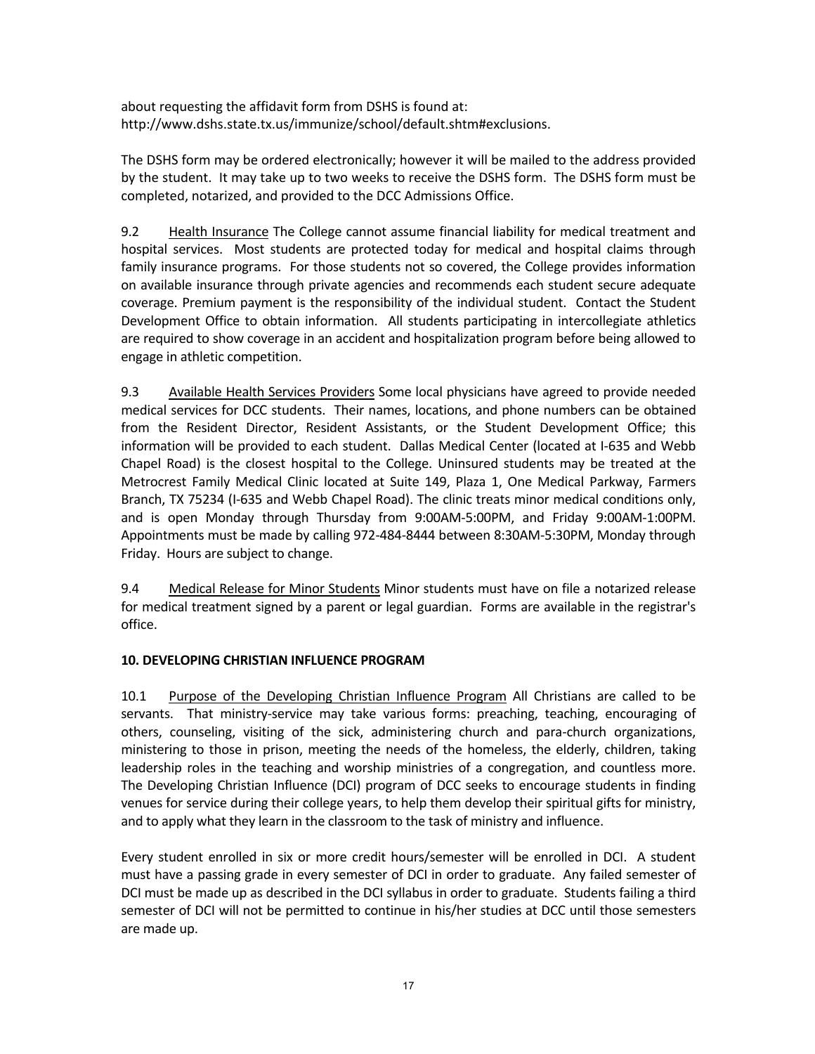about requesting the affidavit form from DSHS is found at: http://www.dshs.state.tx.us/immunize/school/default.shtm#exclusions.

The DSHS form may be ordered electronically; however it will be mailed to the address provided by the student. It may take up to two weeks to receive the DSHS form. The DSHS form must be completed, notarized, and provided to the DCC Admissions Office.

9.2 Health Insurance The College cannot assume financial liability for medical treatment and hospital services. Most students are protected today for medical and hospital claims through family insurance programs. For those students not so covered, the College provides information on available insurance through private agencies and recommends each student secure adequate coverage. Premium payment is the responsibility of the individual student. Contact the Student Development Office to obtain information. All students participating in intercollegiate athletics are required to show coverage in an accident and hospitalization program before being allowed to engage in athletic competition.

9.3 Available Health Services Providers Some local physicians have agreed to provide needed medical services for DCC students. Their names, locations, and phone numbers can be obtained from the Resident Director, Resident Assistants, or the Student Development Office; this information will be provided to each student. Dallas Medical Center (located at I-635 and Webb Chapel Road) is the closest hospital to the College. Uninsured students may be treated at the Metrocrest Family Medical Clinic located at Suite 149, Plaza 1, One Medical Parkway, Farmers Branch, TX 75234 (I-635 and Webb Chapel Road). The clinic treats minor medical conditions only, and is open Monday through Thursday from 9:00AM-5:00PM, and Friday 9:00AM-1:00PM. Appointments must be made by calling 972-484-8444 between 8:30AM-5:30PM, Monday through Friday. Hours are subject to change.

9.4 Medical Release for Minor Students Minor students must have on file a notarized release for medical treatment signed by a parent or legal guardian. Forms are available in the registrar's office.

**10. DEVELOPING CHRISTIAN INFLUENCE PROGRAM**

10.1 Purpose of the Developing Christian Influence Program All Christians are called to be servants. That ministry-service may take various forms: preaching, teaching, encouraging of others, counseling, visiting of the sick, administering church and para-church organizations, ministering to those in prison, meeting the needs of the homeless, the elderly, children, taking leadership roles in the teaching and worship ministries of a congregation, and countless more. The Developing Christian Influence (DCI) program of DCC seeks to encourage students in finding venues for service during their college years, to help them develop their spiritual gifts for ministry, and to apply what they learn in the classroom to the task of ministry and influence.

Every student enrolled in six or more credit hours/semester will be enrolled in DCI. A student must have a passing grade in every semester of DCI in order to graduate. Any failed semester of DCI must be made up as described in the DCI syllabus in order to graduate. Students failing a third semester of DCI will not be permitted to continue in his/her studies at DCC until those semesters are made up.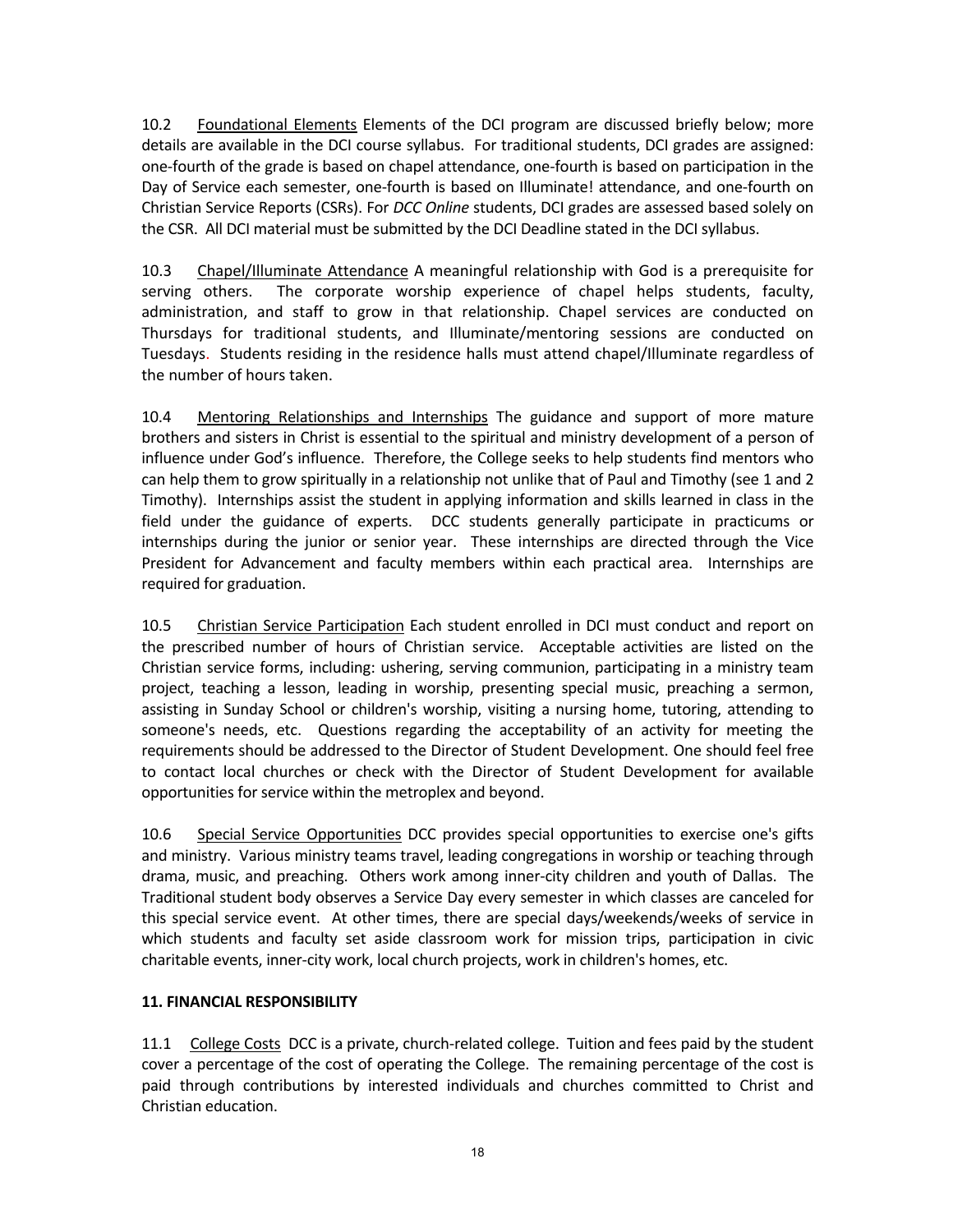10.2 Foundational Elements Elements of the DCI program are discussed briefly below; more details are available in the DCI course syllabus. For traditional students, DCI grades are assigned: one-fourth of the grade is based on chapel attendance, one-fourth is based on participation in the Day of Service each semester, one-fourth is based on Illuminate! attendance, and one-fourth on Christian Service Reports (CSRs). For *DCC Online* students, DCI grades are assessed based solely on the CSR. All DCI material must be submitted by the DCI Deadline stated in the DCI syllabus.

10.3 Chapel/Illuminate Attendance A meaningful relationship with God is a prerequisite for serving others. The corporate worship experience of chapel helps students, faculty, administration, and staff to grow in that relationship. Chapel services are conducted on Thursdays for traditional students, and Illuminate/mentoring sessions are conducted on Tuesdays. Students residing in the residence halls must attend chapel/Illuminate regardless of the number of hours taken.

10.4 Mentoring Relationships and Internships The guidance and support of more mature brothers and sisters in Christ is essential to the spiritual and ministry development of a person of influence under God's influence. Therefore, the College seeks to help students find mentors who can help them to grow spiritually in a relationship not unlike that of Paul and Timothy (see 1 and 2 Timothy). Internships assist the student in applying information and skills learned in class in the field under the guidance of experts. DCC students generally participate in practicums or internships during the junior or senior year. These internships are directed through the Vice President for Advancement and faculty members within each practical area. Internships are required for graduation.

10.5 Christian Service Participation Each student enrolled in DCI must conduct and report on the prescribed number of hours of Christian service. Acceptable activities are listed on the Christian service forms, including: ushering, serving communion, participating in a ministry team project, teaching a lesson, leading in worship, presenting special music, preaching a sermon, assisting in Sunday School or children's worship, visiting a nursing home, tutoring, attending to someone's needs, etc. Questions regarding the acceptability of an activity for meeting the requirements should be addressed to the Director of Student Development. One should feel free to contact local churches or check with the Director of Student Development for available opportunities for service within the metroplex and beyond.

10.6 Special Service Opportunities DCC provides special opportunities to exercise one's gifts and ministry. Various ministry teams travel, leading congregations in worship or teaching through drama, music, and preaching. Others work among inner-city children and youth of Dallas. The Traditional student body observes a Service Day every semester in which classes are canceled for this special service event. At other times, there are special days/weekends/weeks of service in which students and faculty set aside classroom work for mission trips, participation in civic charitable events, inner-city work, local church projects, work in children's homes, etc.

**11. FINANCIAL RESPONSIBILITY**

11.1 College Costs DCC is a private, church-related college. Tuition and fees paid by the student cover a percentage of the cost of operating the College. The remaining percentage of the cost is paid through contributions by interested individuals and churches committed to Christ and Christian education.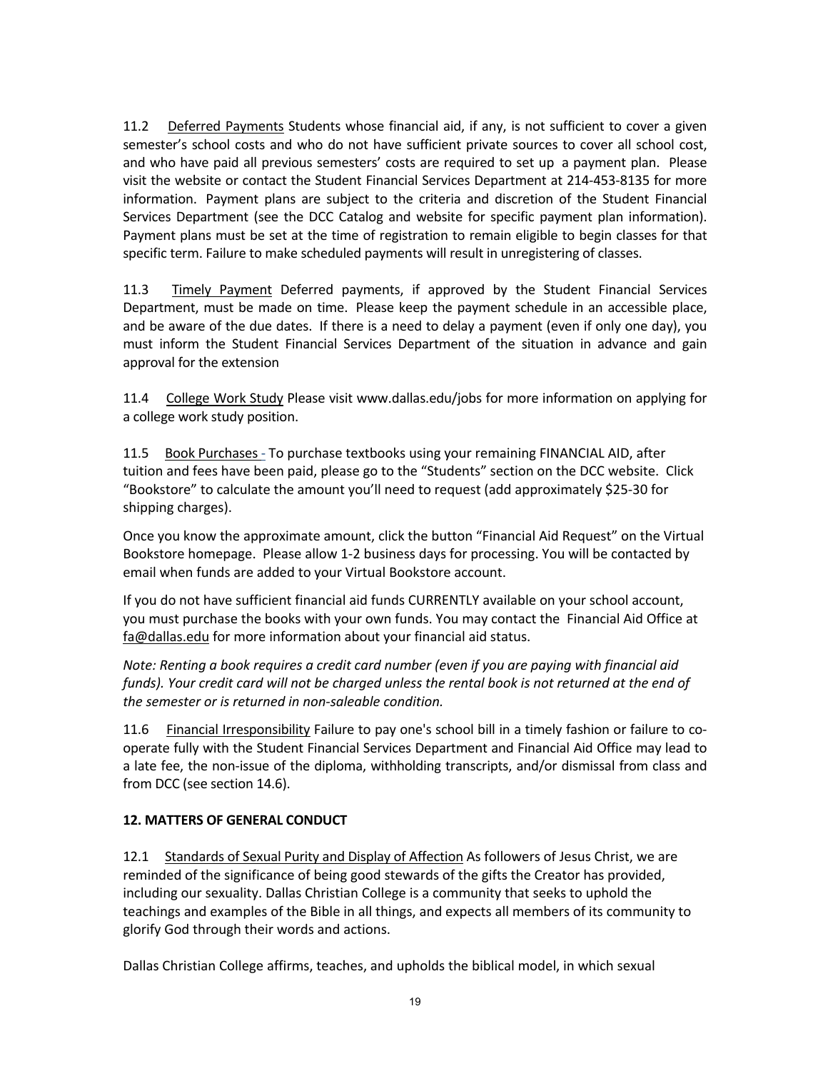11.2 Deferred Payments Students whose financial aid, if any, is not sufficient to cover a given semester's school costs and who do not have sufficient private sources to cover all school cost, and who have paid all previous semesters' costs are required to set up a payment plan. Please visit the website or contact the Student Financial Services Department at 214-453-8135 for more information. Payment plans are subject to the criteria and discretion of the Student Financial Services Department (see the DCC Catalog and website for specific payment plan information). Payment plans must be set at the time of registration to remain eligible to begin classes for that specific term. Failure to make scheduled payments will result in unregistering of classes.

11.3 Timely Payment Deferred payments, if approved by the Student Financial Services Department, must be made on time. Please keep the payment schedule in an accessible place, and be aware of the due dates. If there is a need to delay a payment (even if only one day), you must inform the Student Financial Services Department of the situation in advance and gain approval for the extension

11.4 College Work Study Please visit www.dallas.edu/jobs for more information on applying for a college work study position.

11.5 Book Purchases - To purchase textbooks using your remaining FINANCIAL AID, after tuition and fees have been paid, please go to the "Students" section on the DCC website. Click "Bookstore" to calculate the amount you'll need to request (add approximately $25-30 for shipping charges).

Once you know the approximate amount, click the button "Financial Aid Request" on the Virtual Bookstore homepage. Please allow 1-2 business days for processing. You will be contacted by email when funds are added to your Virtual Bookstore account.

If you do not have sufficient financial aid funds CURRENTLY available on your school account, you must purchase the books with your own funds. You may contact the Financial Aid Office at fa@dallas.edu for more information about your financial aid status.

*Note: Renting a book requires a credit card number (even if you are paying with financial aid funds). Your credit card will not be charged unless the rental book is not returned at the end of the semester or is returned in non-saleable condition.*

11.6 Financial Irresponsibility Failure to pay one's school bill in a timely fashion or failure to co-operate fully with the Student Financial Services Department and Financial Aid Office may lead to a late fee, the non-issue of the diploma, withholding transcripts, and/or dismissal from class and from DCC (see section 14.6).

**12. MATTERS OF GENERAL CONDUCT**

12.1 Standards of Sexual Purity and Display of Affection As followers of Jesus Christ, we are reminded of the significance of being good stewards of the gifts the Creator has provided, including our sexuality. Dallas Christian College is a community that seeks to uphold the teachings and examples of the Bible in all things, and expects all members of its community to glorify God through their words and actions.

Dallas Christian College affirms, teaches, and upholds the biblical model, in which sexual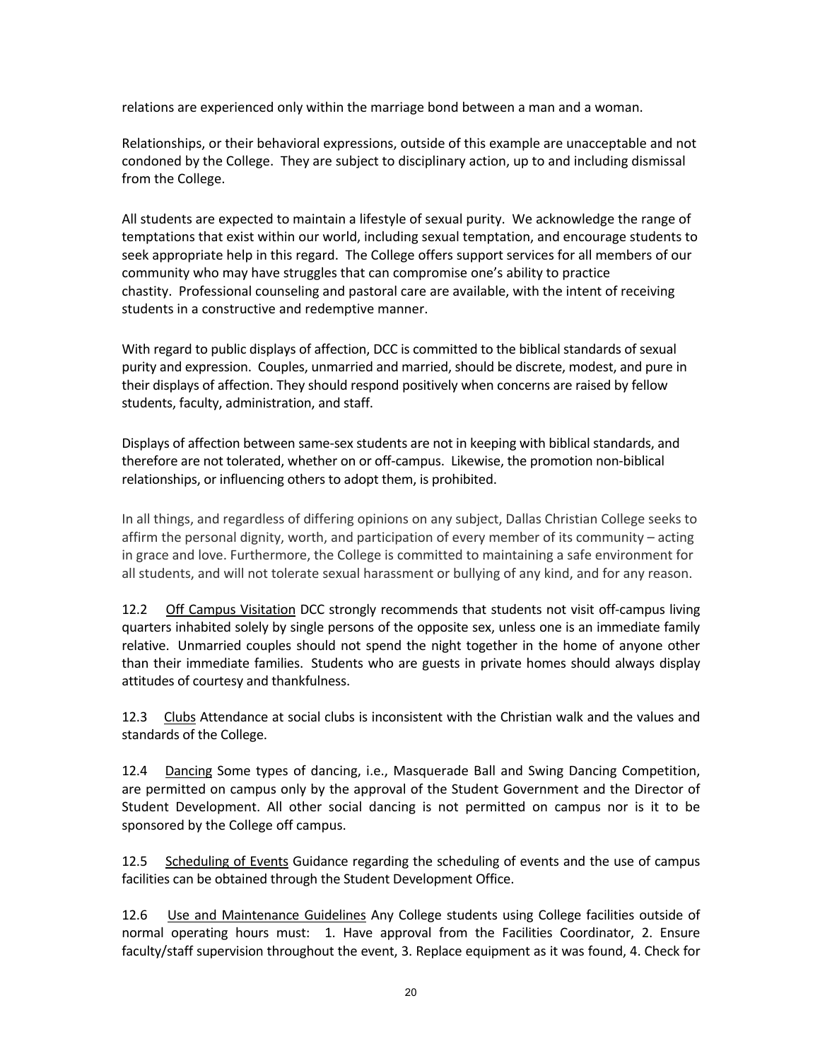relations are experienced only within the marriage bond between a man and a woman.

Relationships, or their behavioral expressions, outside of this example are unacceptable and not condoned by the College. They are subject to disciplinary action, up to and including dismissal from the College.

All students are expected to maintain a lifestyle of sexual purity. We acknowledge the range of temptations that exist within our world, including sexual temptation, and encourage students to seek appropriate help in this regard. The College offers support services for all members of our community who may have struggles that can compromise one's ability to practice chastity. Professional counseling and pastoral care are available, with the intent of receiving students in a constructive and redemptive manner.

With regard to public displays of affection, DCC is committed to the biblical standards of sexual purity and expression. Couples, unmarried and married, should be discrete, modest, and pure in their displays of affection. They should respond positively when concerns are raised by fellow students, faculty, administration, and staff.

Displays of affection between same-sex students are not in keeping with biblical standards, and therefore are not tolerated, whether on or off-campus. Likewise, the promotion non-biblical relationships, or influencing others to adopt them, is prohibited.

In all things, and regardless of differing opinions on any subject, Dallas Christian College seeks to affirm the personal dignity, worth, and participation of every member of its community – acting in grace and love. Furthermore, the College is committed to maintaining a safe environment for all students, and will not tolerate sexual harassment or bullying of any kind, and for any reason.

12.2 Off Campus Visitation DCC strongly recommends that students not visit off-campus living quarters inhabited solely by single persons of the opposite sex, unless one is an immediate family relative. Unmarried couples should not spend the night together in the home of anyone other than their immediate families. Students who are guests in private homes should always display attitudes of courtesy and thankfulness.

12.3 Clubs Attendance at social clubs is inconsistent with the Christian walk and the values and standards of the College.

12.4 Dancing Some types of dancing, i.e., Masquerade Ball and Swing Dancing Competition, are permitted on campus only by the approval of the Student Government and the Director of Student Development. All other social dancing is not permitted on campus nor is it to be sponsored by the College off campus.

12.5 Scheduling of Events Guidance regarding the scheduling of events and the use of campus facilities can be obtained through the Student Development Office.

12.6 Use and Maintenance Guidelines Any College students using College facilities outside of normal operating hours must: 1. Have approval from the Facilities Coordinator, 2. Ensure faculty/staff supervision throughout the event, 3. Replace equipment as it was found, 4. Check for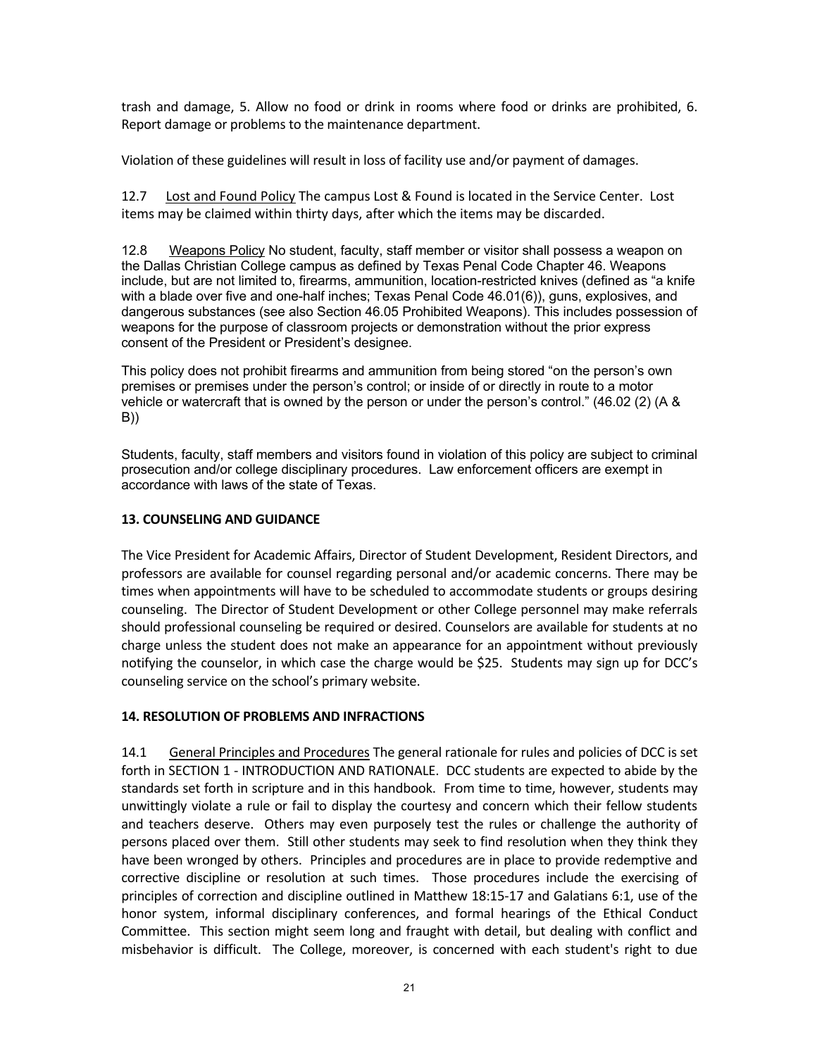trash and damage, 5. Allow no food or drink in rooms where food or drinks are prohibited, 6. Report damage or problems to the maintenance department.

Violation of these guidelines will result in loss of facility use and/or payment of damages.

12.7 Lost and Found Policy The campus Lost & Found is located in the Service Center. Lost items may be claimed within thirty days, after which the items may be discarded.

12.8 Weapons Policy No student, faculty, staff member or visitor shall possess a weapon on the Dallas Christian College campus as defined by Texas Penal Code Chapter 46. Weapons include, but are not limited to, firearms, ammunition, location-restricted knives (defined as "a knife with a blade over five and one-half inches; Texas Penal Code 46.01(6)), guns, explosives, and dangerous substances (see also Section 46.05 Prohibited Weapons). This includes possession of weapons for the purpose of classroom projects or demonstration without the prior express consent of the President or President's designee.

This policy does not prohibit firearms and ammunition from being stored "on the person's own premises or premises under the person's control; or inside of or directly in route to a motor vehicle or watercraft that is owned by the person or under the person's control." (46.02 (2) (A & B))

Students, faculty, staff members and visitors found in violation of this policy are subject to criminal prosecution and/or college disciplinary procedures. Law enforcement officers are exempt in accordance with laws of the state of Texas.

## 13. COUNSELING AND GUIDANCE

The Vice President for Academic Affairs, Director of Student Development, Resident Directors, and professors are available for counsel regarding personal and/or academic concerns. There may be times when appointments will have to be scheduled to accommodate students or groups desiring counseling. The Director of Student Development or other College personnel may make referrals should professional counseling be required or desired. Counselors are available for students at no charge unless the student does not make an appearance for an appointment without previously notifying the counselor, in which case the charge would be $25. Students may sign up for DCC's counseling service on the school's primary website.

## 14. RESOLUTION OF PROBLEMS AND INFRACTIONS

14.1 General Principles and Procedures The general rationale for rules and policies of DCC is set forth in SECTION 1 - INTRODUCTION AND RATIONALE. DCC students are expected to abide by the standards set forth in scripture and in this handbook. From time to time, however, students may unwittingly violate a rule or fail to display the courtesy and concern which their fellow students and teachers deserve. Others may even purposely test the rules or challenge the authority of persons placed over them. Still other students may seek to find resolution when they think they have been wronged by others. Principles and procedures are in place to provide redemptive and corrective discipline or resolution at such times. Those procedures include the exercising of principles of correction and discipline outlined in Matthew 18:15-17 and Galatians 6:1, use of the honor system, informal disciplinary conferences, and formal hearings of the Ethical Conduct Committee. This section might seem long and fraught with detail, but dealing with conflict and misbehavior is difficult. The College, moreover, is concerned with each student's right to due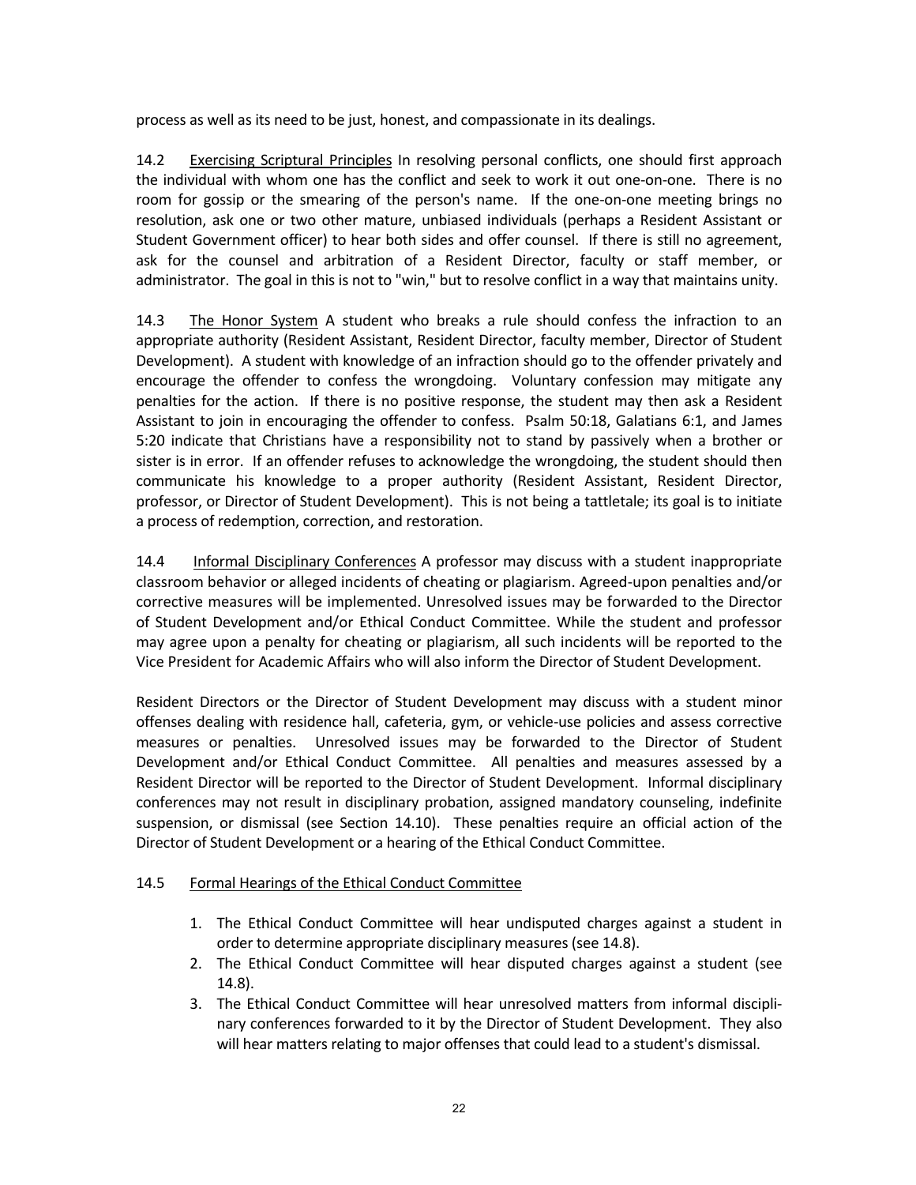process as well as its need to be just, honest, and compassionate in its dealings.

14.2 Exercising Scriptural Principles In resolving personal conflicts, one should first approach the individual with whom one has the conflict and seek to work it out one-on-one. There is no room for gossip or the smearing of the person's name. If the one-on-one meeting brings no resolution, ask one or two other mature, unbiased individuals (perhaps a Resident Assistant or Student Government officer) to hear both sides and offer counsel. If there is still no agreement, ask for the counsel and arbitration of a Resident Director, faculty or staff member, or administrator. The goal in this is not to "win," but to resolve conflict in a way that maintains unity.

14.3 The Honor System A student who breaks a rule should confess the infraction to an appropriate authority (Resident Assistant, Resident Director, faculty member, Director of Student Development). A student with knowledge of an infraction should go to the offender privately and encourage the offender to confess the wrongdoing. Voluntary confession may mitigate any penalties for the action. If there is no positive response, the student may then ask a Resident Assistant to join in encouraging the offender to confess. Psalm 50:18, Galatians 6:1, and James 5:20 indicate that Christians have a responsibility not to stand by passively when a brother or sister is in error. If an offender refuses to acknowledge the wrongdoing, the student should then communicate his knowledge to a proper authority (Resident Assistant, Resident Director, professor, or Director of Student Development). This is not being a tattletale; its goal is to initiate a process of redemption, correction, and restoration.

14.4 Informal Disciplinary Conferences A professor may discuss with a student inappropriate classroom behavior or alleged incidents of cheating or plagiarism. Agreed-upon penalties and/or corrective measures will be implemented. Unresolved issues may be forwarded to the Director of Student Development and/or Ethical Conduct Committee. While the student and professor may agree upon a penalty for cheating or plagiarism, all such incidents will be reported to the Vice President for Academic Affairs who will also inform the Director of Student Development.

Resident Directors or the Director of Student Development may discuss with a student minor offenses dealing with residence hall, cafeteria, gym, or vehicle-use policies and assess corrective measures or penalties. Unresolved issues may be forwarded to the Director of Student Development and/or Ethical Conduct Committee. All penalties and measures assessed by a Resident Director will be reported to the Director of Student Development. Informal disciplinary conferences may not result in disciplinary probation, assigned mandatory counseling, indefinite suspension, or dismissal (see Section 14.10). These penalties require an official action of the Director of Student Development or a hearing of the Ethical Conduct Committee.

14.5 Formal Hearings of the Ethical Conduct Committee

1. The Ethical Conduct Committee will hear undisputed charges against a student in order to determine appropriate disciplinary measures (see 14.8).
2. The Ethical Conduct Committee will hear disputed charges against a student (see 14.8).
3. The Ethical Conduct Committee will hear unresolved matters from informal disciplinary conferences forwarded to it by the Director of Student Development. They also will hear matters relating to major offenses that could lead to a student's dismissal.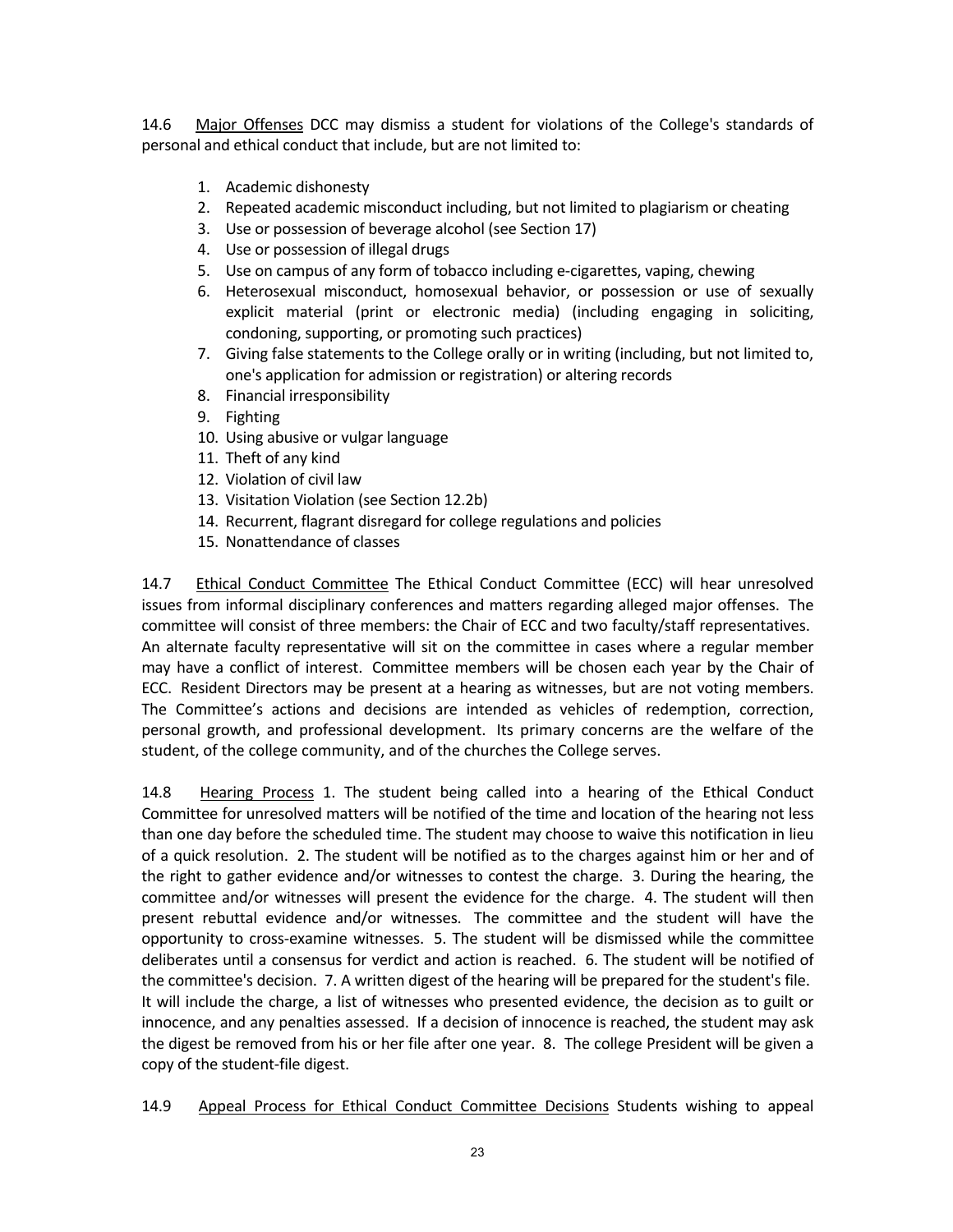14.6 Major Offenses DCC may dismiss a student for violations of the College's standards of personal and ethical conduct that include, but are not limited to:

1. Academic dishonesty
2. Repeated academic misconduct including, but not limited to plagiarism or cheating
3. Use or possession of beverage alcohol (see Section 17)
4. Use or possession of illegal drugs
5. Use on campus of any form of tobacco including e-cigarettes, vaping, chewing
6. Heterosexual misconduct, homosexual behavior, or possession or use of sexually explicit material (print or electronic media) (including engaging in soliciting, condoning, supporting, or promoting such practices)
7. Giving false statements to the College orally or in writing (including, but not limited to, one's application for admission or registration) or altering records
8. Financial irresponsibility
9. Fighting
10. Using abusive or vulgar language
11. Theft of any kind
12. Violation of civil law
13. Visitation Violation (see Section 12.2b)
14. Recurrent, flagrant disregard for college regulations and policies
15. Nonattendance of classes

14.7 Ethical Conduct Committee The Ethical Conduct Committee (ECC) will hear unresolved issues from informal disciplinary conferences and matters regarding alleged major offenses. The committee will consist of three members: the Chair of ECC and two faculty/staff representatives. An alternate faculty representative will sit on the committee in cases where a regular member may have a conflict of interest. Committee members will be chosen each year by the Chair of ECC. Resident Directors may be present at a hearing as witnesses, but are not voting members. The Committee's actions and decisions are intended as vehicles of redemption, correction, personal growth, and professional development. Its primary concerns are the welfare of the student, of the college community, and of the churches the College serves.

14.8 Hearing Process 1. The student being called into a hearing of the Ethical Conduct Committee for unresolved matters will be notified of the time and location of the hearing not less than one day before the scheduled time. The student may choose to waive this notification in lieu of a quick resolution. 2. The student will be notified as to the charges against him or her and of the right to gather evidence and/or witnesses to contest the charge. 3. During the hearing, the committee and/or witnesses will present the evidence for the charge. 4. The student will then present rebuttal evidence and/or witnesses. The committee and the student will have the opportunity to cross-examine witnesses. 5. The student will be dismissed while the committee deliberates until a consensus for verdict and action is reached. 6. The student will be notified of the committee's decision. 7. A written digest of the hearing will be prepared for the student's file. It will include the charge, a list of witnesses who presented evidence, the decision as to guilt or innocence, and any penalties assessed. If a decision of innocence is reached, the student may ask the digest be removed from his or her file after one year. 8. The college President will be given a copy of the student-file digest.

14.9 Appeal Process for Ethical Conduct Committee Decisions Students wishing to appeal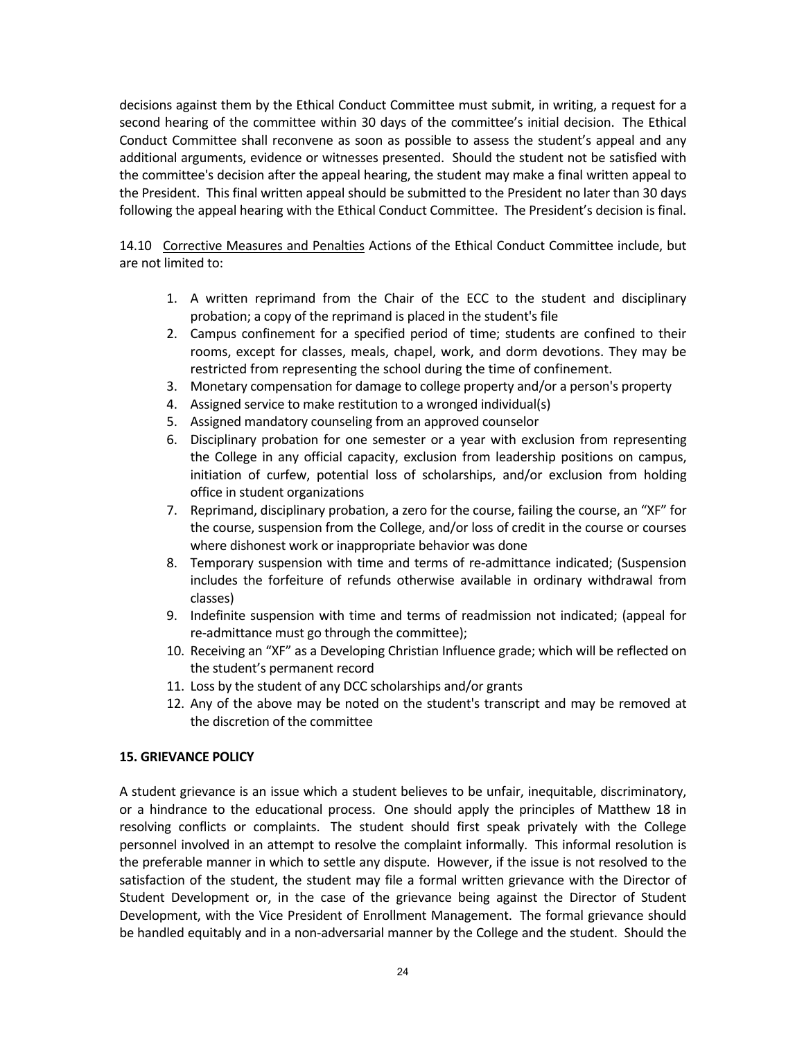decisions against them by the Ethical Conduct Committee must submit, in writing, a request for a second hearing of the committee within 30 days of the committee's initial decision. The Ethical Conduct Committee shall reconvene as soon as possible to assess the student's appeal and any additional arguments, evidence or witnesses presented. Should the student not be satisfied with the committee's decision after the appeal hearing, the student may make a final written appeal to the President. This final written appeal should be submitted to the President no later than 30 days following the appeal hearing with the Ethical Conduct Committee. The President's decision is final.

14.10 <u>Corrective Measures and Penalties</u> Actions of the Ethical Conduct Committee include, but are not limited to:

1. A written reprimand from the Chair of the ECC to the student and disciplinary probation; a copy of the reprimand is placed in the student's file
2. Campus confinement for a specified period of time; students are confined to their rooms, except for classes, meals, chapel, work, and dorm devotions. They may be restricted from representing the school during the time of confinement.
3. Monetary compensation for damage to college property and/or a person's property
4. Assigned service to make restitution to a wronged individual(s)
5. Assigned mandatory counseling from an approved counselor
6. Disciplinary probation for one semester or a year with exclusion from representing the College in any official capacity, exclusion from leadership positions on campus, initiation of curfew, potential loss of scholarships, and/or exclusion from holding office in student organizations
7. Reprimand, disciplinary probation, a zero for the course, failing the course, an "XF" for the course, suspension from the College, and/or loss of credit in the course or courses where dishonest work or inappropriate behavior was done
8. Temporary suspension with time and terms of re-admittance indicated; (Suspension includes the forfeiture of refunds otherwise available in ordinary withdrawal from classes)
9. Indefinite suspension with time and terms of readmission not indicated; (appeal for re-admittance must go through the committee);
10. Receiving an "XF" as a Developing Christian Influence grade; which will be reflected on the student's permanent record
11. Loss by the student of any DCC scholarships and/or grants
12. Any of the above may be noted on the student's transcript and may be removed at the discretion of the committee

**15. GRIEVANCE POLICY**

A student grievance is an issue which a student believes to be unfair, inequitable, discriminatory, or a hindrance to the educational process. One should apply the principles of Matthew 18 in resolving conflicts or complaints. The student should first speak privately with the College personnel involved in an attempt to resolve the complaint informally. This informal resolution is the preferable manner in which to settle any dispute. However, if the issue is not resolved to the satisfaction of the student, the student may file a formal written grievance with the Director of Student Development or, in the case of the grievance being against the Director of Student Development, with the Vice President of Enrollment Management. The formal grievance should be handled equitably and in a non-adversarial manner by the College and the student. Should the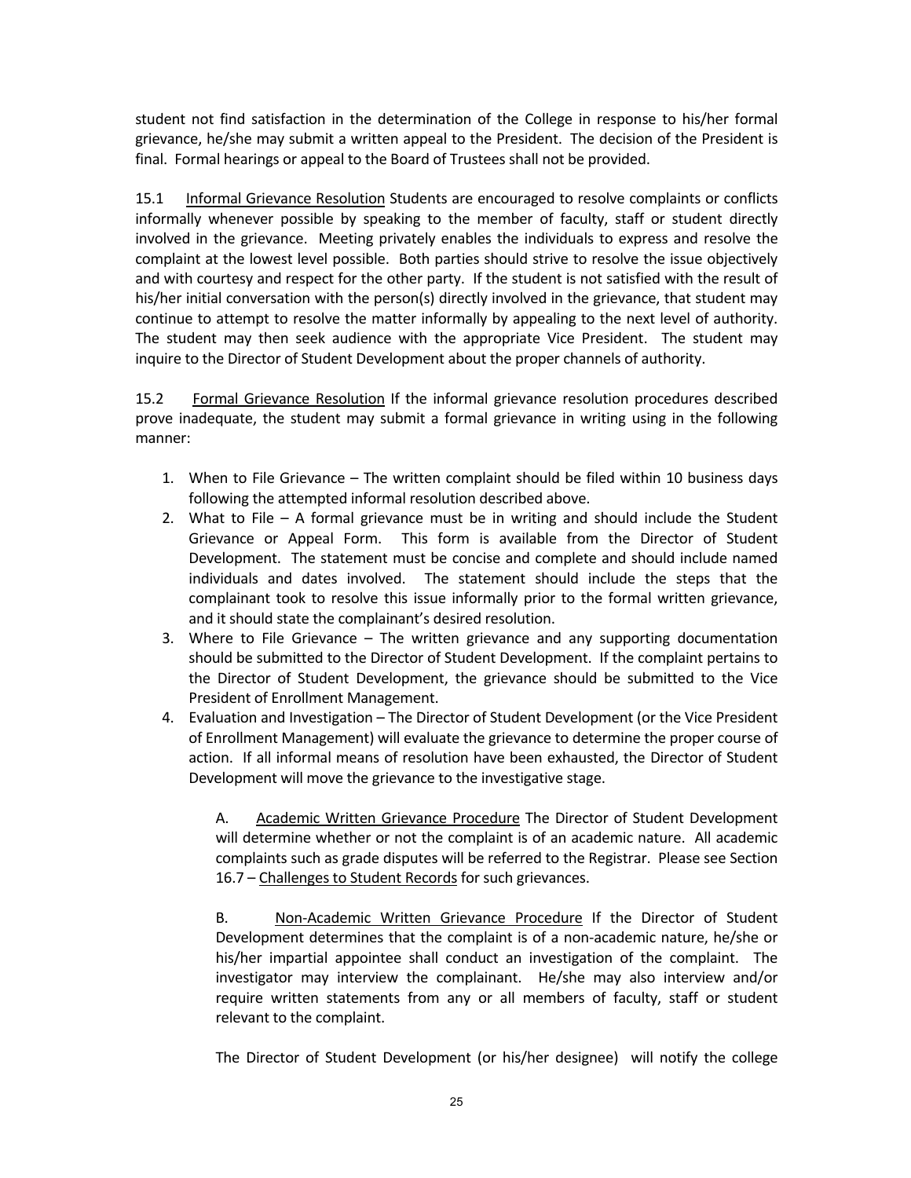student not find satisfaction in the determination of the College in response to his/her formal grievance, he/she may submit a written appeal to the President. The decision of the President is final. Formal hearings or appeal to the Board of Trustees shall not be provided.

15.1 Informal Grievance Resolution Students are encouraged to resolve complaints or conflicts informally whenever possible by speaking to the member of faculty, staff or student directly involved in the grievance. Meeting privately enables the individuals to express and resolve the complaint at the lowest level possible. Both parties should strive to resolve the issue objectively and with courtesy and respect for the other party. If the student is not satisfied with the result of his/her initial conversation with the person(s) directly involved in the grievance, that student may continue to attempt to resolve the matter informally by appealing to the next level of authority. The student may then seek audience with the appropriate Vice President. The student may inquire to the Director of Student Development about the proper channels of authority.

15.2 Formal Grievance Resolution If the informal grievance resolution procedures described prove inadequate, the student may submit a formal grievance in writing using in the following manner:

1. When to File Grievance – The written complaint should be filed within 10 business days following the attempted informal resolution described above.
2. What to File – A formal grievance must be in writing and should include the Student Grievance or Appeal Form. This form is available from the Director of Student Development. The statement must be concise and complete and should include named individuals and dates involved. The statement should include the steps that the complainant took to resolve this issue informally prior to the formal written grievance, and it should state the complainant's desired resolution.
3. Where to File Grievance – The written grievance and any supporting documentation should be submitted to the Director of Student Development. If the complaint pertains to the Director of Student Development, the grievance should be submitted to the Vice President of Enrollment Management.
4. Evaluation and Investigation – The Director of Student Development (or the Vice President of Enrollment Management) will evaluate the grievance to determine the proper course of action. If all informal means of resolution have been exhausted, the Director of Student Development will move the grievance to the investigative stage.

   A. Academic Written Grievance Procedure The Director of Student Development will determine whether or not the complaint is of an academic nature. All academic complaints such as grade disputes will be referred to the Registrar. Please see Section 16.7 – Challenges to Student Records for such grievances.

   B. Non-Academic Written Grievance Procedure If the Director of Student Development determines that the complaint is of a non-academic nature, he/she or his/her impartial appointee shall conduct an investigation of the complaint. The investigator may interview the complainant. He/she may also interview and/or require written statements from any or all members of faculty, staff or student relevant to the complaint.

   The Director of Student Development (or his/her designee) will notify the college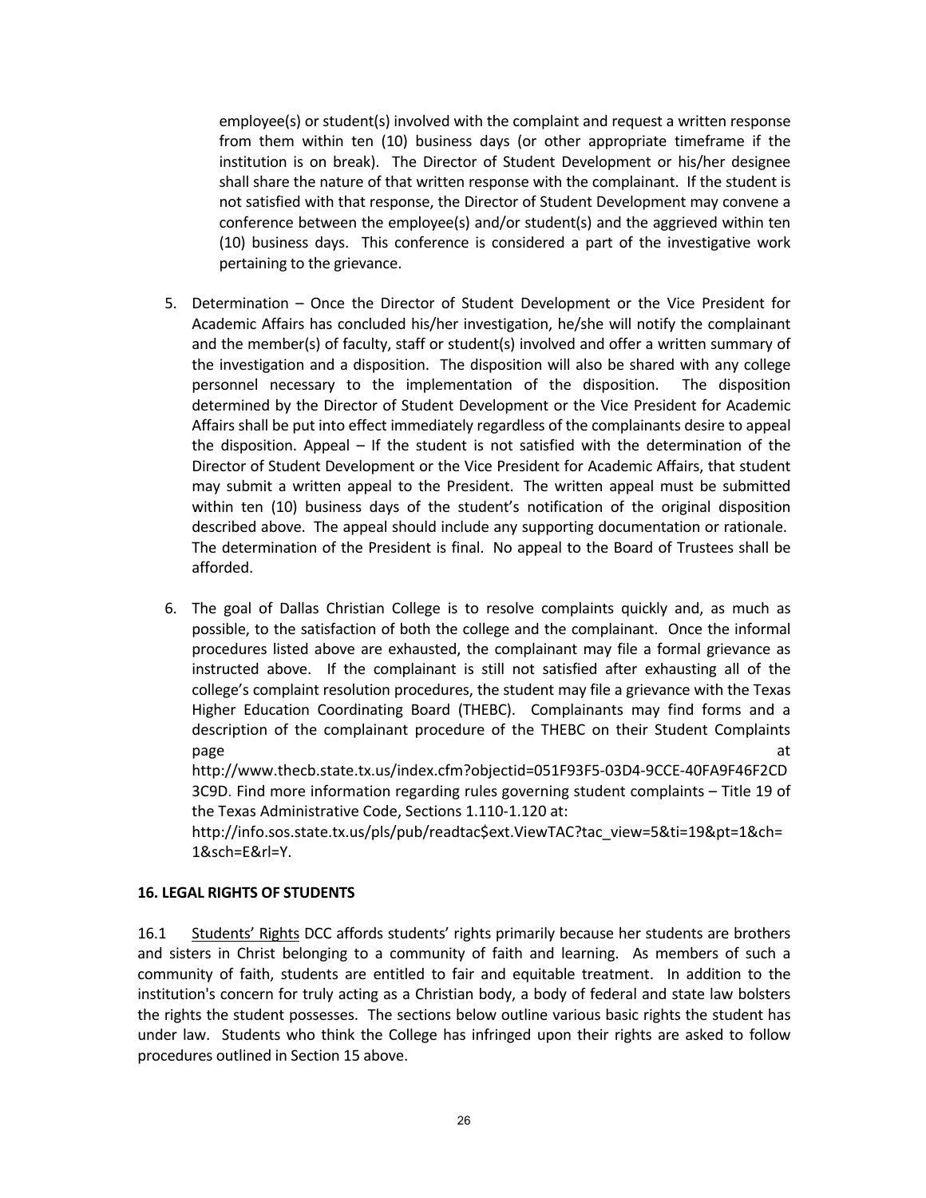employee(s) or student(s) involved with the complaint and request a written response from them within ten (10) business days (or other appropriate timeframe if the institution is on break). The Director of Student Development or his/her designee shall share the nature of that written response with the complainant. If the student is not satisfied with that response, the Director of Student Development may convene a conference between the employee(s) and/or student(s) and the aggrieved within ten (10) business days. This conference is considered a part of the investigative work pertaining to the grievance.

5. Determination – Once the Director of Student Development or the Vice President for Academic Affairs has concluded his/her investigation, he/she will notify the complainant and the member(s) of faculty, staff or student(s) involved and offer a written summary of the investigation and a disposition. The disposition will also be shared with any college personnel necessary to the implementation of the disposition. The disposition determined by the Director of Student Development or the Vice President for Academic Affairs shall be put into effect immediately regardless of the complainants desire to appeal the disposition. Appeal – If the student is not satisfied with the determination of the Director of Student Development or the Vice President for Academic Affairs, that student may submit a written appeal to the President. The written appeal must be submitted within ten (10) business days of the student's notification of the original disposition described above. The appeal should include any supporting documentation or rationale. The determination of the President is final. No appeal to the Board of Trustees shall be afforded.

6. The goal of Dallas Christian College is to resolve complaints quickly and, as much as possible, to the satisfaction of both the college and the complainant. Once the informal procedures listed above are exhausted, the complainant may file a formal grievance as instructed above. If the complainant is still not satisfied after exhausting all of the college's complaint resolution procedures, the student may file a grievance with the Texas Higher Education Coordinating Board (THEBC). Complainants may find forms and a description of the complainant procedure of the THEBC on their Student Complaints page at http://www.thecb.state.tx.us/index.cfm?objectid=051F93F5-03D4-9CCE-40FA9F46F2CD3C9D. Find more information regarding rules governing student complaints – Title 19 of the Texas Administrative Code, Sections 1.110-1.120 at: http://info.sos.state.tx.us/pls/pub/readtac$ext.ViewTAC?tac_view=5&ti=19&pt=1&ch=1&sch=E&rl=Y.

## 16. LEGAL RIGHTS OF STUDENTS

16.1 Students' Rights DCC affords students' rights primarily because her students are brothers and sisters in Christ belonging to a community of faith and learning. As members of such a community of faith, students are entitled to fair and equitable treatment. In addition to the institution's concern for truly acting as a Christian body, a body of federal and state law bolsters the rights the student possesses. The sections below outline various basic rights the student has under law. Students who think the College has infringed upon their rights are asked to follow procedures outlined in Section 15 above.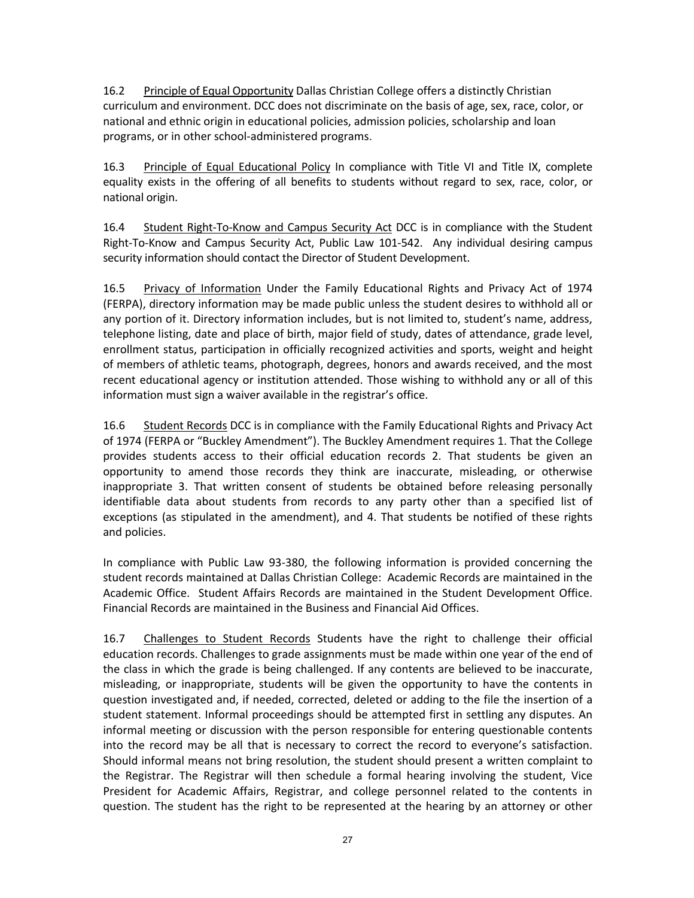16.2 Principle of Equal Opportunity Dallas Christian College offers a distinctly Christian curriculum and environment. DCC does not discriminate on the basis of age, sex, race, color, or national and ethnic origin in educational policies, admission policies, scholarship and loan programs, or in other school-administered programs.

16.3 Principle of Equal Educational Policy In compliance with Title VI and Title IX, complete equality exists in the offering of all benefits to students without regard to sex, race, color, or national origin.

16.4 Student Right-To-Know and Campus Security Act DCC is in compliance with the Student Right-To-Know and Campus Security Act, Public Law 101-542. Any individual desiring campus security information should contact the Director of Student Development.

16.5 Privacy of Information Under the Family Educational Rights and Privacy Act of 1974 (FERPA), directory information may be made public unless the student desires to withhold all or any portion of it. Directory information includes, but is not limited to, student's name, address, telephone listing, date and place of birth, major field of study, dates of attendance, grade level, enrollment status, participation in officially recognized activities and sports, weight and height of members of athletic teams, photograph, degrees, honors and awards received, and the most recent educational agency or institution attended. Those wishing to withhold any or all of this information must sign a waiver available in the registrar's office.

16.6 Student Records DCC is in compliance with the Family Educational Rights and Privacy Act of 1974 (FERPA or "Buckley Amendment"). The Buckley Amendment requires 1. That the College provides students access to their official education records 2. That students be given an opportunity to amend those records they think are inaccurate, misleading, or otherwise inappropriate 3. That written consent of students be obtained before releasing personally identifiable data about students from records to any party other than a specified list of exceptions (as stipulated in the amendment), and 4. That students be notified of these rights and policies.

In compliance with Public Law 93-380, the following information is provided concerning the student records maintained at Dallas Christian College: Academic Records are maintained in the Academic Office. Student Affairs Records are maintained in the Student Development Office. Financial Records are maintained in the Business and Financial Aid Offices.

16.7 Challenges to Student Records Students have the right to challenge their official education records. Challenges to grade assignments must be made within one year of the end of the class in which the grade is being challenged. If any contents are believed to be inaccurate, misleading, or inappropriate, students will be given the opportunity to have the contents in question investigated and, if needed, corrected, deleted or adding to the file the insertion of a student statement. Informal proceedings should be attempted first in settling any disputes. An informal meeting or discussion with the person responsible for entering questionable contents into the record may be all that is necessary to correct the record to everyone's satisfaction. Should informal means not bring resolution, the student should present a written complaint to the Registrar. The Registrar will then schedule a formal hearing involving the student, Vice President for Academic Affairs, Registrar, and college personnel related to the contents in question. The student has the right to be represented at the hearing by an attorney or other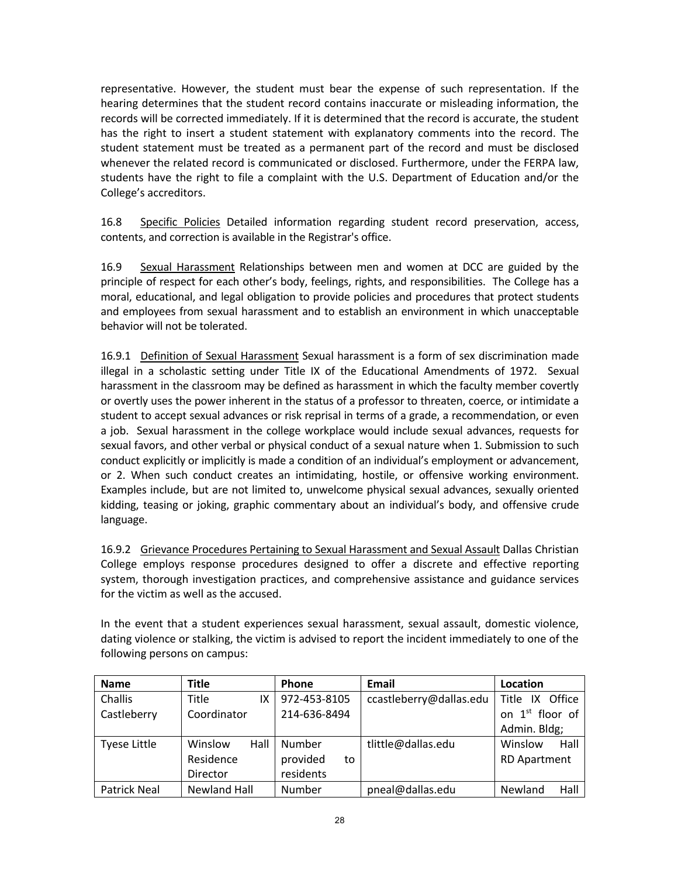representative. However, the student must bear the expense of such representation. If the hearing determines that the student record contains inaccurate or misleading information, the records will be corrected immediately. If it is determined that the record is accurate, the student has the right to insert a student statement with explanatory comments into the record. The student statement must be treated as a permanent part of the record and must be disclosed whenever the related record is communicated or disclosed. Furthermore, under the FERPA law, students have the right to file a complaint with the U.S. Department of Education and/or the College's accreditors.

16.8 Specific Policies Detailed information regarding student record preservation, access, contents, and correction is available in the Registrar's office.

16.9 Sexual Harassment Relationships between men and women at DCC are guided by the principle of respect for each other's body, feelings, rights, and responsibilities. The College has a moral, educational, and legal obligation to provide policies and procedures that protect students and employees from sexual harassment and to establish an environment in which unacceptable behavior will not be tolerated.

16.9.1 Definition of Sexual Harassment Sexual harassment is a form of sex discrimination made illegal in a scholastic setting under Title IX of the Educational Amendments of 1972. Sexual harassment in the classroom may be defined as harassment in which the faculty member covertly or overtly uses the power inherent in the status of a professor to threaten, coerce, or intimidate a student to accept sexual advances or risk reprisal in terms of a grade, a recommendation, or even a job. Sexual harassment in the college workplace would include sexual advances, requests for sexual favors, and other verbal or physical conduct of a sexual nature when 1. Submission to such conduct explicitly or implicitly is made a condition of an individual's employment or advancement, or 2. When such conduct creates an intimidating, hostile, or offensive working environment. Examples include, but are not limited to, unwelcome physical sexual advances, sexually oriented kidding, teasing or joking, graphic commentary about an individual's body, and offensive crude language.

16.9.2 Grievance Procedures Pertaining to Sexual Harassment and Sexual Assault Dallas Christian College employs response procedures designed to offer a discrete and effective reporting system, thorough investigation practices, and comprehensive assistance and guidance services for the victim as well as the accused.

In the event that a student experiences sexual harassment, sexual assault, domestic violence, dating violence or stalking, the victim is advised to report the incident immediately to one of the following persons on campus:

| Name | Title | Phone | Email | Location |
|---|---|---|---|---|
| Challis Castleberry | Title IX Coordinator | 972-453-8105 214-636-8494 | ccastleberry@dallas.edu | Title IX Office on 1st floor of Admin. Bldg; |
| Tyese Little | Winslow Hall Residence Director | Number provided to residents | tlittle@dallas.edu | Winslow Hall RD Apartment |
| Patrick Neal | Newland Hall | Number | pneal@dallas.edu | Newland Hall |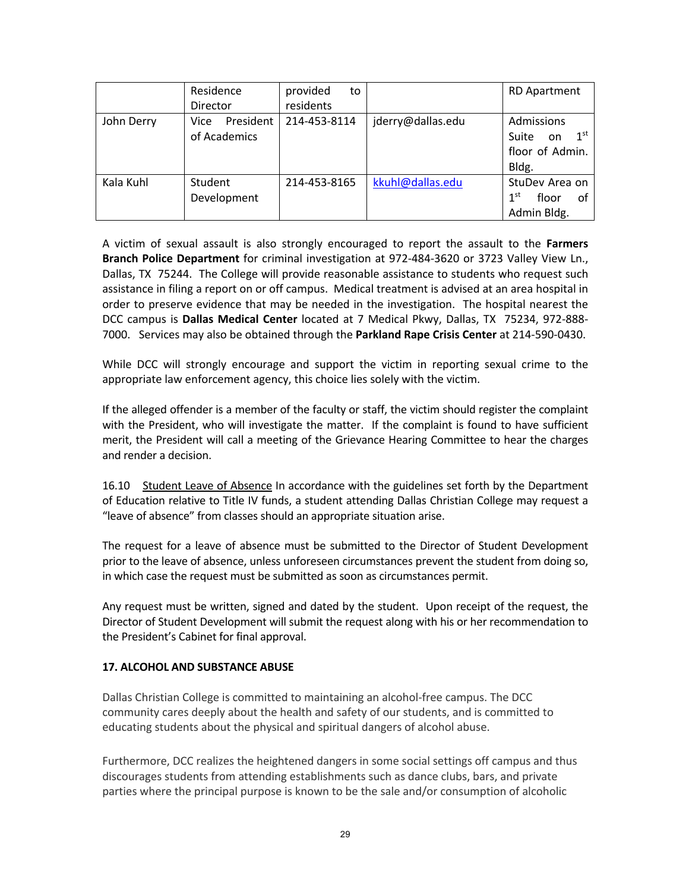|  | Residence Director | provided to residents |  | RD Apartment |
|---|---|---|---|---|
| John Derry | Vice President of Academics | 214-453-8114 | jderry@dallas.edu | Admissions Suite on 1st floor of Admin. Bldg. |
| Kala Kuhl | Student Development | 214-453-8165 | kkuhl@dallas.edu | StuDev Area on 1st floor of Admin Bldg. |

A victim of sexual assault is also strongly encouraged to report the assault to the **Farmers Branch Police Department** for criminal investigation at 972-484-3620 or 3723 Valley View Ln., Dallas, TX 75244. The College will provide reasonable assistance to students who request such assistance in filing a report on or off campus. Medical treatment is advised at an area hospital in order to preserve evidence that may be needed in the investigation. The hospital nearest the DCC campus is **Dallas Medical Center** located at 7 Medical Pkwy, Dallas, TX 75234, 972-888-7000. Services may also be obtained through the **Parkland Rape Crisis Center** at 214-590-0430.

While DCC will strongly encourage and support the victim in reporting sexual crime to the appropriate law enforcement agency, this choice lies solely with the victim.

If the alleged offender is a member of the faculty or staff, the victim should register the complaint with the President, who will investigate the matter. If the complaint is found to have sufficient merit, the President will call a meeting of the Grievance Hearing Committee to hear the charges and render a decision.

16.10 Student Leave of Absence In accordance with the guidelines set forth by the Department of Education relative to Title IV funds, a student attending Dallas Christian College may request a "leave of absence" from classes should an appropriate situation arise.

The request for a leave of absence must be submitted to the Director of Student Development prior to the leave of absence, unless unforeseen circumstances prevent the student from doing so, in which case the request must be submitted as soon as circumstances permit.

Any request must be written, signed and dated by the student. Upon receipt of the request, the Director of Student Development will submit the request along with his or her recommendation to the President's Cabinet for final approval.

## 17. ALCOHOL AND SUBSTANCE ABUSE

Dallas Christian College is committed to maintaining an alcohol-free campus. The DCC community cares deeply about the health and safety of our students, and is committed to educating students about the physical and spiritual dangers of alcohol abuse.

Furthermore, DCC realizes the heightened dangers in some social settings off campus and thus discourages students from attending establishments such as dance clubs, bars, and private parties where the principal purpose is known to be the sale and/or consumption of alcoholic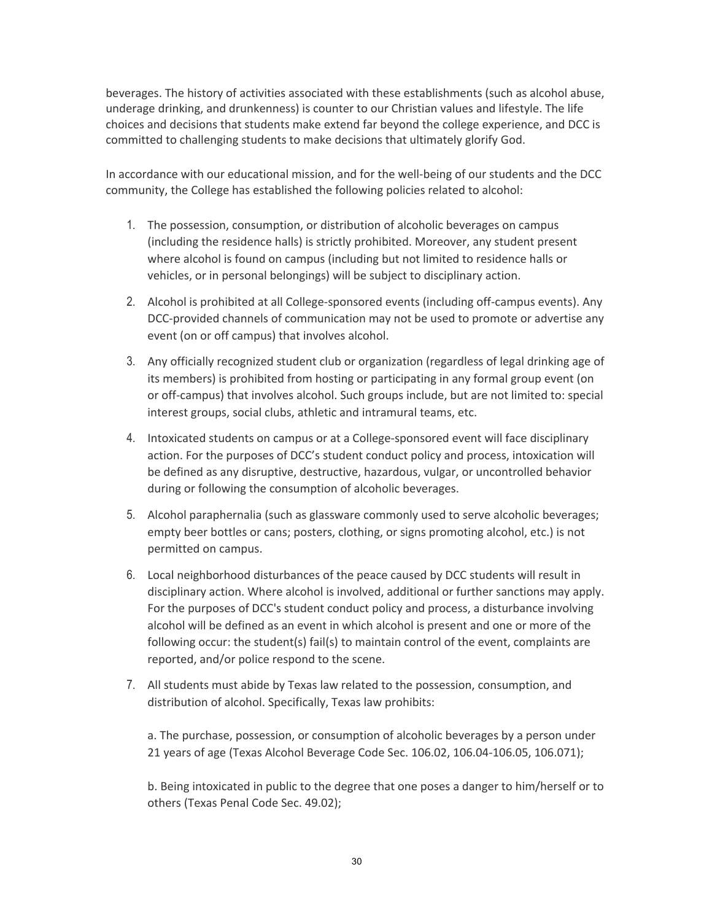beverages. The history of activities associated with these establishments (such as alcohol abuse, underage drinking, and drunkenness) is counter to our Christian values and lifestyle. The life choices and decisions that students make extend far beyond the college experience, and DCC is committed to challenging students to make decisions that ultimately glorify God.

In accordance with our educational mission, and for the well-being of our students and the DCC community, the College has established the following policies related to alcohol:

1. The possession, consumption, or distribution of alcoholic beverages on campus (including the residence halls) is strictly prohibited. Moreover, any student present where alcohol is found on campus (including but not limited to residence halls or vehicles, or in personal belongings) will be subject to disciplinary action.
2. Alcohol is prohibited at all College-sponsored events (including off-campus events). Any DCC-provided channels of communication may not be used to promote or advertise any event (on or off campus) that involves alcohol.
3. Any officially recognized student club or organization (regardless of legal drinking age of its members) is prohibited from hosting or participating in any formal group event (on or off-campus) that involves alcohol. Such groups include, but are not limited to: special interest groups, social clubs, athletic and intramural teams, etc.
4. Intoxicated students on campus or at a College-sponsored event will face disciplinary action. For the purposes of DCC's student conduct policy and process, intoxication will be defined as any disruptive, destructive, hazardous, vulgar, or uncontrolled behavior during or following the consumption of alcoholic beverages.
5. Alcohol paraphernalia (such as glassware commonly used to serve alcoholic beverages; empty beer bottles or cans; posters, clothing, or signs promoting alcohol, etc.) is not permitted on campus.
6. Local neighborhood disturbances of the peace caused by DCC students will result in disciplinary action. Where alcohol is involved, additional or further sanctions may apply. For the purposes of DCC's student conduct policy and process, a disturbance involving alcohol will be defined as an event in which alcohol is present and one or more of the following occur: the student(s) fail(s) to maintain control of the event, complaints are reported, and/or police respond to the scene.
7. All students must abide by Texas law related to the possession, consumption, and distribution of alcohol. Specifically, Texas law prohibits:

   a. The purchase, possession, or consumption of alcoholic beverages by a person under 21 years of age (Texas Alcohol Beverage Code Sec. 106.02, 106.04-106.05, 106.071);

   b. Being intoxicated in public to the degree that one poses a danger to him/herself or to others (Texas Penal Code Sec. 49.02);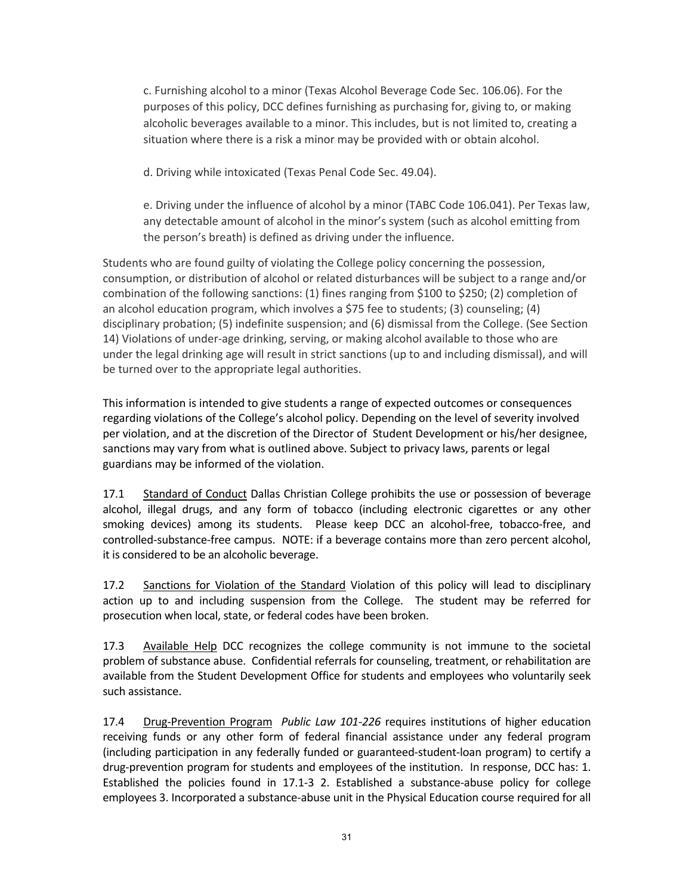c. Furnishing alcohol to a minor (Texas Alcohol Beverage Code Sec. 106.06). For the purposes of this policy, DCC defines furnishing as purchasing for, giving to, or making alcoholic beverages available to a minor. This includes, but is not limited to, creating a situation where there is a risk a minor may be provided with or obtain alcohol.

d. Driving while intoxicated (Texas Penal Code Sec. 49.04).

e. Driving under the influence of alcohol by a minor (TABC Code 106.041). Per Texas law, any detectable amount of alcohol in the minor's system (such as alcohol emitting from the person's breath) is defined as driving under the influence.

Students who are found guilty of violating the College policy concerning the possession, consumption, or distribution of alcohol or related disturbances will be subject to a range and/or combination of the following sanctions: (1) fines ranging from $100 to $250; (2) completion of an alcohol education program, which involves a $75 fee to students; (3) counseling; (4) disciplinary probation; (5) indefinite suspension; and (6) dismissal from the College. (See Section 14) Violations of under-age drinking, serving, or making alcohol available to those who are under the legal drinking age will result in strict sanctions (up to and including dismissal), and will be turned over to the appropriate legal authorities.

This information is intended to give students a range of expected outcomes or consequences regarding violations of the College's alcohol policy. Depending on the level of severity involved per violation, and at the discretion of the Director of Student Development or his/her designee, sanctions may vary from what is outlined above. Subject to privacy laws, parents or legal guardians may be informed of the violation.

17.1 Standard of Conduct Dallas Christian College prohibits the use or possession of beverage alcohol, illegal drugs, and any form of tobacco (including electronic cigarettes or any other smoking devices) among its students. Please keep DCC an alcohol-free, tobacco-free, and controlled-substance-free campus. NOTE: if a beverage contains more than zero percent alcohol, it is considered to be an alcoholic beverage.

17.2 Sanctions for Violation of the Standard Violation of this policy will lead to disciplinary action up to and including suspension from the College. The student may be referred for prosecution when local, state, or federal codes have been broken.

17.3 Available Help DCC recognizes the college community is not immune to the societal problem of substance abuse. Confidential referrals for counseling, treatment, or rehabilitation are available from the Student Development Office for students and employees who voluntarily seek such assistance.

17.4 Drug-Prevention Program *Public Law 101-226* requires institutions of higher education receiving funds or any other form of federal financial assistance under any federal program (including participation in any federally funded or guaranteed-student-loan program) to certify a drug-prevention program for students and employees of the institution. In response, DCC has: 1. Established the policies found in 17.1-3 2. Established a substance-abuse policy for college employees 3. Incorporated a substance-abuse unit in the Physical Education course required for all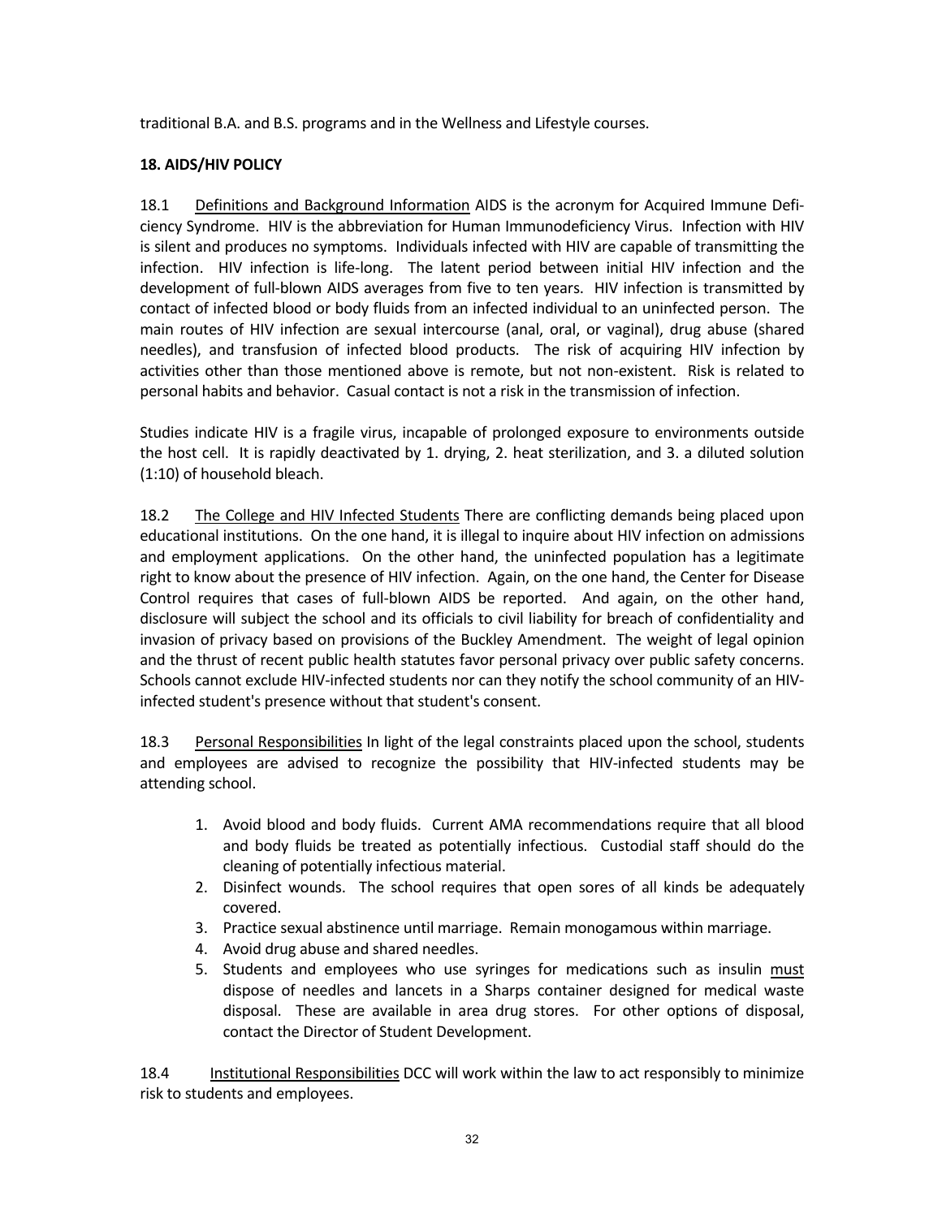traditional B.A. and B.S. programs and in the Wellness and Lifestyle courses.

## 18. AIDS/HIV POLICY

18.1 Definitions and Background Information AIDS is the acronym for Acquired Immune Deficiency Syndrome. HIV is the abbreviation for Human Immunodeficiency Virus. Infection with HIV is silent and produces no symptoms. Individuals infected with HIV are capable of transmitting the infection. HIV infection is life-long. The latent period between initial HIV infection and the development of full-blown AIDS averages from five to ten years. HIV infection is transmitted by contact of infected blood or body fluids from an infected individual to an uninfected person. The main routes of HIV infection are sexual intercourse (anal, oral, or vaginal), drug abuse (shared needles), and transfusion of infected blood products. The risk of acquiring HIV infection by activities other than those mentioned above is remote, but not non-existent. Risk is related to personal habits and behavior. Casual contact is not a risk in the transmission of infection.

Studies indicate HIV is a fragile virus, incapable of prolonged exposure to environments outside the host cell. It is rapidly deactivated by 1. drying, 2. heat sterilization, and 3. a diluted solution (1:10) of household bleach.

18.2 The College and HIV Infected Students There are conflicting demands being placed upon educational institutions. On the one hand, it is illegal to inquire about HIV infection on admissions and employment applications. On the other hand, the uninfected population has a legitimate right to know about the presence of HIV infection. Again, on the one hand, the Center for Disease Control requires that cases of full-blown AIDS be reported. And again, on the other hand, disclosure will subject the school and its officials to civil liability for breach of confidentiality and invasion of privacy based on provisions of the Buckley Amendment. The weight of legal opinion and the thrust of recent public health statutes favor personal privacy over public safety concerns. Schools cannot exclude HIV-infected students nor can they notify the school community of an HIV-infected student's presence without that student's consent.

18.3 Personal Responsibilities In light of the legal constraints placed upon the school, students and employees are advised to recognize the possibility that HIV-infected students may be attending school.

1. Avoid blood and body fluids. Current AMA recommendations require that all blood and body fluids be treated as potentially infectious. Custodial staff should do the cleaning of potentially infectious material.
2. Disinfect wounds. The school requires that open sores of all kinds be adequately covered.
3. Practice sexual abstinence until marriage. Remain monogamous within marriage.
4. Avoid drug abuse and shared needles.
5. Students and employees who use syringes for medications such as insulin must dispose of needles and lancets in a Sharps container designed for medical waste disposal. These are available in area drug stores. For other options of disposal, contact the Director of Student Development.

18.4 Institutional Responsibilities DCC will work within the law to act responsibly to minimize risk to students and employees.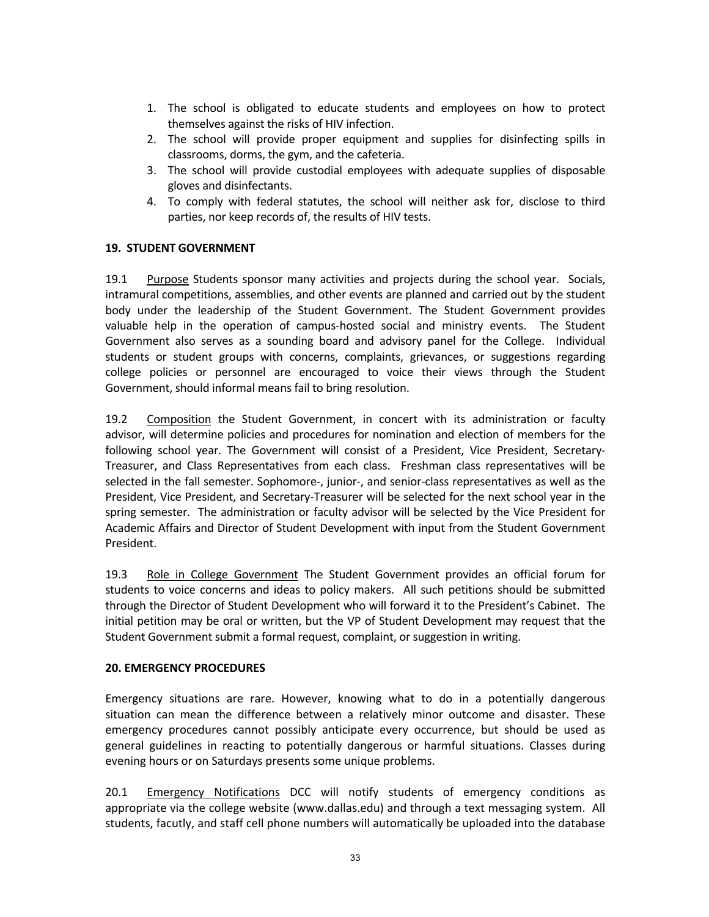1. The school is obligated to educate students and employees on how to protect themselves against the risks of HIV infection.
2. The school will provide proper equipment and supplies for disinfecting spills in classrooms, dorms, the gym, and the cafeteria.
3. The school will provide custodial employees with adequate supplies of disposable gloves and disinfectants.
4. To comply with federal statutes, the school will neither ask for, disclose to third parties, nor keep records of, the results of HIV tests.

**19. STUDENT GOVERNMENT**

19.1 Purpose Students sponsor many activities and projects during the school year. Socials, intramural competitions, assemblies, and other events are planned and carried out by the student body under the leadership of the Student Government. The Student Government provides valuable help in the operation of campus-hosted social and ministry events. The Student Government also serves as a sounding board and advisory panel for the College. Individual students or student groups with concerns, complaints, grievances, or suggestions regarding college policies or personnel are encouraged to voice their views through the Student Government, should informal means fail to bring resolution.

19.2 Composition the Student Government, in concert with its administration or faculty advisor, will determine policies and procedures for nomination and election of members for the following school year. The Government will consist of a President, Vice President, Secretary-Treasurer, and Class Representatives from each class. Freshman class representatives will be selected in the fall semester. Sophomore-, junior-, and senior-class representatives as well as the President, Vice President, and Secretary-Treasurer will be selected for the next school year in the spring semester. The administration or faculty advisor will be selected by the Vice President for Academic Affairs and Director of Student Development with input from the Student Government President.

19.3 Role in College Government The Student Government provides an official forum for students to voice concerns and ideas to policy makers. All such petitions should be submitted through the Director of Student Development who will forward it to the President's Cabinet. The initial petition may be oral or written, but the VP of Student Development may request that the Student Government submit a formal request, complaint, or suggestion in writing.

**20. EMERGENCY PROCEDURES**

Emergency situations are rare. However, knowing what to do in a potentially dangerous situation can mean the difference between a relatively minor outcome and disaster. These emergency procedures cannot possibly anticipate every occurrence, but should be used as general guidelines in reacting to potentially dangerous or harmful situations. Classes during evening hours or on Saturdays presents some unique problems.

20.1 Emergency Notifications DCC will notify students of emergency conditions as appropriate via the college website (www.dallas.edu) and through a text messaging system. All students, facutly, and staff cell phone numbers will automatically be uploaded into the database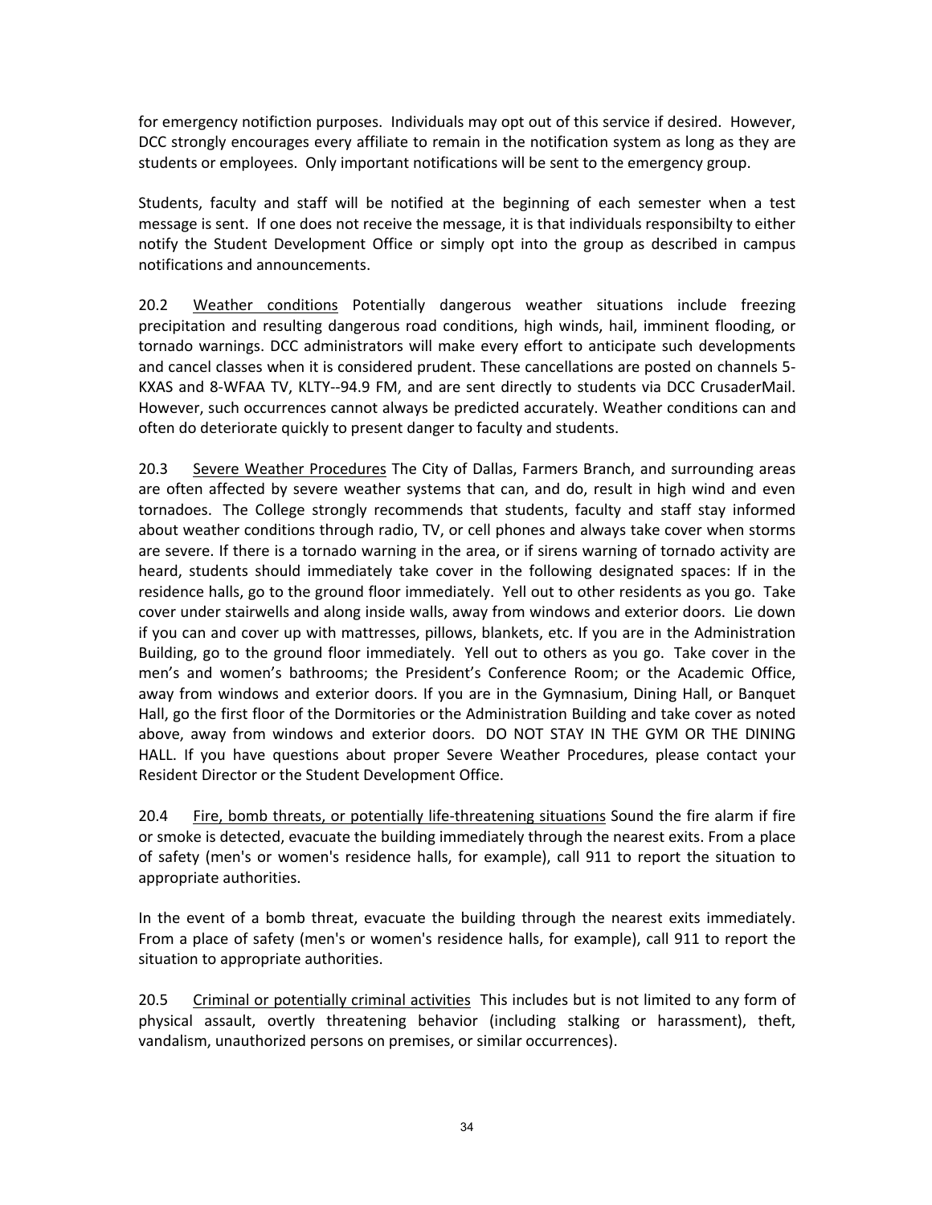for emergency notifiction purposes. Individuals may opt out of this service if desired. However, DCC strongly encourages every affiliate to remain in the notification system as long as they are students or employees. Only important notifications will be sent to the emergency group.

Students, faculty and staff will be notified at the beginning of each semester when a test message is sent. If one does not receive the message, it is that individuals responsibilty to either notify the Student Development Office or simply opt into the group as described in campus notifications and announcements.

20.2 Weather conditions Potentially dangerous weather situations include freezing precipitation and resulting dangerous road conditions, high winds, hail, imminent flooding, or tornado warnings. DCC administrators will make every effort to anticipate such developments and cancel classes when it is considered prudent. These cancellations are posted on channels 5-KXAS and 8-WFAA TV, KLTY--94.9 FM, and are sent directly to students via DCC CrusaderMail. However, such occurrences cannot always be predicted accurately. Weather conditions can and often do deteriorate quickly to present danger to faculty and students.

20.3 Severe Weather Procedures The City of Dallas, Farmers Branch, and surrounding areas are often affected by severe weather systems that can, and do, result in high wind and even tornadoes. The College strongly recommends that students, faculty and staff stay informed about weather conditions through radio, TV, or cell phones and always take cover when storms are severe. If there is a tornado warning in the area, or if sirens warning of tornado activity are heard, students should immediately take cover in the following designated spaces: If in the residence halls, go to the ground floor immediately. Yell out to other residents as you go. Take cover under stairwells and along inside walls, away from windows and exterior doors. Lie down if you can and cover up with mattresses, pillows, blankets, etc. If you are in the Administration Building, go to the ground floor immediately. Yell out to others as you go. Take cover in the men's and women's bathrooms; the President's Conference Room; or the Academic Office, away from windows and exterior doors. If you are in the Gymnasium, Dining Hall, or Banquet Hall, go the first floor of the Dormitories or the Administration Building and take cover as noted above, away from windows and exterior doors. DO NOT STAY IN THE GYM OR THE DINING HALL. If you have questions about proper Severe Weather Procedures, please contact your Resident Director or the Student Development Office.

20.4 Fire, bomb threats, or potentially life-threatening situations Sound the fire alarm if fire or smoke is detected, evacuate the building immediately through the nearest exits. From a place of safety (men's or women's residence halls, for example), call 911 to report the situation to appropriate authorities.

In the event of a bomb threat, evacuate the building through the nearest exits immediately. From a place of safety (men's or women's residence halls, for example), call 911 to report the situation to appropriate authorities.

20.5 Criminal or potentially criminal activities This includes but is not limited to any form of physical assault, overtly threatening behavior (including stalking or harassment), theft, vandalism, unauthorized persons on premises, or similar occurrences).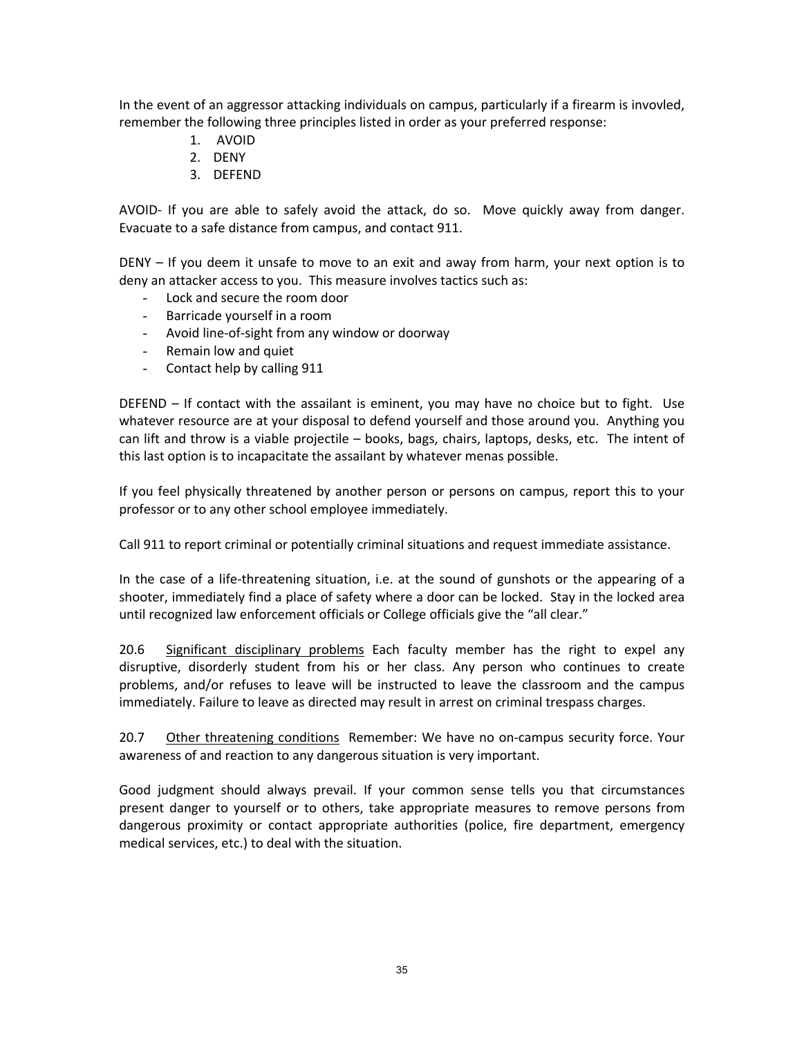In the event of an aggressor attacking individuals on campus, particularly if a firearm is invovled, remember the following three principles listed in order as your preferred response:

1. AVOID
2. DENY
3. DEFEND

AVOID- If you are able to safely avoid the attack, do so. Move quickly away from danger. Evacuate to a safe distance from campus, and contact 911.

DENY – If you deem it unsafe to move to an exit and away from harm, your next option is to deny an attacker access to you. This measure involves tactics such as:

- Lock and secure the room door
- Barricade yourself in a room
- Avoid line-of-sight from any window or doorway
- Remain low and quiet
- Contact help by calling 911

DEFEND – If contact with the assailant is eminent, you may have no choice but to fight. Use whatever resource are at your disposal to defend yourself and those around you. Anything you can lift and throw is a viable projectile – books, bags, chairs, laptops, desks, etc. The intent of this last option is to incapacitate the assailant by whatever menas possible.

If you feel physically threatened by another person or persons on campus, report this to your professor or to any other school employee immediately.

Call 911 to report criminal or potentially criminal situations and request immediate assistance.

In the case of a life-threatening situation, i.e. at the sound of gunshots or the appearing of a shooter, immediately find a place of safety where a door can be locked. Stay in the locked area until recognized law enforcement officials or College officials give the "all clear."

20.6 Significant disciplinary problems Each faculty member has the right to expel any disruptive, disorderly student from his or her class. Any person who continues to create problems, and/or refuses to leave will be instructed to leave the classroom and the campus immediately. Failure to leave as directed may result in arrest on criminal trespass charges.

20.7 Other threatening conditions Remember: We have no on-campus security force. Your awareness of and reaction to any dangerous situation is very important.

Good judgment should always prevail. If your common sense tells you that circumstances present danger to yourself or to others, take appropriate measures to remove persons from dangerous proximity or contact appropriate authorities (police, fire department, emergency medical services, etc.) to deal with the situation.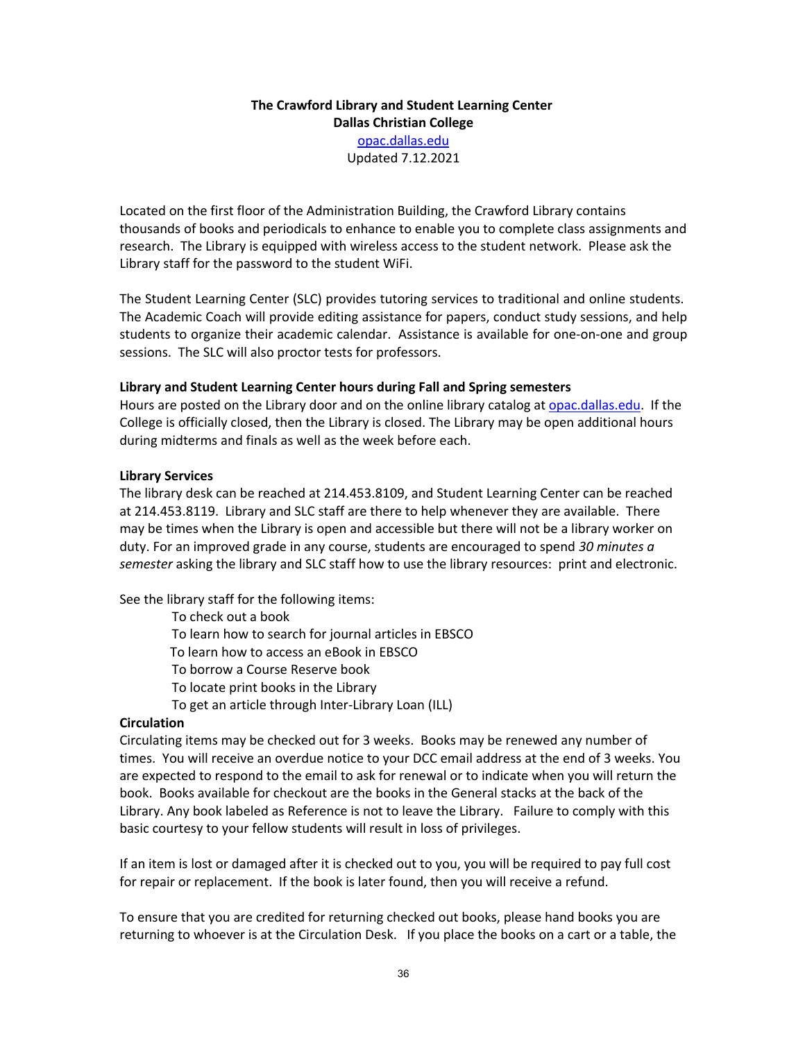**The Crawford Library and Student Learning Center**
**Dallas Christian College**
opac.dallas.edu
Updated 7.12.2021

Located on the first floor of the Administration Building, the Crawford Library contains thousands of books and periodicals to enhance to enable you to complete class assignments and research. The Library is equipped with wireless access to the student network. Please ask the Library staff for the password to the student WiFi.

The Student Learning Center (SLC) provides tutoring services to traditional and online students. The Academic Coach will provide editing assistance for papers, conduct study sessions, and help students to organize their academic calendar. Assistance is available for one-on-one and group sessions. The SLC will also proctor tests for professors.

**Library and Student Learning Center hours during Fall and Spring semesters**

Hours are posted on the Library door and on the online library catalog at opac.dallas.edu. If the College is officially closed, then the Library is closed. The Library may be open additional hours during midterms and finals as well as the week before each.

**Library Services**

The library desk can be reached at 214.453.8109, and Student Learning Center can be reached at 214.453.8119. Library and SLC staff are there to help whenever they are available. There may be times when the Library is open and accessible but there will not be a library worker on duty. For an improved grade in any course, students are encouraged to spend *30 minutes a semester* asking the library and SLC staff how to use the library resources: print and electronic.

See the library staff for the following items:

- To check out a book
- To learn how to search for journal articles in EBSCO
- To learn how to access an eBook in EBSCO
- To borrow a Course Reserve book
- To locate print books in the Library
- To get an article through Inter-Library Loan (ILL)

**Circulation**

Circulating items may be checked out for 3 weeks. Books may be renewed any number of times. You will receive an overdue notice to your DCC email address at the end of 3 weeks. You are expected to respond to the email to ask for renewal or to indicate when you will return the book. Books available for checkout are the books in the General stacks at the back of the Library. Any book labeled as Reference is not to leave the Library. Failure to comply with this basic courtesy to your fellow students will result in loss of privileges.

If an item is lost or damaged after it is checked out to you, you will be required to pay full cost for repair or replacement. If the book is later found, then you will receive a refund.

To ensure that you are credited for returning checked out books, please hand books you are returning to whoever is at the Circulation Desk. If you place the books on a cart or a table, the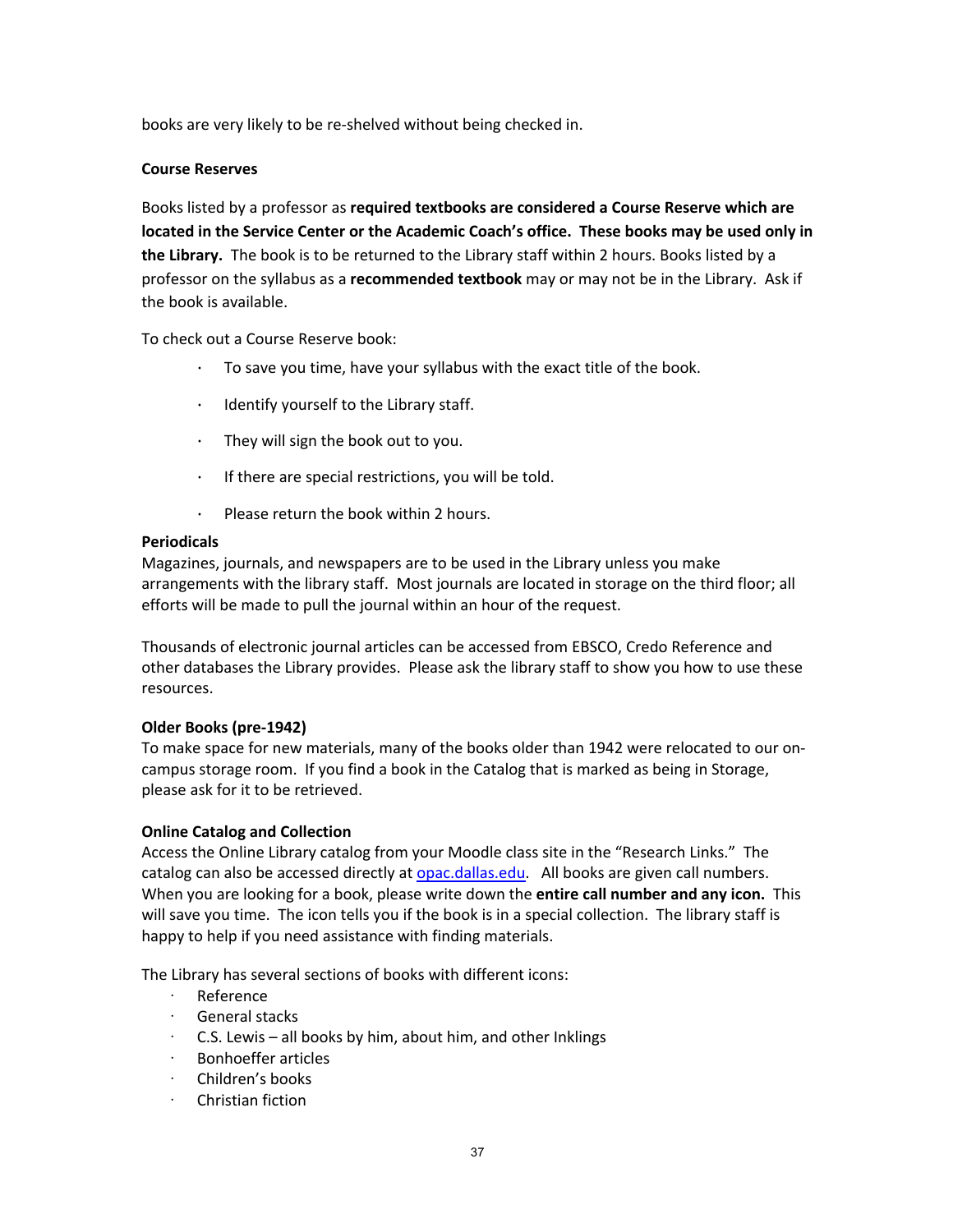books are very likely to be re-shelved without being checked in.

**Course Reserves**

Books listed by a professor as **required textbooks are considered a Course Reserve which are located in the Service Center or the Academic Coach's office. These books may be used only in the Library.** The book is to be returned to the Library staff within 2 hours. Books listed by a professor on the syllabus as a **recommended textbook** may or may not be in the Library. Ask if the book is available.

To check out a Course Reserve book:

- To save you time, have your syllabus with the exact title of the book.
- Identify yourself to the Library staff.
- They will sign the book out to you.
- If there are special restrictions, you will be told.
- Please return the book within 2 hours.

**Periodicals**

Magazines, journals, and newspapers are to be used in the Library unless you make arrangements with the library staff. Most journals are located in storage on the third floor; all efforts will be made to pull the journal within an hour of the request.

Thousands of electronic journal articles can be accessed from EBSCO, Credo Reference and other databases the Library provides. Please ask the library staff to show you how to use these resources.

**Older Books (pre-1942)**

To make space for new materials, many of the books older than 1942 were relocated to our on-campus storage room. If you find a book in the Catalog that is marked as being in Storage, please ask for it to be retrieved.

**Online Catalog and Collection**

Access the Online Library catalog from your Moodle class site in the "Research Links." The catalog can also be accessed directly at opac.dallas.edu. All books are given call numbers. When you are looking for a book, please write down the **entire call number and any icon.** This will save you time. The icon tells you if the book is in a special collection. The library staff is happy to help if you need assistance with finding materials.

The Library has several sections of books with different icons:

- Reference
- General stacks
- C.S. Lewis – all books by him, about him, and other Inklings
- Bonhoeffer articles
- Children's books
- Christian fiction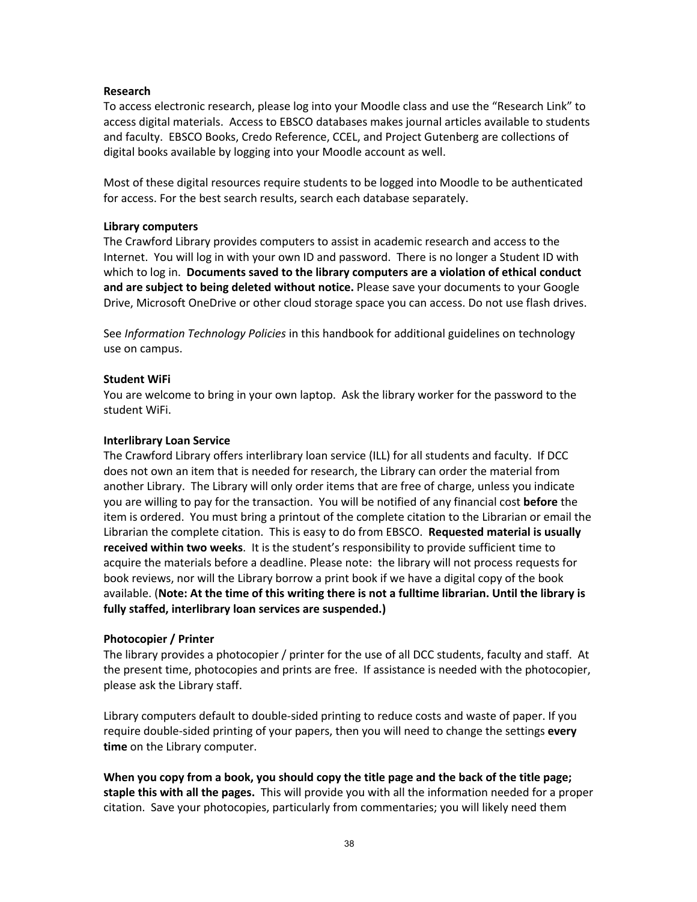**Research**

To access electronic research, please log into your Moodle class and use the "Research Link" to access digital materials. Access to EBSCO databases makes journal articles available to students and faculty. EBSCO Books, Credo Reference, CCEL, and Project Gutenberg are collections of digital books available by logging into your Moodle account as well.

Most of these digital resources require students to be logged into Moodle to be authenticated for access. For the best search results, search each database separately.

**Library computers**

The Crawford Library provides computers to assist in academic research and access to the Internet. You will log in with your own ID and password. There is no longer a Student ID with which to log in. **Documents saved to the library computers are a violation of ethical conduct and are subject to being deleted without notice.** Please save your documents to your Google Drive, Microsoft OneDrive or other cloud storage space you can access. Do not use flash drives.

See *Information Technology Policies* in this handbook for additional guidelines on technology use on campus.

**Student WiFi**

You are welcome to bring in your own laptop. Ask the library worker for the password to the student WiFi.

**Interlibrary Loan Service**

The Crawford Library offers interlibrary loan service (ILL) for all students and faculty. If DCC does not own an item that is needed for research, the Library can order the material from another Library. The Library will only order items that are free of charge, unless you indicate you are willing to pay for the transaction. You will be notified of any financial cost **before** the item is ordered. You must bring a printout of the complete citation to the Librarian or email the Librarian the complete citation. This is easy to do from EBSCO. **Requested material is usually received within two weeks**. It is the student's responsibility to provide sufficient time to acquire the materials before a deadline. Please note: the library will not process requests for book reviews, nor will the Library borrow a print book if we have a digital copy of the book available. (**Note: At the time of this writing there is not a fulltime librarian. Until the library is fully staffed, interlibrary loan services are suspended.)**

**Photocopier / Printer**

The library provides a photocopier / printer for the use of all DCC students, faculty and staff. At the present time, photocopies and prints are free. If assistance is needed with the photocopier, please ask the Library staff.

Library computers default to double-sided printing to reduce costs and waste of paper. If you require double-sided printing of your papers, then you will need to change the settings **every time** on the Library computer.

**When you copy from a book, you should copy the title page and the back of the title page; staple this with all the pages.** This will provide you with all the information needed for a proper citation. Save your photocopies, particularly from commentaries; you will likely need them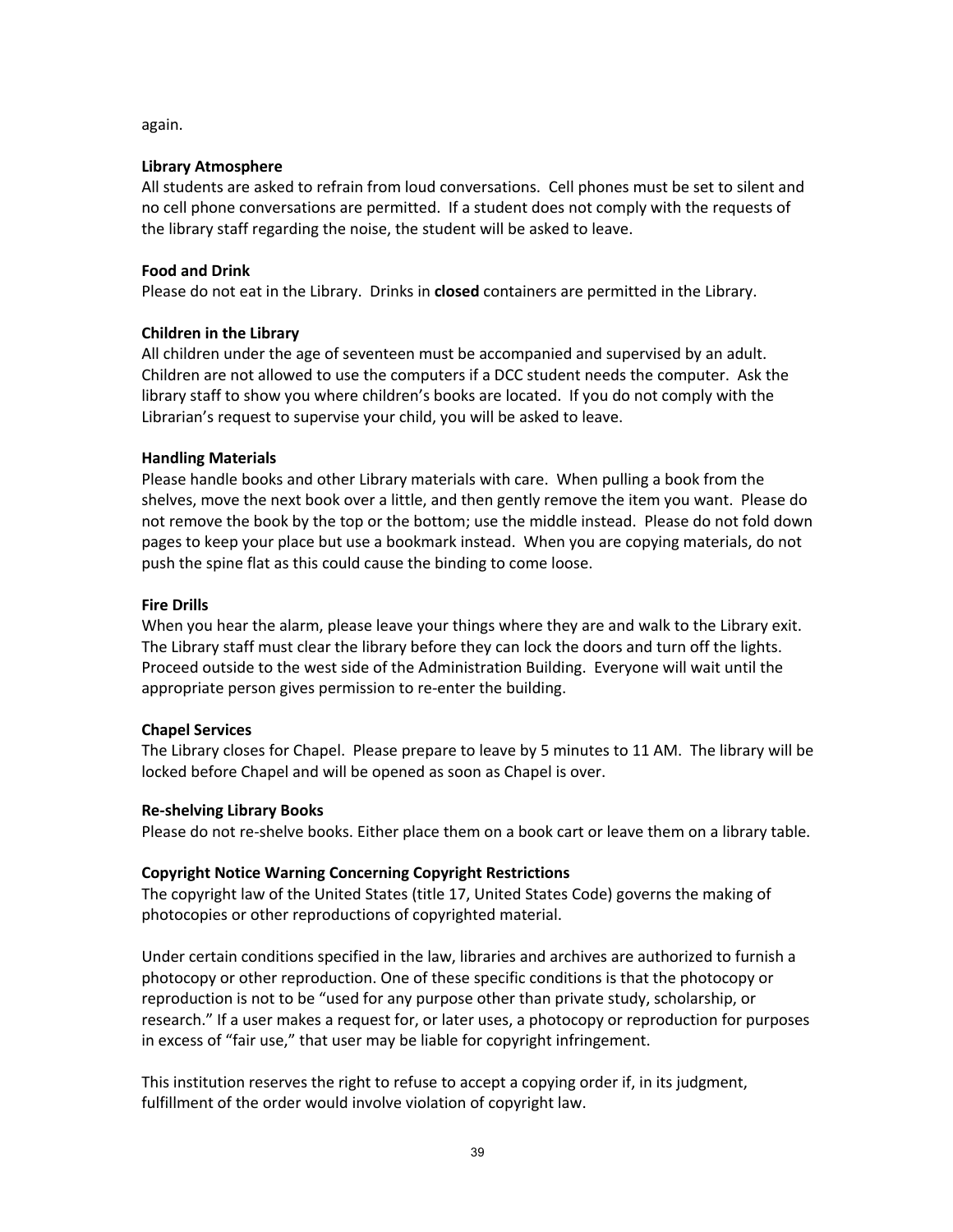again.

**Library Atmosphere**
All students are asked to refrain from loud conversations. Cell phones must be set to silent and no cell phone conversations are permitted. If a student does not comply with the requests of the library staff regarding the noise, the student will be asked to leave.

**Food and Drink**
Please do not eat in the Library. Drinks in **closed** containers are permitted in the Library.

**Children in the Library**
All children under the age of seventeen must be accompanied and supervised by an adult. Children are not allowed to use the computers if a DCC student needs the computer. Ask the library staff to show you where children's books are located. If you do not comply with the Librarian's request to supervise your child, you will be asked to leave.

**Handling Materials**
Please handle books and other Library materials with care. When pulling a book from the shelves, move the next book over a little, and then gently remove the item you want. Please do not remove the book by the top or the bottom; use the middle instead. Please do not fold down pages to keep your place but use a bookmark instead. When you are copying materials, do not push the spine flat as this could cause the binding to come loose.

**Fire Drills**
When you hear the alarm, please leave your things where they are and walk to the Library exit. The Library staff must clear the library before they can lock the doors and turn off the lights. Proceed outside to the west side of the Administration Building. Everyone will wait until the appropriate person gives permission to re-enter the building.

**Chapel Services**
The Library closes for Chapel. Please prepare to leave by 5 minutes to 11 AM. The library will be locked before Chapel and will be opened as soon as Chapel is over.

**Re-shelving Library Books**
Please do not re-shelve books. Either place them on a book cart or leave them on a library table.

**Copyright Notice Warning Concerning Copyright Restrictions**
The copyright law of the United States (title 17, United States Code) governs the making of photocopies or other reproductions of copyrighted material.

Under certain conditions specified in the law, libraries and archives are authorized to furnish a photocopy or other reproduction. One of these specific conditions is that the photocopy or reproduction is not to be "used for any purpose other than private study, scholarship, or research." If a user makes a request for, or later uses, a photocopy or reproduction for purposes in excess of "fair use," that user may be liable for copyright infringement.

This institution reserves the right to refuse to accept a copying order if, in its judgment, fulfillment of the order would involve violation of copyright law.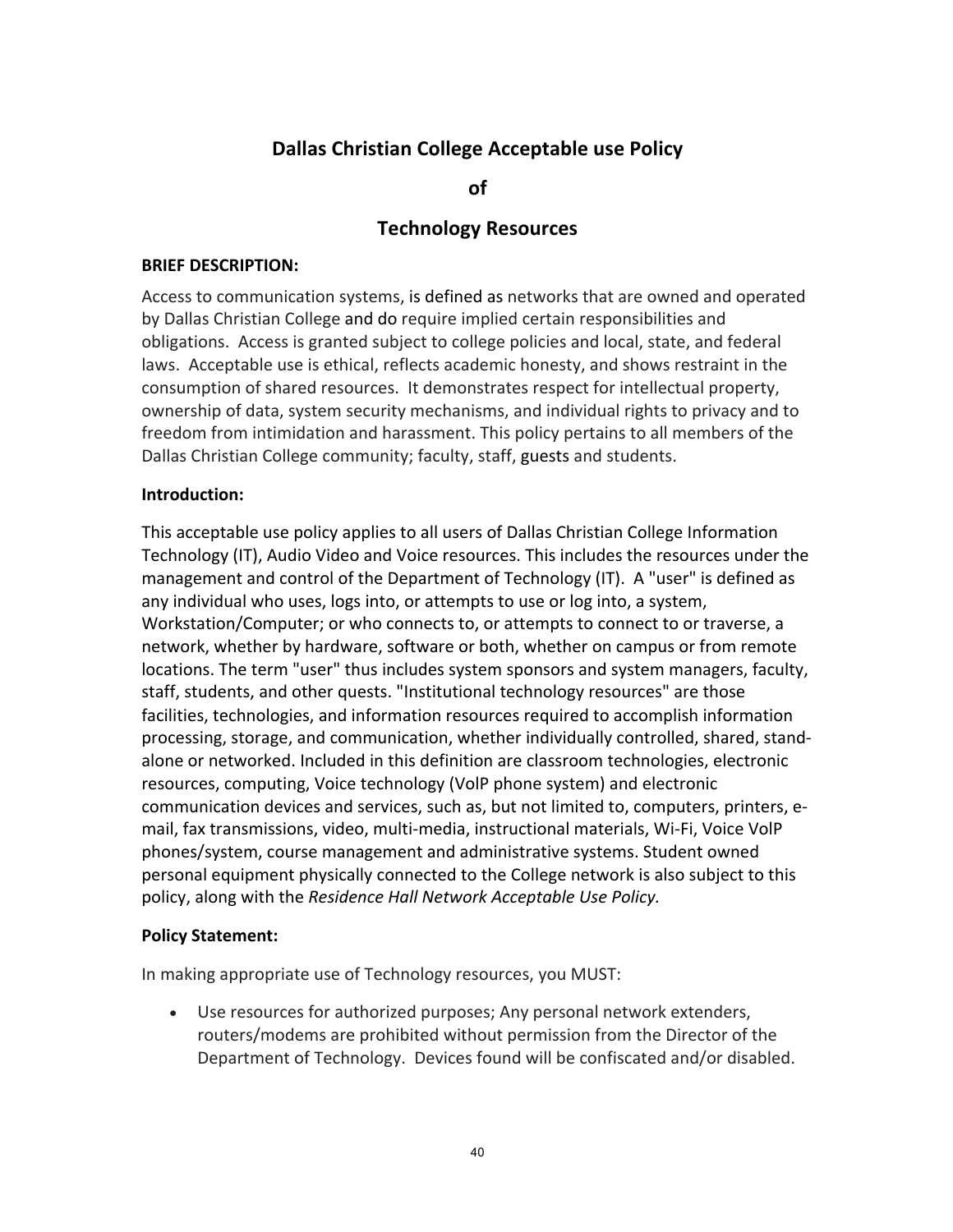# Dallas Christian College Acceptable use Policy

# of

# Technology Resources

**BRIEF DESCRIPTION:**

Access to communication systems, is defined as networks that are owned and operated by Dallas Christian College and do require implied certain responsibilities and obligations. Access is granted subject to college policies and local, state, and federal laws. Acceptable use is ethical, reflects academic honesty, and shows restraint in the consumption of shared resources. It demonstrates respect for intellectual property, ownership of data, system security mechanisms, and individual rights to privacy and to freedom from intimidation and harassment. This policy pertains to all members of the Dallas Christian College community; faculty, staff, guests and students.

**Introduction:**

This acceptable use policy applies to all users of Dallas Christian College Information Technology (IT), Audio Video and Voice resources. This includes the resources under the management and control of the Department of Technology (IT). A "user" is defined as any individual who uses, logs into, or attempts to use or log into, a system, Workstation/Computer; or who connects to, or attempts to connect to or traverse, a network, whether by hardware, software or both, whether on campus or from remote locations. The term "user" thus includes system sponsors and system managers, faculty, staff, students, and other quests. "Institutional technology resources" are those facilities, technologies, and information resources required to accomplish information processing, storage, and communication, whether individually controlled, shared, stand-alone or networked. Included in this definition are classroom technologies, electronic resources, computing, Voice technology (VoIP phone system) and electronic communication devices and services, such as, but not limited to, computers, printers, e-mail, fax transmissions, video, multi-media, instructional materials, Wi-Fi, Voice VoIP phones/system, course management and administrative systems. Student owned personal equipment physically connected to the College network is also subject to this policy, along with the *Residence Hall Network Acceptable Use Policy.*

**Policy Statement:**

In making appropriate use of Technology resources, you MUST:

- Use resources for authorized purposes; Any personal network extenders, routers/modems are prohibited without permission from the Director of the Department of Technology. Devices found will be confiscated and/or disabled.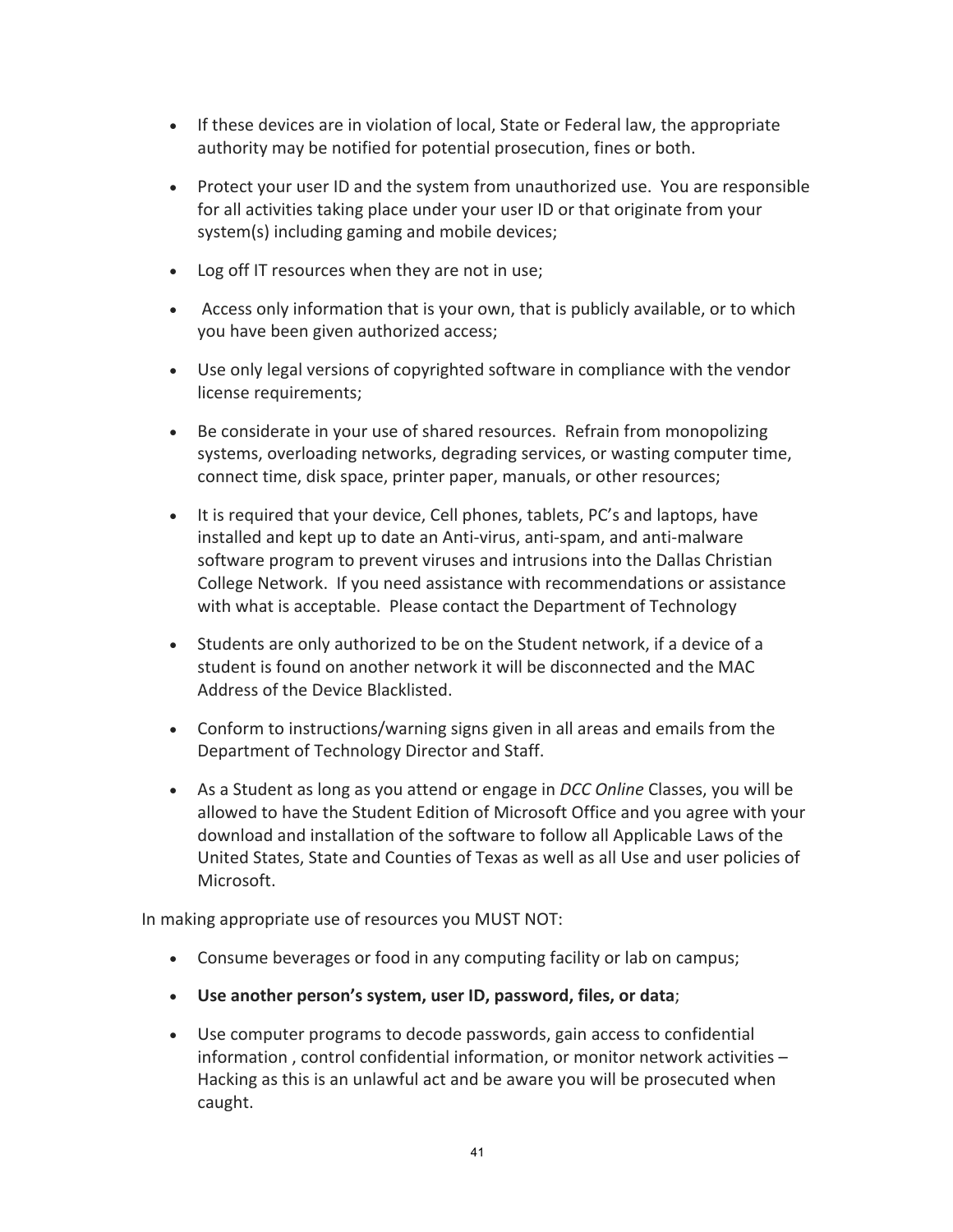- If these devices are in violation of local, State or Federal law, the appropriate authority may be notified for potential prosecution, fines or both.
- Protect your user ID and the system from unauthorized use. You are responsible for all activities taking place under your user ID or that originate from your system(s) including gaming and mobile devices;
- Log off IT resources when they are not in use;
- Access only information that is your own, that is publicly available, or to which you have been given authorized access;
- Use only legal versions of copyrighted software in compliance with the vendor license requirements;
- Be considerate in your use of shared resources. Refrain from monopolizing systems, overloading networks, degrading services, or wasting computer time, connect time, disk space, printer paper, manuals, or other resources;
- It is required that your device, Cell phones, tablets, PC's and laptops, have installed and kept up to date an Anti-virus, anti-spam, and anti-malware software program to prevent viruses and intrusions into the Dallas Christian College Network. If you need assistance with recommendations or assistance with what is acceptable. Please contact the Department of Technology
- Students are only authorized to be on the Student network, if a device of a student is found on another network it will be disconnected and the MAC Address of the Device Blacklisted.
- Conform to instructions/warning signs given in all areas and emails from the Department of Technology Director and Staff.
- As a Student as long as you attend or engage in *DCC Online* Classes, you will be allowed to have the Student Edition of Microsoft Office and you agree with your download and installation of the software to follow all Applicable Laws of the United States, State and Counties of Texas as well as all Use and user policies of Microsoft.

In making appropriate use of resources you MUST NOT:

- Consume beverages or food in any computing facility or lab on campus;
- **Use another person's system, user ID, password, files, or data**;
- Use computer programs to decode passwords, gain access to confidential information , control confidential information, or monitor network activities – Hacking as this is an unlawful act and be aware you will be prosecuted when caught.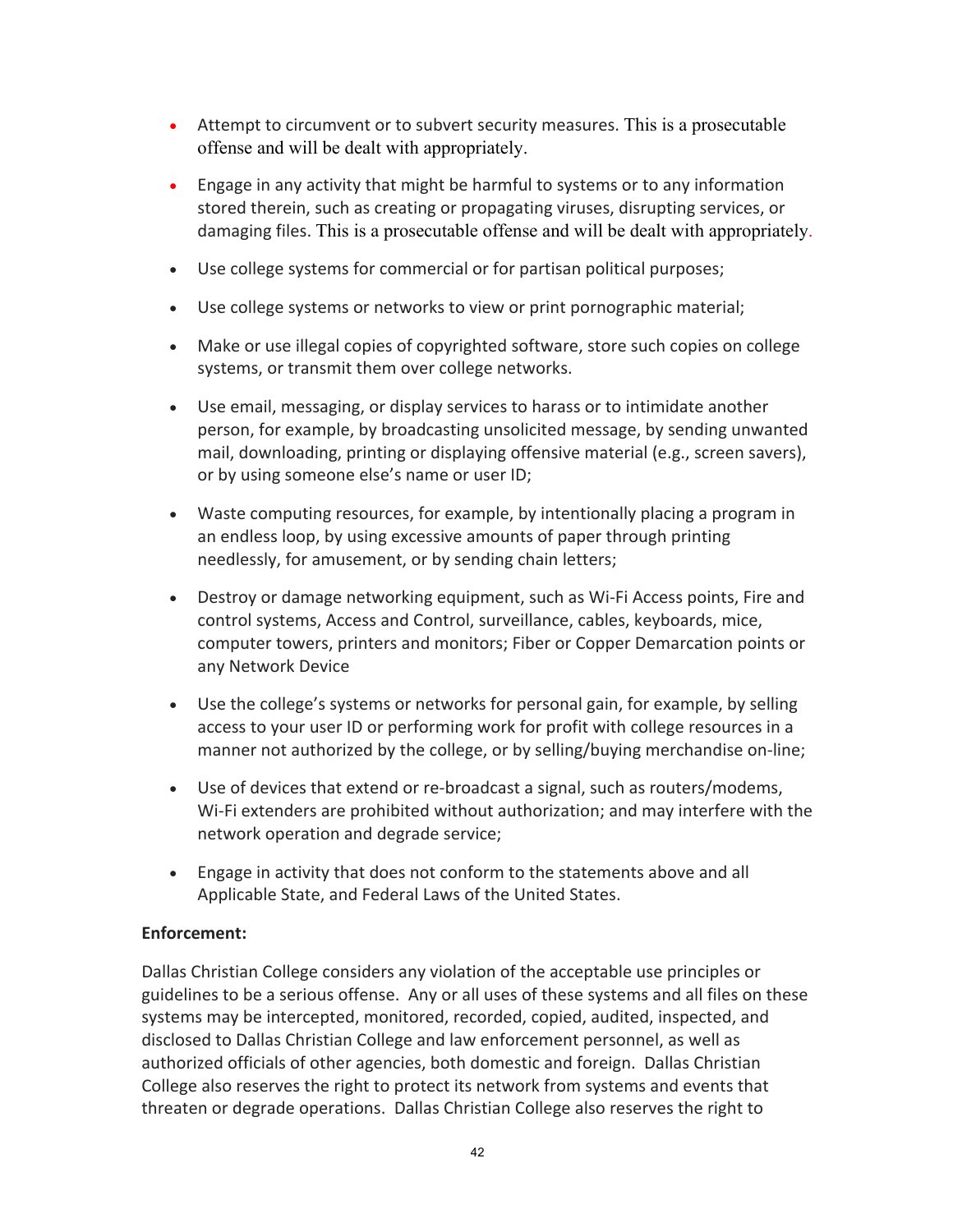- Attempt to circumvent or to subvert security measures. This is a prosecutable offense and will be dealt with appropriately.
- Engage in any activity that might be harmful to systems or to any information stored therein, such as creating or propagating viruses, disrupting services, or damaging files. This is a prosecutable offense and will be dealt with appropriately.
- Use college systems for commercial or for partisan political purposes;
- Use college systems or networks to view or print pornographic material;
- Make or use illegal copies of copyrighted software, store such copies on college systems, or transmit them over college networks.
- Use email, messaging, or display services to harass or to intimidate another person, for example, by broadcasting unsolicited message, by sending unwanted mail, downloading, printing or displaying offensive material (e.g., screen savers), or by using someone else's name or user ID;
- Waste computing resources, for example, by intentionally placing a program in an endless loop, by using excessive amounts of paper through printing needlessly, for amusement, or by sending chain letters;
- Destroy or damage networking equipment, such as Wi-Fi Access points, Fire and control systems, Access and Control, surveillance, cables, keyboards, mice, computer towers, printers and monitors; Fiber or Copper Demarcation points or any Network Device
- Use the college's systems or networks for personal gain, for example, by selling access to your user ID or performing work for profit with college resources in a manner not authorized by the college, or by selling/buying merchandise on-line;
- Use of devices that extend or re-broadcast a signal, such as routers/modems, Wi-Fi extenders are prohibited without authorization; and may interfere with the network operation and degrade service;
- Engage in activity that does not conform to the statements above and all Applicable State, and Federal Laws of the United States.

**Enforcement:**

Dallas Christian College considers any violation of the acceptable use principles or guidelines to be a serious offense. Any or all uses of these systems and all files on these systems may be intercepted, monitored, recorded, copied, audited, inspected, and disclosed to Dallas Christian College and law enforcement personnel, as well as authorized officials of other agencies, both domestic and foreign. Dallas Christian College also reserves the right to protect its network from systems and events that threaten or degrade operations. Dallas Christian College also reserves the right to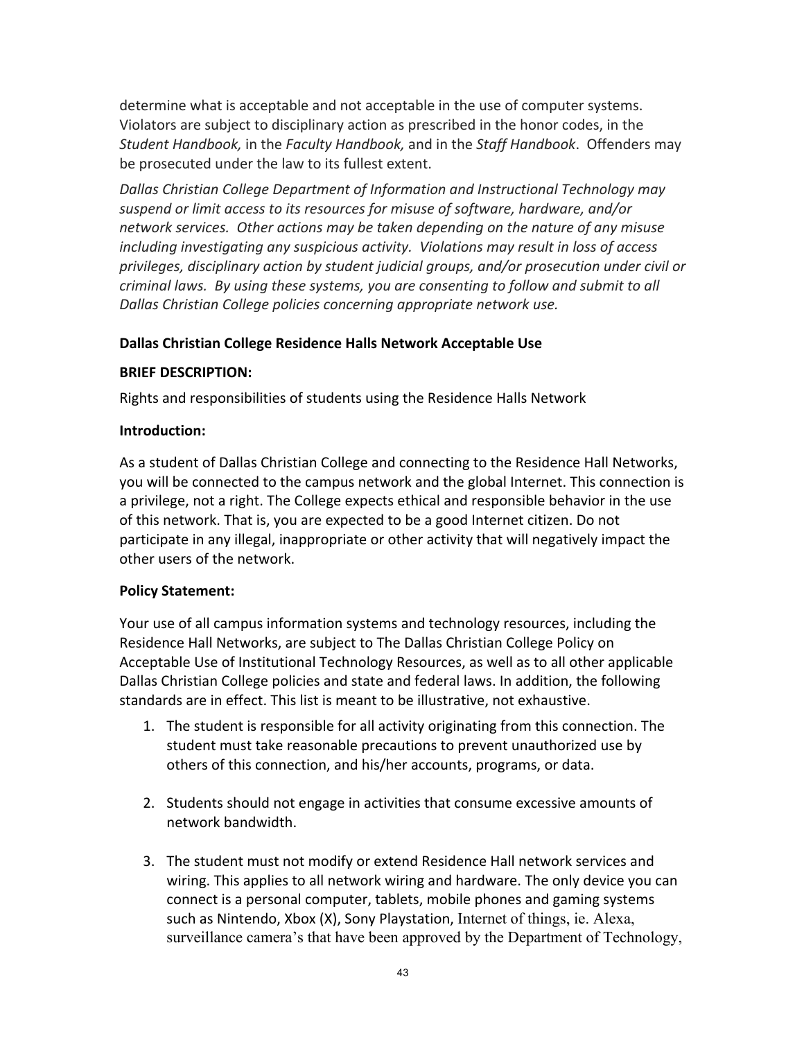determine what is acceptable and not acceptable in the use of computer systems. Violators are subject to disciplinary action as prescribed in the honor codes, in the *Student Handbook,* in the *Faculty Handbook,* and in the *Staff Handbook*. Offenders may be prosecuted under the law to its fullest extent.

*Dallas Christian College Department of Information and Instructional Technology may suspend or limit access to its resources for misuse of software, hardware, and/or network services. Other actions may be taken depending on the nature of any misuse including investigating any suspicious activity. Violations may result in loss of access privileges, disciplinary action by student judicial groups, and/or prosecution under civil or criminal laws. By using these systems, you are consenting to follow and submit to all Dallas Christian College policies concerning appropriate network use.*

**Dallas Christian College Residence Halls Network Acceptable Use**

**BRIEF DESCRIPTION:**

Rights and responsibilities of students using the Residence Halls Network

**Introduction:**

As a student of Dallas Christian College and connecting to the Residence Hall Networks, you will be connected to the campus network and the global Internet. This connection is a privilege, not a right. The College expects ethical and responsible behavior in the use of this network. That is, you are expected to be a good Internet citizen. Do not participate in any illegal, inappropriate or other activity that will negatively impact the other users of the network.

**Policy Statement:**

Your use of all campus information systems and technology resources, including the Residence Hall Networks, are subject to The Dallas Christian College Policy on Acceptable Use of Institutional Technology Resources, as well as to all other applicable Dallas Christian College policies and state and federal laws. In addition, the following standards are in effect. This list is meant to be illustrative, not exhaustive.

1. The student is responsible for all activity originating from this connection. The student must take reasonable precautions to prevent unauthorized use by others of this connection, and his/her accounts, programs, or data.

2. Students should not engage in activities that consume excessive amounts of network bandwidth.

3. The student must not modify or extend Residence Hall network services and wiring. This applies to all network wiring and hardware. The only device you can connect is a personal computer, tablets, mobile phones and gaming systems such as Nintendo, Xbox (X), Sony Playstation, Internet of things, ie. Alexa, surveillance camera's that have been approved by the Department of Technology,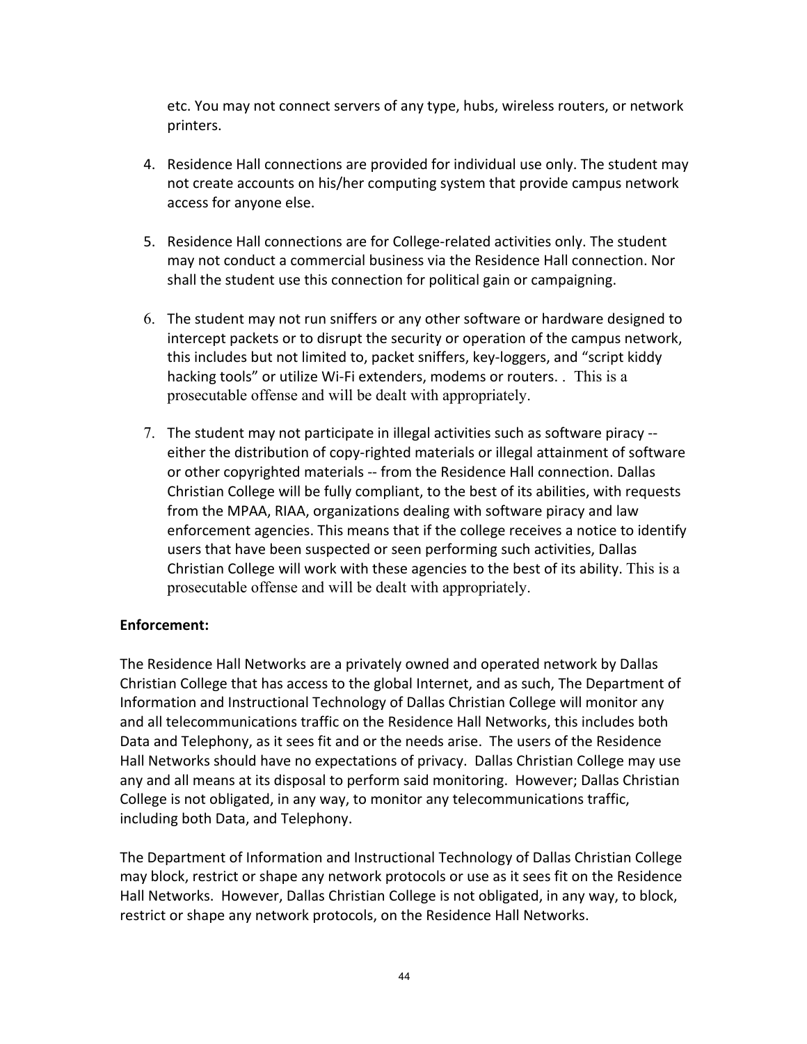etc. You may not connect servers of any type, hubs, wireless routers, or network printers.

4. Residence Hall connections are provided for individual use only. The student may not create accounts on his/her computing system that provide campus network access for anyone else.

5. Residence Hall connections are for College-related activities only. The student may not conduct a commercial business via the Residence Hall connection. Nor shall the student use this connection for political gain or campaigning.

6. The student may not run sniffers or any other software or hardware designed to intercept packets or to disrupt the security or operation of the campus network, this includes but not limited to, packet sniffers, key-loggers, and "script kiddy hacking tools" or utilize Wi-Fi extenders, modems or routers. . This is a prosecutable offense and will be dealt with appropriately.

7. The student may not participate in illegal activities such as software piracy -- either the distribution of copy-righted materials or illegal attainment of software or other copyrighted materials -- from the Residence Hall connection. Dallas Christian College will be fully compliant, to the best of its abilities, with requests from the MPAA, RIAA, organizations dealing with software piracy and law enforcement agencies. This means that if the college receives a notice to identify users that have been suspected or seen performing such activities, Dallas Christian College will work with these agencies to the best of its ability. This is a prosecutable offense and will be dealt with appropriately.

**Enforcement:**

The Residence Hall Networks are a privately owned and operated network by Dallas Christian College that has access to the global Internet, and as such, The Department of Information and Instructional Technology of Dallas Christian College will monitor any and all telecommunications traffic on the Residence Hall Networks, this includes both Data and Telephony, as it sees fit and or the needs arise. The users of the Residence Hall Networks should have no expectations of privacy. Dallas Christian College may use any and all means at its disposal to perform said monitoring. However; Dallas Christian College is not obligated, in any way, to monitor any telecommunications traffic, including both Data, and Telephony.

The Department of Information and Instructional Technology of Dallas Christian College may block, restrict or shape any network protocols or use as it sees fit on the Residence Hall Networks. However, Dallas Christian College is not obligated, in any way, to block, restrict or shape any network protocols, on the Residence Hall Networks.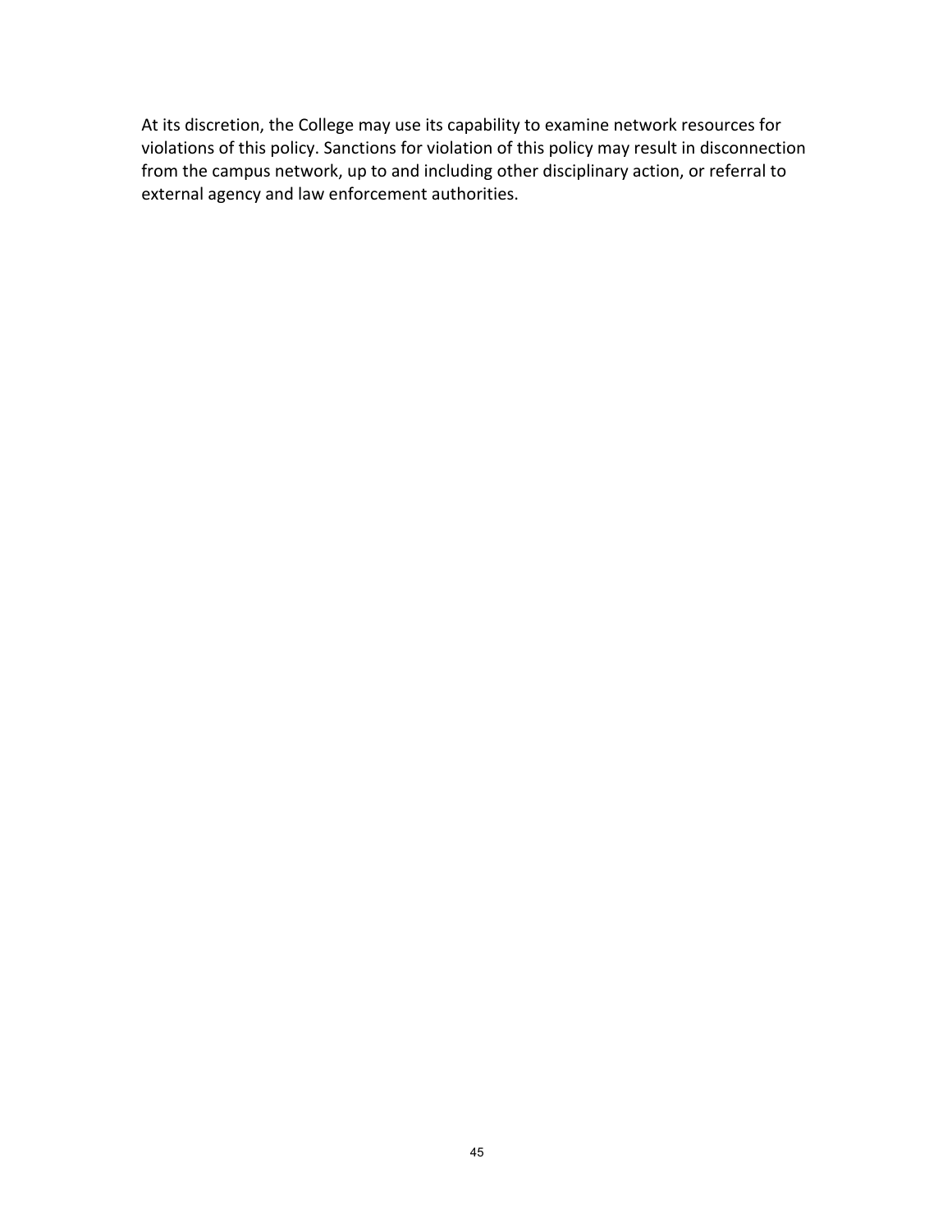At its discretion, the College may use its capability to examine network resources for violations of this policy. Sanctions for violation of this policy may result in disconnection from the campus network, up to and including other disciplinary action, or referral to external agency and law enforcement authorities.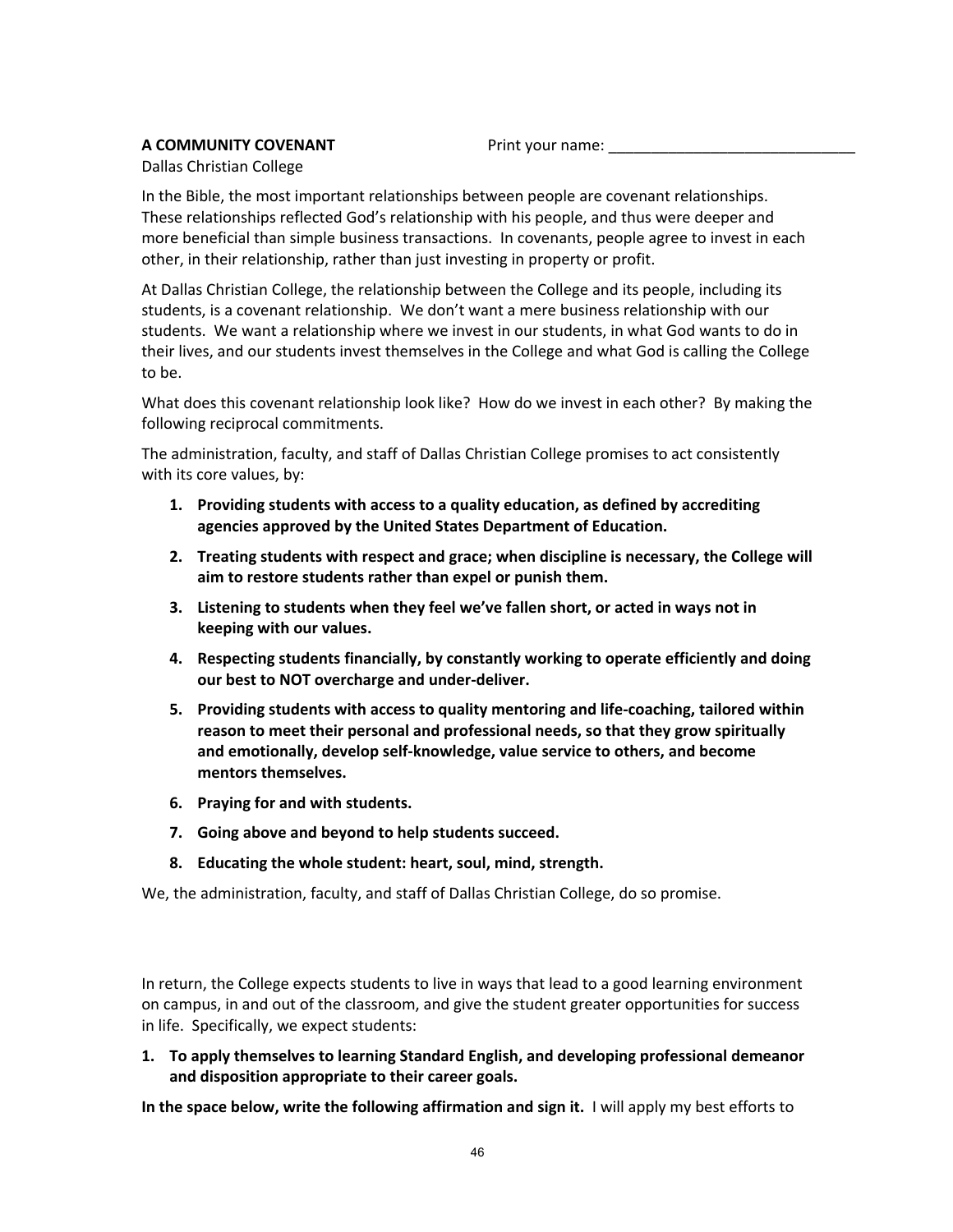**A COMMUNITY COVENANT** Print your name: _____________________________

Dallas Christian College

In the Bible, the most important relationships between people are covenant relationships. These relationships reflected God's relationship with his people, and thus were deeper and more beneficial than simple business transactions. In covenants, people agree to invest in each other, in their relationship, rather than just investing in property or profit.

At Dallas Christian College, the relationship between the College and its people, including its students, is a covenant relationship. We don't want a mere business relationship with our students. We want a relationship where we invest in our students, in what God wants to do in their lives, and our students invest themselves in the College and what God is calling the College to be.

What does this covenant relationship look like? How do we invest in each other? By making the following reciprocal commitments.

The administration, faculty, and staff of Dallas Christian College promises to act consistently with its core values, by:

1. **Providing students with access to a quality education, as defined by accrediting agencies approved by the United States Department of Education.**
2. **Treating students with respect and grace; when discipline is necessary, the College will aim to restore students rather than expel or punish them.**
3. **Listening to students when they feel we've fallen short, or acted in ways not in keeping with our values.**
4. **Respecting students financially, by constantly working to operate efficiently and doing our best to NOT overcharge and under-deliver.**
5. **Providing students with access to quality mentoring and life-coaching, tailored within reason to meet their personal and professional needs, so that they grow spiritually and emotionally, develop self-knowledge, value service to others, and become mentors themselves.**
6. **Praying for and with students.**
7. **Going above and beyond to help students succeed.**
8. **Educating the whole student: heart, soul, mind, strength.**

We, the administration, faculty, and staff of Dallas Christian College, do so promise.

In return, the College expects students to live in ways that lead to a good learning environment on campus, in and out of the classroom, and give the student greater opportunities for success in life. Specifically, we expect students:

1. **To apply themselves to learning Standard English, and developing professional demeanor and disposition appropriate to their career goals.**

**In the space below, write the following affirmation and sign it.** I will apply my best efforts to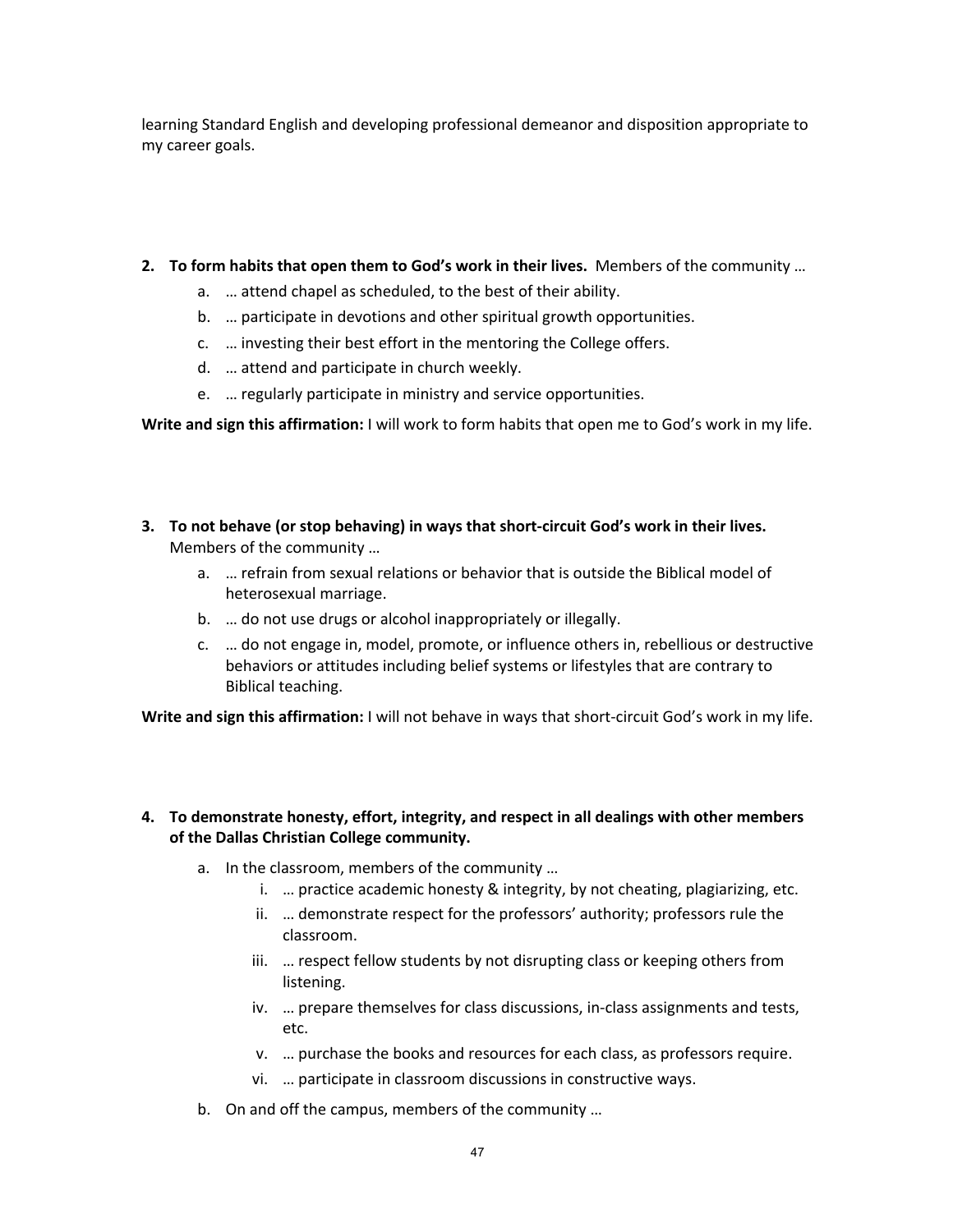learning Standard English and developing professional demeanor and disposition appropriate to my career goals.

2. **To form habits that open them to God's work in their lives.** Members of the community …
    a. … attend chapel as scheduled, to the best of their ability.
    b. … participate in devotions and other spiritual growth opportunities.
    c. … investing their best effort in the mentoring the College offers.
    d. … attend and participate in church weekly.
    e. … regularly participate in ministry and service opportunities.

**Write and sign this affirmation:** I will work to form habits that open me to God's work in my life.

3. **To not behave (or stop behaving) in ways that short-circuit God's work in their lives.** Members of the community …
    a. … refrain from sexual relations or behavior that is outside the Biblical model of heterosexual marriage.
    b. … do not use drugs or alcohol inappropriately or illegally.
    c. … do not engage in, model, promote, or influence others in, rebellious or destructive behaviors or attitudes including belief systems or lifestyles that are contrary to Biblical teaching.

**Write and sign this affirmation:** I will not behave in ways that short-circuit God's work in my life.

4. **To demonstrate honesty, effort, integrity, and respect in all dealings with other members of the Dallas Christian College community.**
    a. In the classroom, members of the community …
        i. … practice academic honesty & integrity, by not cheating, plagiarizing, etc.
        ii. … demonstrate respect for the professors' authority; professors rule the classroom.
        iii. … respect fellow students by not disrupting class or keeping others from listening.
        iv. … prepare themselves for class discussions, in-class assignments and tests, etc.
        v. … purchase the books and resources for each class, as professors require.
        vi. … participate in classroom discussions in constructive ways.
    b. On and off the campus, members of the community …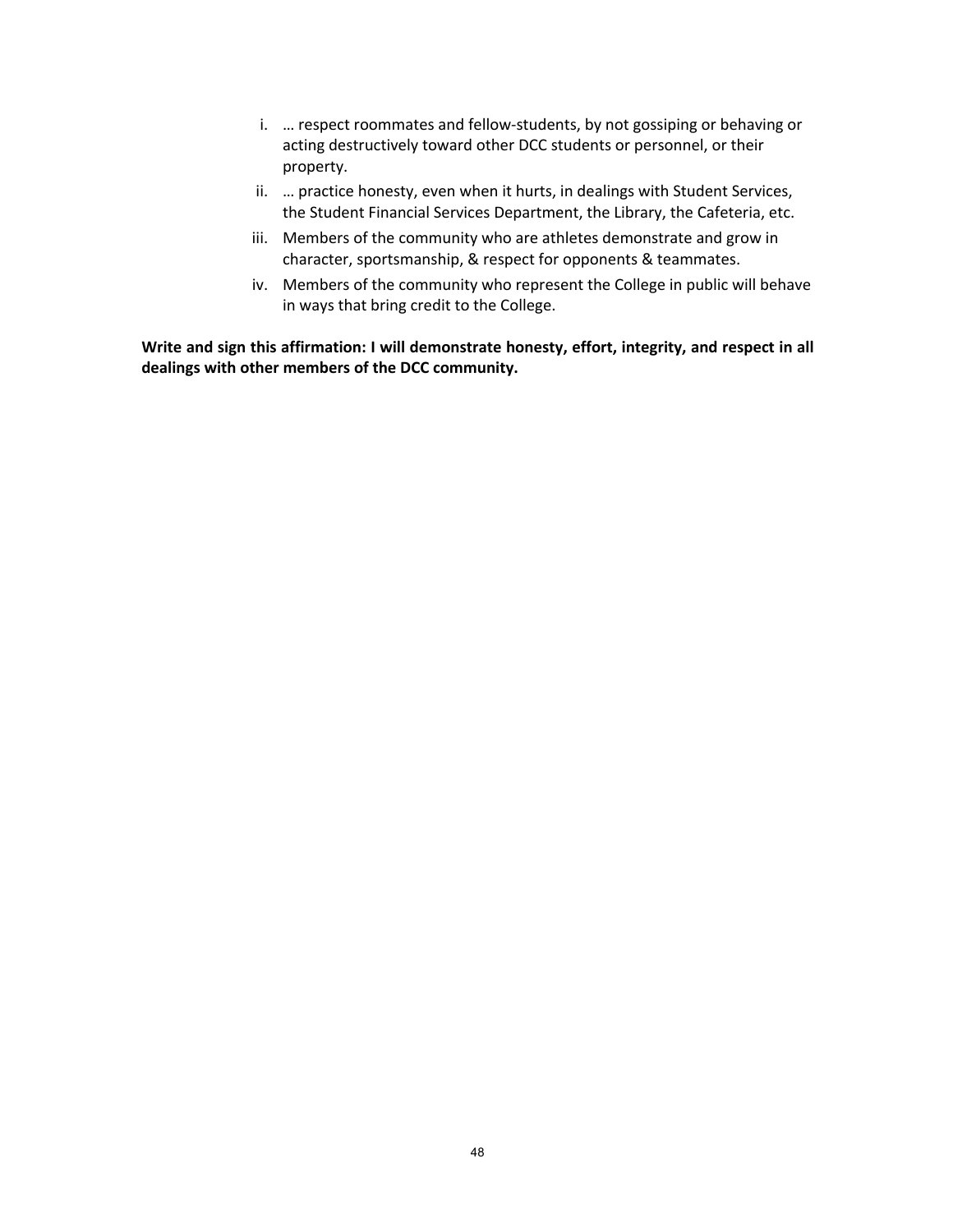i. … respect roommates and fellow-students, by not gossiping or behaving or acting destructively toward other DCC students or personnel, or their property.

ii. … practice honesty, even when it hurts, in dealings with Student Services, the Student Financial Services Department, the Library, the Cafeteria, etc.

iii. Members of the community who are athletes demonstrate and grow in character, sportsmanship, & respect for opponents & teammates.

iv. Members of the community who represent the College in public will behave in ways that bring credit to the College.

**Write and sign this affirmation: I will demonstrate honesty, effort, integrity, and respect in all dealings with other members of the DCC community.**